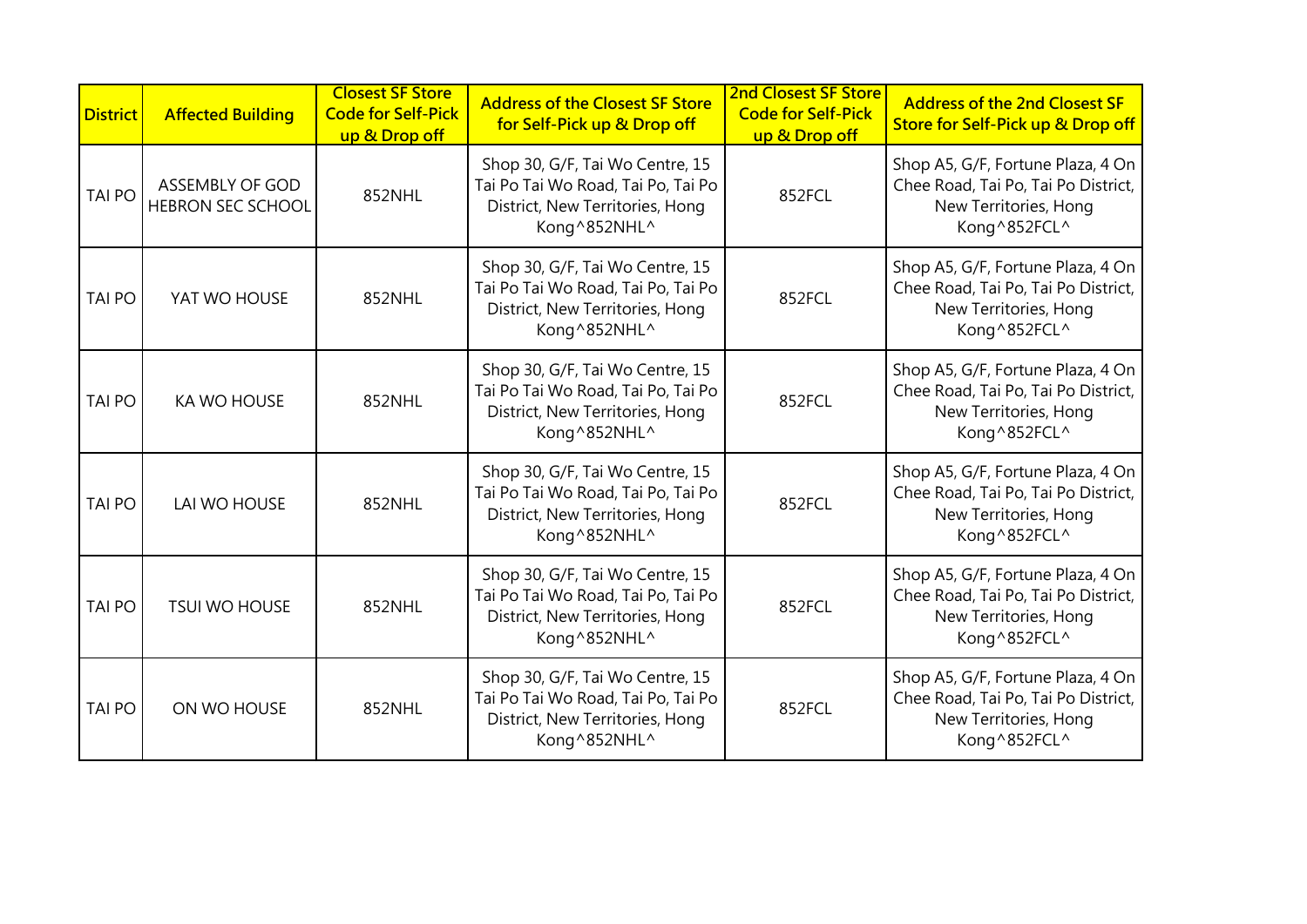| District | Affected Building | Closest SF Store Code for Self-Pick up & Drop off | Address of the Closest SF Store for Self-Pick up & Drop off | 2nd Closest SF Store Code for Self-Pick up & Drop off | Address of the 2nd Closest SF Store for Self-Pick up & Drop off |
|---|---|---|---|---|---|
| TAI PO | ASSEMBLY OF GOD HEBRON SEC SCHOOL | 852NHL | Shop 30, G/F, Tai Wo Centre, 15 Tai Po Tai Wo Road, Tai Po, Tai Po District, New Territories, Hong Kong^852NHL^ | 852FCL | Shop A5, G/F, Fortune Plaza, 4 On Chee Road, Tai Po, Tai Po District, New Territories, Hong Kong^852FCL^ |
| TAI PO | YAT WO HOUSE | 852NHL | Shop 30, G/F, Tai Wo Centre, 15 Tai Po Tai Wo Road, Tai Po, Tai Po District, New Territories, Hong Kong^852NHL^ | 852FCL | Shop A5, G/F, Fortune Plaza, 4 On Chee Road, Tai Po, Tai Po District, New Territories, Hong Kong^852FCL^ |
| TAI PO | KA WO HOUSE | 852NHL | Shop 30, G/F, Tai Wo Centre, 15 Tai Po Tai Wo Road, Tai Po, Tai Po District, New Territories, Hong Kong^852NHL^ | 852FCL | Shop A5, G/F, Fortune Plaza, 4 On Chee Road, Tai Po, Tai Po District, New Territories, Hong Kong^852FCL^ |
| TAI PO | LAI WO HOUSE | 852NHL | Shop 30, G/F, Tai Wo Centre, 15 Tai Po Tai Wo Road, Tai Po, Tai Po District, New Territories, Hong Kong^852NHL^ | 852FCL | Shop A5, G/F, Fortune Plaza, 4 On Chee Road, Tai Po, Tai Po District, New Territories, Hong Kong^852FCL^ |
| TAI PO | TSUI WO HOUSE | 852NHL | Shop 30, G/F, Tai Wo Centre, 15 Tai Po Tai Wo Road, Tai Po, Tai Po District, New Territories, Hong Kong^852NHL^ | 852FCL | Shop A5, G/F, Fortune Plaza, 4 On Chee Road, Tai Po, Tai Po District, New Territories, Hong Kong^852FCL^ |
| TAI PO | ON WO HOUSE | 852NHL | Shop 30, G/F, Tai Wo Centre, 15 Tai Po Tai Wo Road, Tai Po, Tai Po District, New Territories, Hong Kong^852NHL^ | 852FCL | Shop A5, G/F, Fortune Plaza, 4 On Chee Road, Tai Po, Tai Po District, New Territories, Hong Kong^852FCL^ |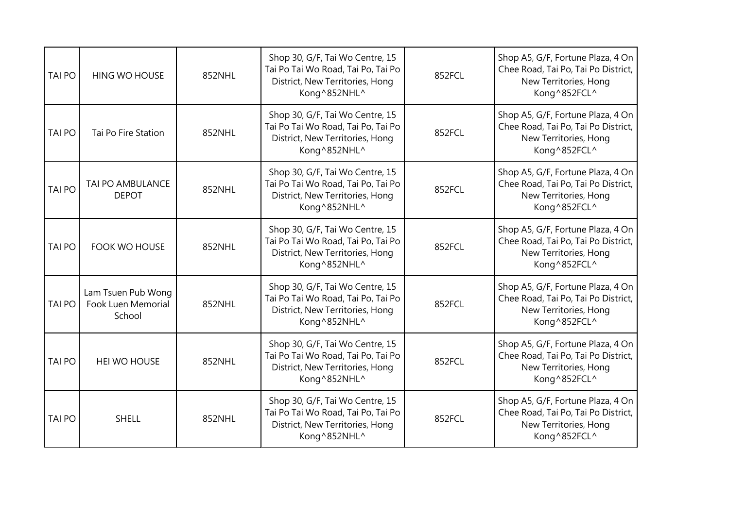| | | | | | |
|---|---|---|---|---|---|
| TAI PO | HING WO HOUSE | 852NHL | Shop 30, G/F, Tai Wo Centre, 15 Tai Po Tai Wo Road, Tai Po, Tai Po District, New Territories, Hong Kong^852NHL^ | 852FCL | Shop A5, G/F, Fortune Plaza, 4 On Chee Road, Tai Po, Tai Po District, New Territories, Hong Kong^852FCL^ |
| TAI PO | Tai Po Fire Station | 852NHL | Shop 30, G/F, Tai Wo Centre, 15 Tai Po Tai Wo Road, Tai Po, Tai Po District, New Territories, Hong Kong^852NHL^ | 852FCL | Shop A5, G/F, Fortune Plaza, 4 On Chee Road, Tai Po, Tai Po District, New Territories, Hong Kong^852FCL^ |
| TAI PO | TAI PO AMBULANCE DEPOT | 852NHL | Shop 30, G/F, Tai Wo Centre, 15 Tai Po Tai Wo Road, Tai Po, Tai Po District, New Territories, Hong Kong^852NHL^ | 852FCL | Shop A5, G/F, Fortune Plaza, 4 On Chee Road, Tai Po, Tai Po District, New Territories, Hong Kong^852FCL^ |
| TAI PO | FOOK WO HOUSE | 852NHL | Shop 30, G/F, Tai Wo Centre, 15 Tai Po Tai Wo Road, Tai Po, Tai Po District, New Territories, Hong Kong^852NHL^ | 852FCL | Shop A5, G/F, Fortune Plaza, 4 On Chee Road, Tai Po, Tai Po District, New Territories, Hong Kong^852FCL^ |
| TAI PO | Lam Tsuen Pub Wong Fook Luen Memorial School | 852NHL | Shop 30, G/F, Tai Wo Centre, 15 Tai Po Tai Wo Road, Tai Po, Tai Po District, New Territories, Hong Kong^852NHL^ | 852FCL | Shop A5, G/F, Fortune Plaza, 4 On Chee Road, Tai Po, Tai Po District, New Territories, Hong Kong^852FCL^ |
| TAI PO | HEI WO HOUSE | 852NHL | Shop 30, G/F, Tai Wo Centre, 15 Tai Po Tai Wo Road, Tai Po, Tai Po District, New Territories, Hong Kong^852NHL^ | 852FCL | Shop A5, G/F, Fortune Plaza, 4 On Chee Road, Tai Po, Tai Po District, New Territories, Hong Kong^852FCL^ |
| TAI PO | SHELL | 852NHL | Shop 30, G/F, Tai Wo Centre, 15 Tai Po Tai Wo Road, Tai Po, Tai Po District, New Territories, Hong Kong^852NHL^ | 852FCL | Shop A5, G/F, Fortune Plaza, 4 On Chee Road, Tai Po, Tai Po District, New Territories, Hong Kong^852FCL^ |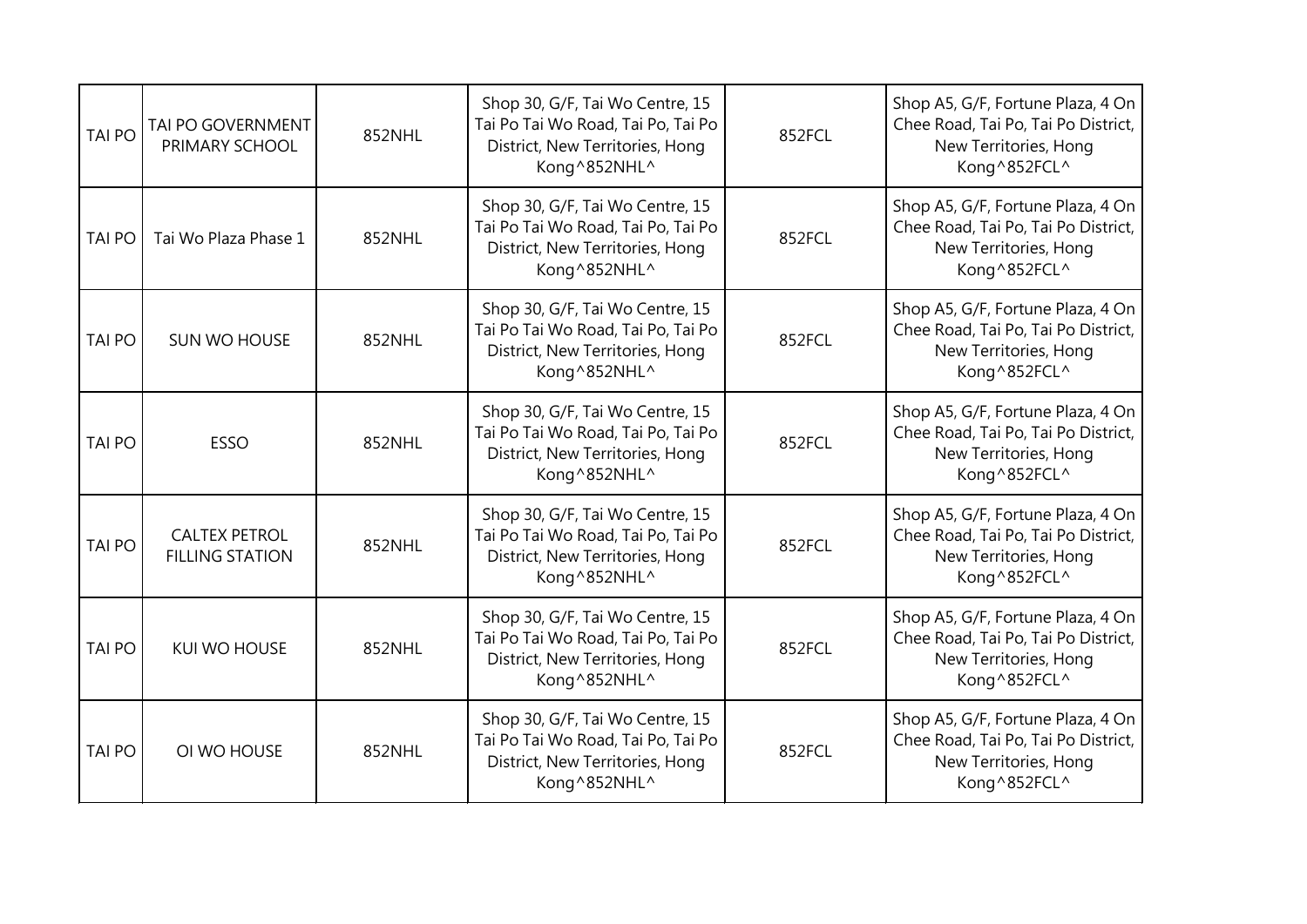| | | | | | |
|---|---|---|---|---|---|
| TAI PO | TAI PO GOVERNMENT PRIMARY SCHOOL | 852NHL | Shop 30, G/F, Tai Wo Centre, 15 Tai Po Tai Wo Road, Tai Po, Tai Po District, New Territories, Hong Kong^852NHL^ | 852FCL | Shop A5, G/F, Fortune Plaza, 4 On Chee Road, Tai Po, Tai Po District, New Territories, Hong Kong^852FCL^ |
| TAI PO | Tai Wo Plaza Phase 1 | 852NHL | Shop 30, G/F, Tai Wo Centre, 15 Tai Po Tai Wo Road, Tai Po, Tai Po District, New Territories, Hong Kong^852NHL^ | 852FCL | Shop A5, G/F, Fortune Plaza, 4 On Chee Road, Tai Po, Tai Po District, New Territories, Hong Kong^852FCL^ |
| TAI PO | SUN WO HOUSE | 852NHL | Shop 30, G/F, Tai Wo Centre, 15 Tai Po Tai Wo Road, Tai Po, Tai Po District, New Territories, Hong Kong^852NHL^ | 852FCL | Shop A5, G/F, Fortune Plaza, 4 On Chee Road, Tai Po, Tai Po District, New Territories, Hong Kong^852FCL^ |
| TAI PO | ESSO | 852NHL | Shop 30, G/F, Tai Wo Centre, 15 Tai Po Tai Wo Road, Tai Po, Tai Po District, New Territories, Hong Kong^852NHL^ | 852FCL | Shop A5, G/F, Fortune Plaza, 4 On Chee Road, Tai Po, Tai Po District, New Territories, Hong Kong^852FCL^ |
| TAI PO | CALTEX PETROL FILLING STATION | 852NHL | Shop 30, G/F, Tai Wo Centre, 15 Tai Po Tai Wo Road, Tai Po, Tai Po District, New Territories, Hong Kong^852NHL^ | 852FCL | Shop A5, G/F, Fortune Plaza, 4 On Chee Road, Tai Po, Tai Po District, New Territories, Hong Kong^852FCL^ |
| TAI PO | KUI WO HOUSE | 852NHL | Shop 30, G/F, Tai Wo Centre, 15 Tai Po Tai Wo Road, Tai Po, Tai Po District, New Territories, Hong Kong^852NHL^ | 852FCL | Shop A5, G/F, Fortune Plaza, 4 On Chee Road, Tai Po, Tai Po District, New Territories, Hong Kong^852FCL^ |
| TAI PO | OI WO HOUSE | 852NHL | Shop 30, G/F, Tai Wo Centre, 15 Tai Po Tai Wo Road, Tai Po, Tai Po District, New Territories, Hong Kong^852NHL^ | 852FCL | Shop A5, G/F, Fortune Plaza, 4 On Chee Road, Tai Po, Tai Po District, New Territories, Hong Kong^852FCL^ |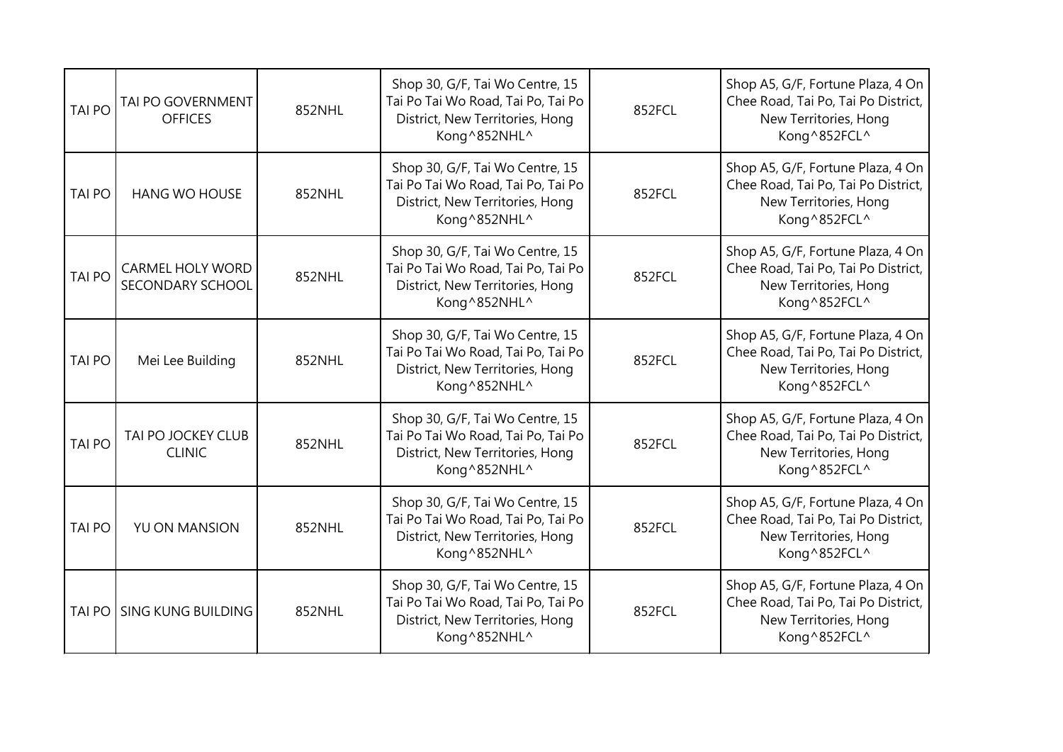| | | | | | |
|---|---|---|---|---|---|
| TAI PO | TAI PO GOVERNMENT OFFICES | 852NHL | Shop 30, G/F, Tai Wo Centre, 15 Tai Po Tai Wo Road, Tai Po, Tai Po District, New Territories, Hong Kong^852NHL^ | 852FCL | Shop A5, G/F, Fortune Plaza, 4 On Chee Road, Tai Po, Tai Po District, New Territories, Hong Kong^852FCL^ |
| TAI PO | HANG WO HOUSE | 852NHL | Shop 30, G/F, Tai Wo Centre, 15 Tai Po Tai Wo Road, Tai Po, Tai Po District, New Territories, Hong Kong^852NHL^ | 852FCL | Shop A5, G/F, Fortune Plaza, 4 On Chee Road, Tai Po, Tai Po District, New Territories, Hong Kong^852FCL^ |
| TAI PO | CARMEL HOLY WORD SECONDARY SCHOOL | 852NHL | Shop 30, G/F, Tai Wo Centre, 15 Tai Po Tai Wo Road, Tai Po, Tai Po District, New Territories, Hong Kong^852NHL^ | 852FCL | Shop A5, G/F, Fortune Plaza, 4 On Chee Road, Tai Po, Tai Po District, New Territories, Hong Kong^852FCL^ |
| TAI PO | Mei Lee Building | 852NHL | Shop 30, G/F, Tai Wo Centre, 15 Tai Po Tai Wo Road, Tai Po, Tai Po District, New Territories, Hong Kong^852NHL^ | 852FCL | Shop A5, G/F, Fortune Plaza, 4 On Chee Road, Tai Po, Tai Po District, New Territories, Hong Kong^852FCL^ |
| TAI PO | TAI PO JOCKEY CLUB CLINIC | 852NHL | Shop 30, G/F, Tai Wo Centre, 15 Tai Po Tai Wo Road, Tai Po, Tai Po District, New Territories, Hong Kong^852NHL^ | 852FCL | Shop A5, G/F, Fortune Plaza, 4 On Chee Road, Tai Po, Tai Po District, New Territories, Hong Kong^852FCL^ |
| TAI PO | YU ON MANSION | 852NHL | Shop 30, G/F, Tai Wo Centre, 15 Tai Po Tai Wo Road, Tai Po, Tai Po District, New Territories, Hong Kong^852NHL^ | 852FCL | Shop A5, G/F, Fortune Plaza, 4 On Chee Road, Tai Po, Tai Po District, New Territories, Hong Kong^852FCL^ |
| TAI PO | SING KUNG BUILDING | 852NHL | Shop 30, G/F, Tai Wo Centre, 15 Tai Po Tai Wo Road, Tai Po, Tai Po District, New Territories, Hong Kong^852NHL^ | 852FCL | Shop A5, G/F, Fortune Plaza, 4 On Chee Road, Tai Po, Tai Po District, New Territories, Hong Kong^852FCL^ |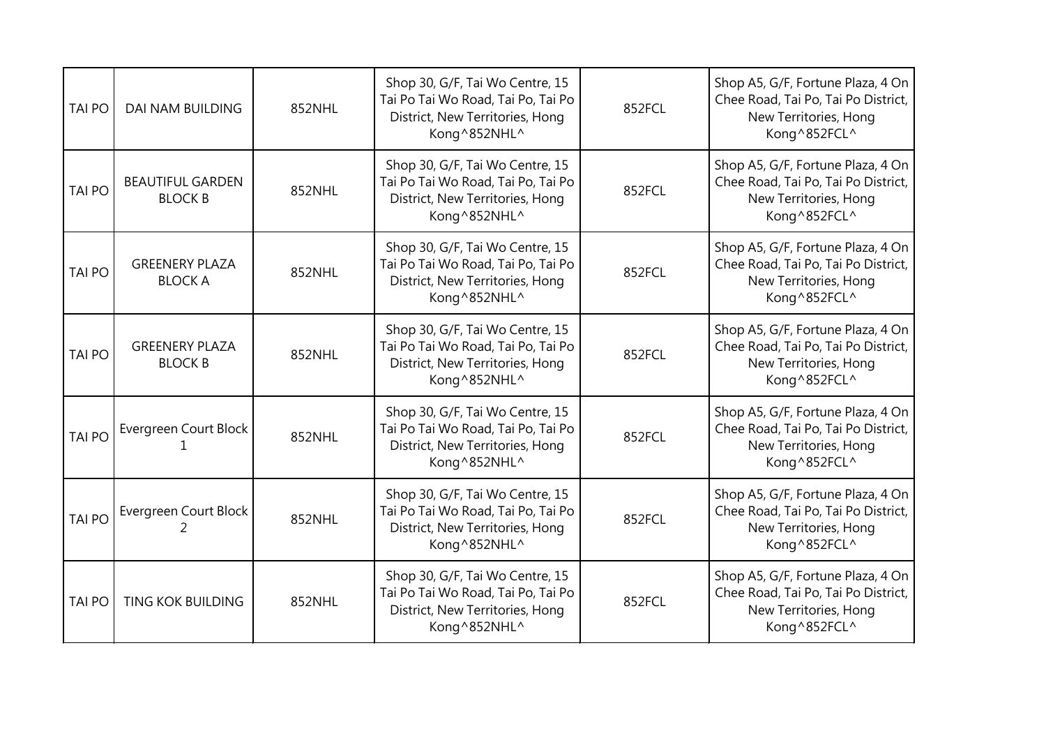| TAI PO | DAI NAM BUILDING | 852NHL | Shop 30, G/F, Tai Wo Centre, 15 Tai Po Tai Wo Road, Tai Po, Tai Po District, New Territories, Hong Kong^852NHL^ | 852FCL | Shop A5, G/F, Fortune Plaza, 4 On Chee Road, Tai Po, Tai Po District, New Territories, Hong Kong^852FCL^ |
|---|---|---|---|---|---|
| TAI PO | BEAUTIFUL GARDEN BLOCK B | 852NHL | Shop 30, G/F, Tai Wo Centre, 15 Tai Po Tai Wo Road, Tai Po, Tai Po District, New Territories, Hong Kong^852NHL^ | 852FCL | Shop A5, G/F, Fortune Plaza, 4 On Chee Road, Tai Po, Tai Po District, New Territories, Hong Kong^852FCL^ |
| TAI PO | GREENERY PLAZA BLOCK A | 852NHL | Shop 30, G/F, Tai Wo Centre, 15 Tai Po Tai Wo Road, Tai Po, Tai Po District, New Territories, Hong Kong^852NHL^ | 852FCL | Shop A5, G/F, Fortune Plaza, 4 On Chee Road, Tai Po, Tai Po District, New Territories, Hong Kong^852FCL^ |
| TAI PO | GREENERY PLAZA BLOCK B | 852NHL | Shop 30, G/F, Tai Wo Centre, 15 Tai Po Tai Wo Road, Tai Po, Tai Po District, New Territories, Hong Kong^852NHL^ | 852FCL | Shop A5, G/F, Fortune Plaza, 4 On Chee Road, Tai Po, Tai Po District, New Territories, Hong Kong^852FCL^ |
| TAI PO | Evergreen Court Block 1 | 852NHL | Shop 30, G/F, Tai Wo Centre, 15 Tai Po Tai Wo Road, Tai Po, Tai Po District, New Territories, Hong Kong^852NHL^ | 852FCL | Shop A5, G/F, Fortune Plaza, 4 On Chee Road, Tai Po, Tai Po District, New Territories, Hong Kong^852FCL^ |
| TAI PO | Evergreen Court Block 2 | 852NHL | Shop 30, G/F, Tai Wo Centre, 15 Tai Po Tai Wo Road, Tai Po, Tai Po District, New Territories, Hong Kong^852NHL^ | 852FCL | Shop A5, G/F, Fortune Plaza, 4 On Chee Road, Tai Po, Tai Po District, New Territories, Hong Kong^852FCL^ |
| TAI PO | TING KOK BUILDING | 852NHL | Shop 30, G/F, Tai Wo Centre, 15 Tai Po Tai Wo Road, Tai Po, Tai Po District, New Territories, Hong Kong^852NHL^ | 852FCL | Shop A5, G/F, Fortune Plaza, 4 On Chee Road, Tai Po, Tai Po District, New Territories, Hong Kong^852FCL^ |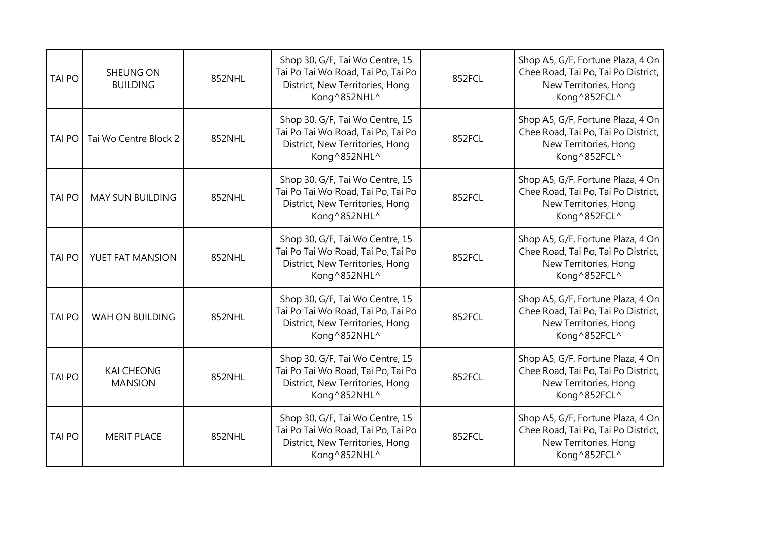| TAI PO | SHEUNG ON BUILDING | 852NHL | Shop 30, G/F, Tai Wo Centre, 15 Tai Po Tai Wo Road, Tai Po, Tai Po District, New Territories, Hong Kong^852NHL^ | 852FCL | Shop A5, G/F, Fortune Plaza, 4 On Chee Road, Tai Po, Tai Po District, New Territories, Hong Kong^852FCL^ |
|---|---|---|---|---|---|
| TAI PO | Tai Wo Centre Block 2 | 852NHL | Shop 30, G/F, Tai Wo Centre, 15 Tai Po Tai Wo Road, Tai Po, Tai Po District, New Territories, Hong Kong^852NHL^ | 852FCL | Shop A5, G/F, Fortune Plaza, 4 On Chee Road, Tai Po, Tai Po District, New Territories, Hong Kong^852FCL^ |
| TAI PO | MAY SUN BUILDING | 852NHL | Shop 30, G/F, Tai Wo Centre, 15 Tai Po Tai Wo Road, Tai Po, Tai Po District, New Territories, Hong Kong^852NHL^ | 852FCL | Shop A5, G/F, Fortune Plaza, 4 On Chee Road, Tai Po, Tai Po District, New Territories, Hong Kong^852FCL^ |
| TAI PO | YUET FAT MANSION | 852NHL | Shop 30, G/F, Tai Wo Centre, 15 Tai Po Tai Wo Road, Tai Po, Tai Po District, New Territories, Hong Kong^852NHL^ | 852FCL | Shop A5, G/F, Fortune Plaza, 4 On Chee Road, Tai Po, Tai Po District, New Territories, Hong Kong^852FCL^ |
| TAI PO | WAH ON BUILDING | 852NHL | Shop 30, G/F, Tai Wo Centre, 15 Tai Po Tai Wo Road, Tai Po, Tai Po District, New Territories, Hong Kong^852NHL^ | 852FCL | Shop A5, G/F, Fortune Plaza, 4 On Chee Road, Tai Po, Tai Po District, New Territories, Hong Kong^852FCL^ |
| TAI PO | KAI CHEONG MANSION | 852NHL | Shop 30, G/F, Tai Wo Centre, 15 Tai Po Tai Wo Road, Tai Po, Tai Po District, New Territories, Hong Kong^852NHL^ | 852FCL | Shop A5, G/F, Fortune Plaza, 4 On Chee Road, Tai Po, Tai Po District, New Territories, Hong Kong^852FCL^ |
| TAI PO | MERIT PLACE | 852NHL | Shop 30, G/F, Tai Wo Centre, 15 Tai Po Tai Wo Road, Tai Po, Tai Po District, New Territories, Hong Kong^852NHL^ | 852FCL | Shop A5, G/F, Fortune Plaza, 4 On Chee Road, Tai Po, Tai Po District, New Territories, Hong Kong^852FCL^ |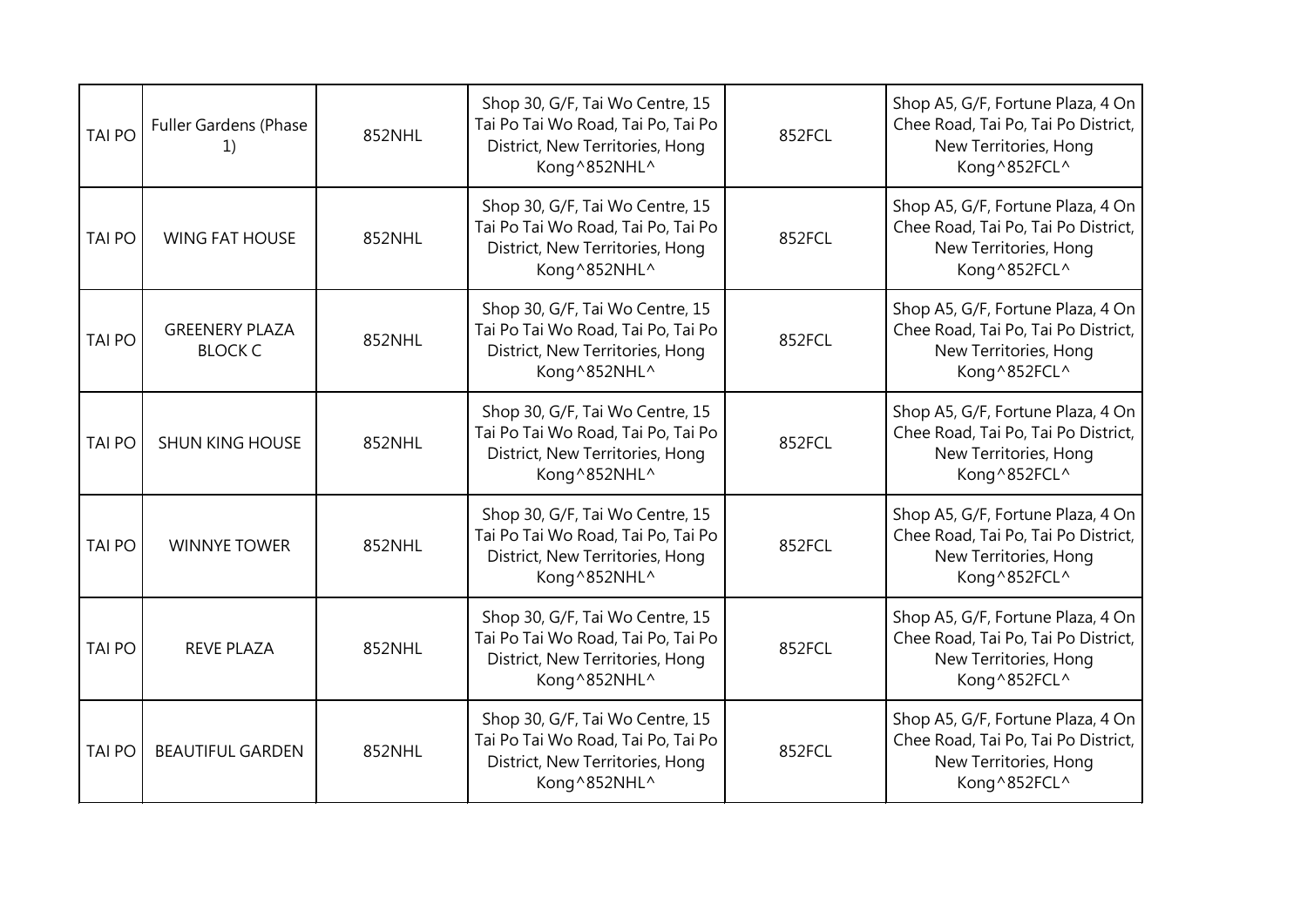| | | | | | |
|---|---|---|---|---|---|
| TAI PO | Fuller Gardens (Phase 1) | 852NHL | Shop 30, G/F, Tai Wo Centre, 15 Tai Po Tai Wo Road, Tai Po, Tai Po District, New Territories, Hong Kong^852NHL^ | 852FCL | Shop A5, G/F, Fortune Plaza, 4 On Chee Road, Tai Po, Tai Po District, New Territories, Hong Kong^852FCL^ |
| TAI PO | WING FAT HOUSE | 852NHL | Shop 30, G/F, Tai Wo Centre, 15 Tai Po Tai Wo Road, Tai Po, Tai Po District, New Territories, Hong Kong^852NHL^ | 852FCL | Shop A5, G/F, Fortune Plaza, 4 On Chee Road, Tai Po, Tai Po District, New Territories, Hong Kong^852FCL^ |
| TAI PO | GREENERY PLAZA BLOCK C | 852NHL | Shop 30, G/F, Tai Wo Centre, 15 Tai Po Tai Wo Road, Tai Po, Tai Po District, New Territories, Hong Kong^852NHL^ | 852FCL | Shop A5, G/F, Fortune Plaza, 4 On Chee Road, Tai Po, Tai Po District, New Territories, Hong Kong^852FCL^ |
| TAI PO | SHUN KING HOUSE | 852NHL | Shop 30, G/F, Tai Wo Centre, 15 Tai Po Tai Wo Road, Tai Po, Tai Po District, New Territories, Hong Kong^852NHL^ | 852FCL | Shop A5, G/F, Fortune Plaza, 4 On Chee Road, Tai Po, Tai Po District, New Territories, Hong Kong^852FCL^ |
| TAI PO | WINNYE TOWER | 852NHL | Shop 30, G/F, Tai Wo Centre, 15 Tai Po Tai Wo Road, Tai Po, Tai Po District, New Territories, Hong Kong^852NHL^ | 852FCL | Shop A5, G/F, Fortune Plaza, 4 On Chee Road, Tai Po, Tai Po District, New Territories, Hong Kong^852FCL^ |
| TAI PO | REVE PLAZA | 852NHL | Shop 30, G/F, Tai Wo Centre, 15 Tai Po Tai Wo Road, Tai Po, Tai Po District, New Territories, Hong Kong^852NHL^ | 852FCL | Shop A5, G/F, Fortune Plaza, 4 On Chee Road, Tai Po, Tai Po District, New Territories, Hong Kong^852FCL^ |
| TAI PO | BEAUTIFUL GARDEN | 852NHL | Shop 30, G/F, Tai Wo Centre, 15 Tai Po Tai Wo Road, Tai Po, Tai Po District, New Territories, Hong Kong^852NHL^ | 852FCL | Shop A5, G/F, Fortune Plaza, 4 On Chee Road, Tai Po, Tai Po District, New Territories, Hong Kong^852FCL^ |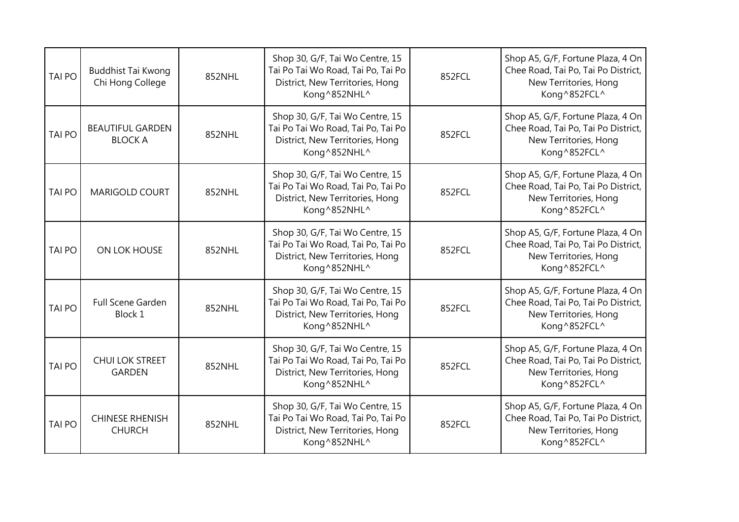| TAI PO | Buddhist Tai Kwong Chi Hong College | 852NHL | Shop 30, G/F, Tai Wo Centre, 15 Tai Po Tai Wo Road, Tai Po, Tai Po District, New Territories, Hong Kong^852NHL^ | 852FCL | Shop A5, G/F, Fortune Plaza, 4 On Chee Road, Tai Po, Tai Po District, New Territories, Hong Kong^852FCL^ |
|---|---|---|---|---|---|
| TAI PO | BEAUTIFUL GARDEN BLOCK A | 852NHL | Shop 30, G/F, Tai Wo Centre, 15 Tai Po Tai Wo Road, Tai Po, Tai Po District, New Territories, Hong Kong^852NHL^ | 852FCL | Shop A5, G/F, Fortune Plaza, 4 On Chee Road, Tai Po, Tai Po District, New Territories, Hong Kong^852FCL^ |
| TAI PO | MARIGOLD COURT | 852NHL | Shop 30, G/F, Tai Wo Centre, 15 Tai Po Tai Wo Road, Tai Po, Tai Po District, New Territories, Hong Kong^852NHL^ | 852FCL | Shop A5, G/F, Fortune Plaza, 4 On Chee Road, Tai Po, Tai Po District, New Territories, Hong Kong^852FCL^ |
| TAI PO | ON LOK HOUSE | 852NHL | Shop 30, G/F, Tai Wo Centre, 15 Tai Po Tai Wo Road, Tai Po, Tai Po District, New Territories, Hong Kong^852NHL^ | 852FCL | Shop A5, G/F, Fortune Plaza, 4 On Chee Road, Tai Po, Tai Po District, New Territories, Hong Kong^852FCL^ |
| TAI PO | Full Scene Garden Block 1 | 852NHL | Shop 30, G/F, Tai Wo Centre, 15 Tai Po Tai Wo Road, Tai Po, Tai Po District, New Territories, Hong Kong^852NHL^ | 852FCL | Shop A5, G/F, Fortune Plaza, 4 On Chee Road, Tai Po, Tai Po District, New Territories, Hong Kong^852FCL^ |
| TAI PO | CHUI LOK STREET GARDEN | 852NHL | Shop 30, G/F, Tai Wo Centre, 15 Tai Po Tai Wo Road, Tai Po, Tai Po District, New Territories, Hong Kong^852NHL^ | 852FCL | Shop A5, G/F, Fortune Plaza, 4 On Chee Road, Tai Po, Tai Po District, New Territories, Hong Kong^852FCL^ |
| TAI PO | CHINESE RHENISH CHURCH | 852NHL | Shop 30, G/F, Tai Wo Centre, 15 Tai Po Tai Wo Road, Tai Po, Tai Po District, New Territories, Hong Kong^852NHL^ | 852FCL | Shop A5, G/F, Fortune Plaza, 4 On Chee Road, Tai Po, Tai Po District, New Territories, Hong Kong^852FCL^ |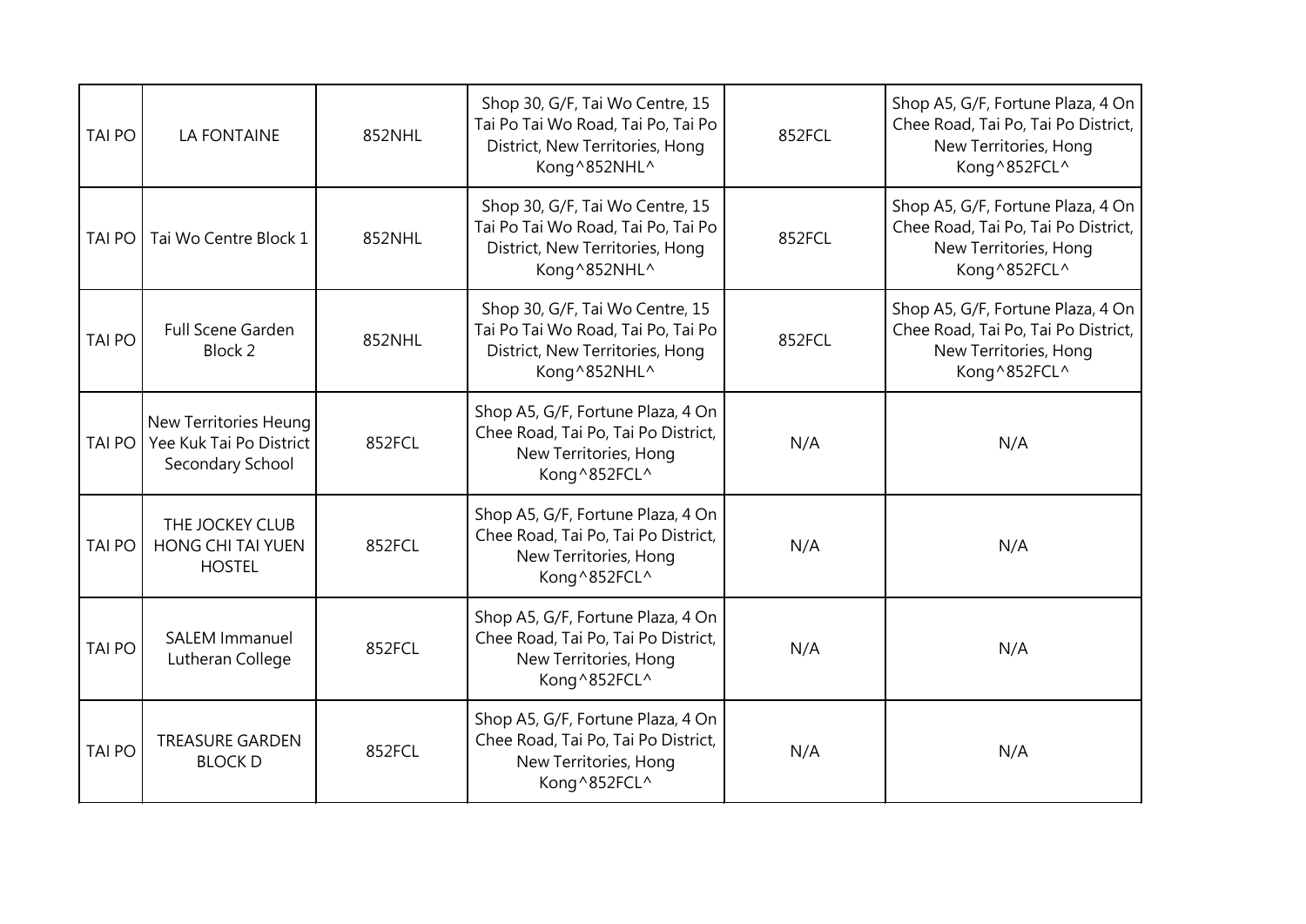| | | | | | |
|---|---|---|---|---|---|
| TAI PO | LA FONTAINE | 852NHL | Shop 30, G/F, Tai Wo Centre, 15 Tai Po Tai Wo Road, Tai Po, Tai Po District, New Territories, Hong Kong^852NHL^ | 852FCL | Shop A5, G/F, Fortune Plaza, 4 On Chee Road, Tai Po, Tai Po District, New Territories, Hong Kong^852FCL^ |
| TAI PO | Tai Wo Centre Block 1 | 852NHL | Shop 30, G/F, Tai Wo Centre, 15 Tai Po Tai Wo Road, Tai Po, Tai Po District, New Territories, Hong Kong^852NHL^ | 852FCL | Shop A5, G/F, Fortune Plaza, 4 On Chee Road, Tai Po, Tai Po District, New Territories, Hong Kong^852FCL^ |
| TAI PO | Full Scene Garden Block 2 | 852NHL | Shop 30, G/F, Tai Wo Centre, 15 Tai Po Tai Wo Road, Tai Po, Tai Po District, New Territories, Hong Kong^852NHL^ | 852FCL | Shop A5, G/F, Fortune Plaza, 4 On Chee Road, Tai Po, Tai Po District, New Territories, Hong Kong^852FCL^ |
| TAI PO | New Territories Heung Yee Kuk Tai Po District Secondary School | 852FCL | Shop A5, G/F, Fortune Plaza, 4 On Chee Road, Tai Po, Tai Po District, New Territories, Hong Kong^852FCL^ | N/A | N/A |
| TAI PO | THE JOCKEY CLUB HONG CHI TAI YUEN HOSTEL | 852FCL | Shop A5, G/F, Fortune Plaza, 4 On Chee Road, Tai Po, Tai Po District, New Territories, Hong Kong^852FCL^ | N/A | N/A |
| TAI PO | SALEM Immanuel Lutheran College | 852FCL | Shop A5, G/F, Fortune Plaza, 4 On Chee Road, Tai Po, Tai Po District, New Territories, Hong Kong^852FCL^ | N/A | N/A |
| TAI PO | TREASURE GARDEN BLOCK D | 852FCL | Shop A5, G/F, Fortune Plaza, 4 On Chee Road, Tai Po, Tai Po District, New Territories, Hong Kong^852FCL^ | N/A | N/A |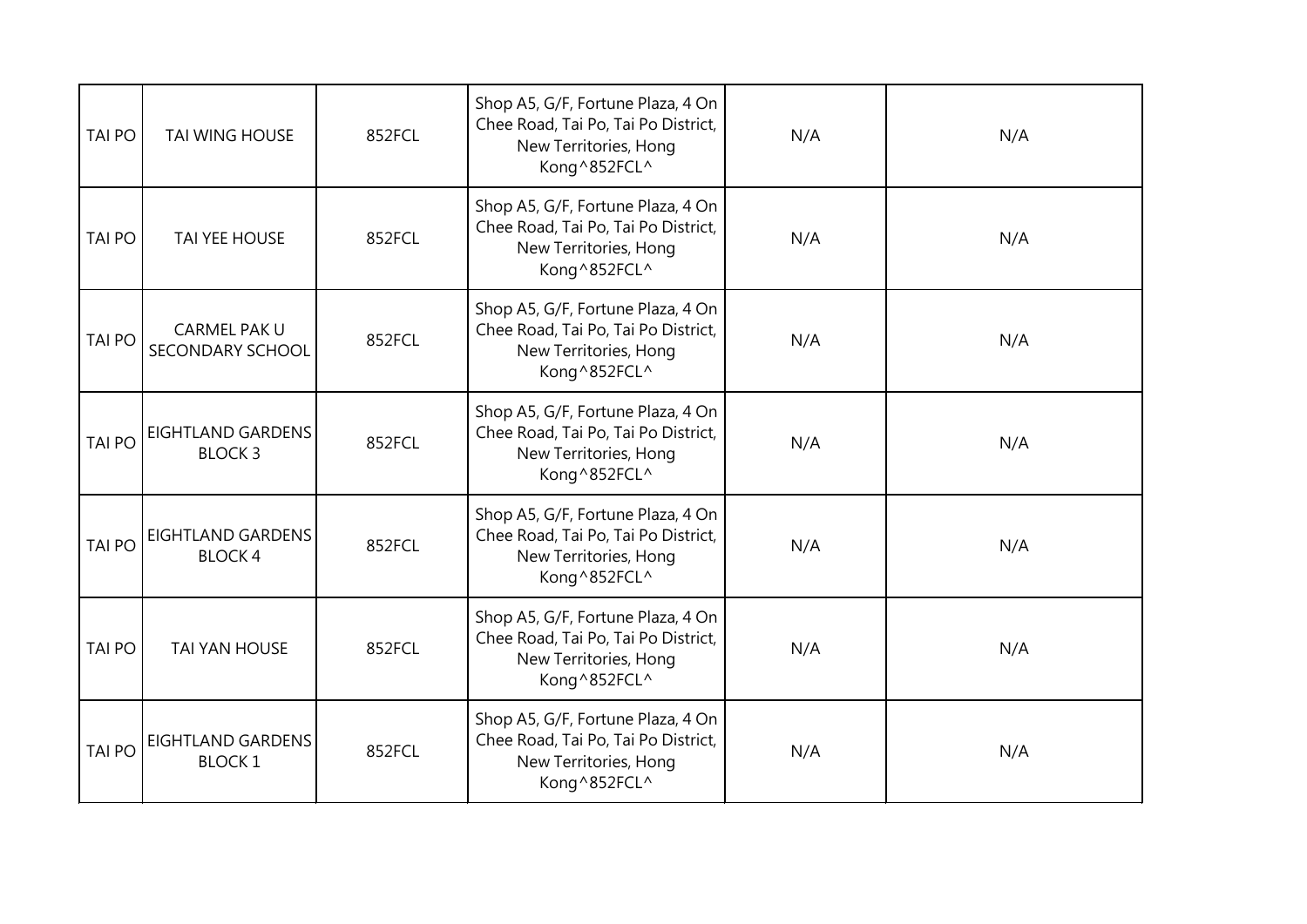| TAI PO | TAI WING HOUSE | 852FCL | Shop A5, G/F, Fortune Plaza, 4 On Chee Road, Tai Po, Tai Po District, New Territories, Hong Kong^852FCL^ | N/A | N/A |
|---|---|---|---|---|---|
| TAI PO | TAI YEE HOUSE | 852FCL | Shop A5, G/F, Fortune Plaza, 4 On Chee Road, Tai Po, Tai Po District, New Territories, Hong Kong^852FCL^ | N/A | N/A |
| TAI PO | CARMEL PAK U SECONDARY SCHOOL | 852FCL | Shop A5, G/F, Fortune Plaza, 4 On Chee Road, Tai Po, Tai Po District, New Territories, Hong Kong^852FCL^ | N/A | N/A |
| TAI PO | EIGHTLAND GARDENS BLOCK 3 | 852FCL | Shop A5, G/F, Fortune Plaza, 4 On Chee Road, Tai Po, Tai Po District, New Territories, Hong Kong^852FCL^ | N/A | N/A |
| TAI PO | EIGHTLAND GARDENS BLOCK 4 | 852FCL | Shop A5, G/F, Fortune Plaza, 4 On Chee Road, Tai Po, Tai Po District, New Territories, Hong Kong^852FCL^ | N/A | N/A |
| TAI PO | TAI YAN HOUSE | 852FCL | Shop A5, G/F, Fortune Plaza, 4 On Chee Road, Tai Po, Tai Po District, New Territories, Hong Kong^852FCL^ | N/A | N/A |
| TAI PO | EIGHTLAND GARDENS BLOCK 1 | 852FCL | Shop A5, G/F, Fortune Plaza, 4 On Chee Road, Tai Po, Tai Po District, New Territories, Hong Kong^852FCL^ | N/A | N/A |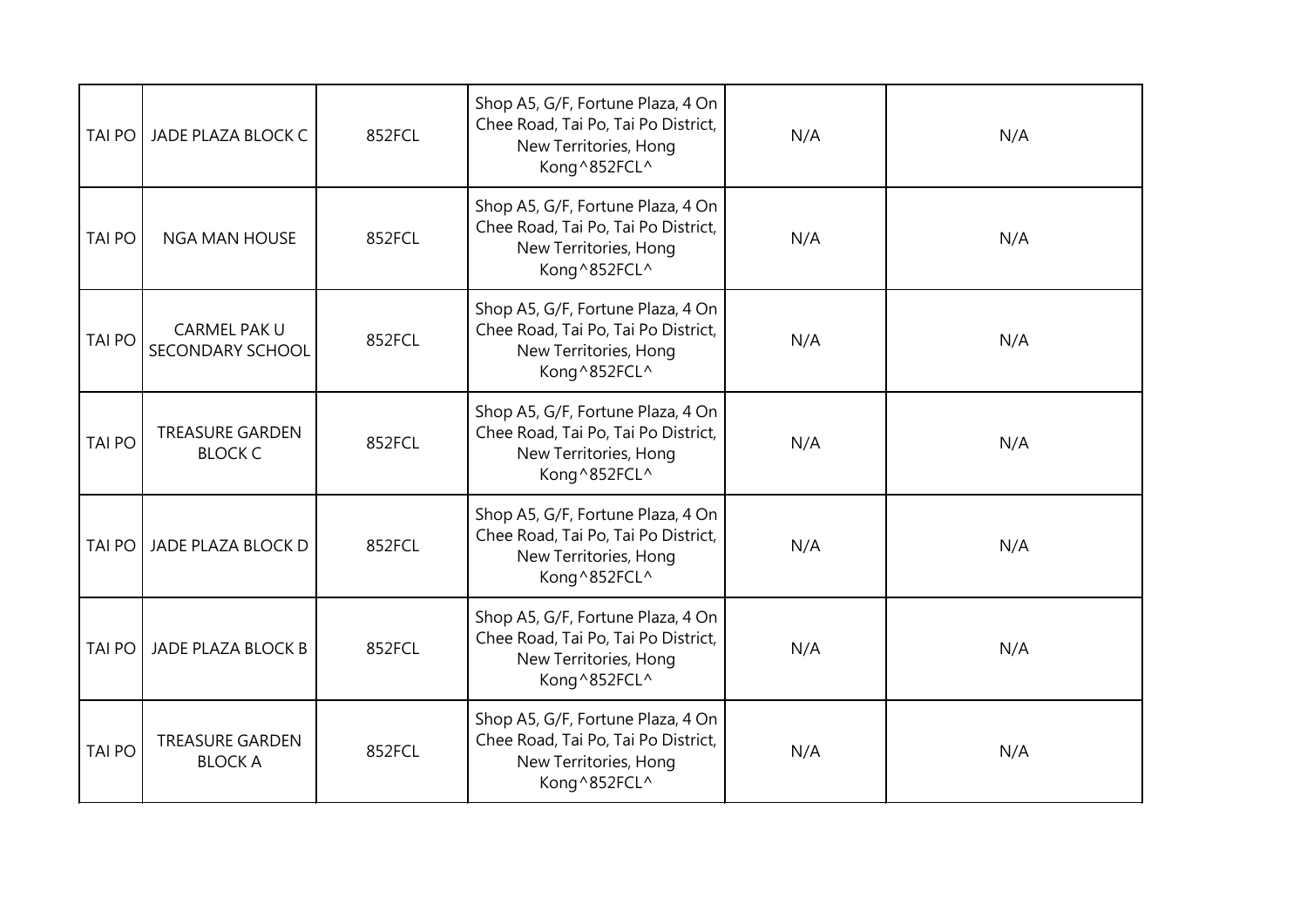| TAI PO | JADE PLAZA BLOCK C | 852FCL | Shop A5, G/F, Fortune Plaza, 4 On Chee Road, Tai Po, Tai Po District, New Territories, Hong Kong^852FCL^ | N/A | N/A |
|---|---|---|---|---|---|
| TAI PO | NGA MAN HOUSE | 852FCL | Shop A5, G/F, Fortune Plaza, 4 On Chee Road, Tai Po, Tai Po District, New Territories, Hong Kong^852FCL^ | N/A | N/A |
| TAI PO | CARMEL PAK U SECONDARY SCHOOL | 852FCL | Shop A5, G/F, Fortune Plaza, 4 On Chee Road, Tai Po, Tai Po District, New Territories, Hong Kong^852FCL^ | N/A | N/A |
| TAI PO | TREASURE GARDEN BLOCK C | 852FCL | Shop A5, G/F, Fortune Plaza, 4 On Chee Road, Tai Po, Tai Po District, New Territories, Hong Kong^852FCL^ | N/A | N/A |
| TAI PO | JADE PLAZA BLOCK D | 852FCL | Shop A5, G/F, Fortune Plaza, 4 On Chee Road, Tai Po, Tai Po District, New Territories, Hong Kong^852FCL^ | N/A | N/A |
| TAI PO | JADE PLAZA BLOCK B | 852FCL | Shop A5, G/F, Fortune Plaza, 4 On Chee Road, Tai Po, Tai Po District, New Territories, Hong Kong^852FCL^ | N/A | N/A |
| TAI PO | TREASURE GARDEN BLOCK A | 852FCL | Shop A5, G/F, Fortune Plaza, 4 On Chee Road, Tai Po, Tai Po District, New Territories, Hong Kong^852FCL^ | N/A | N/A |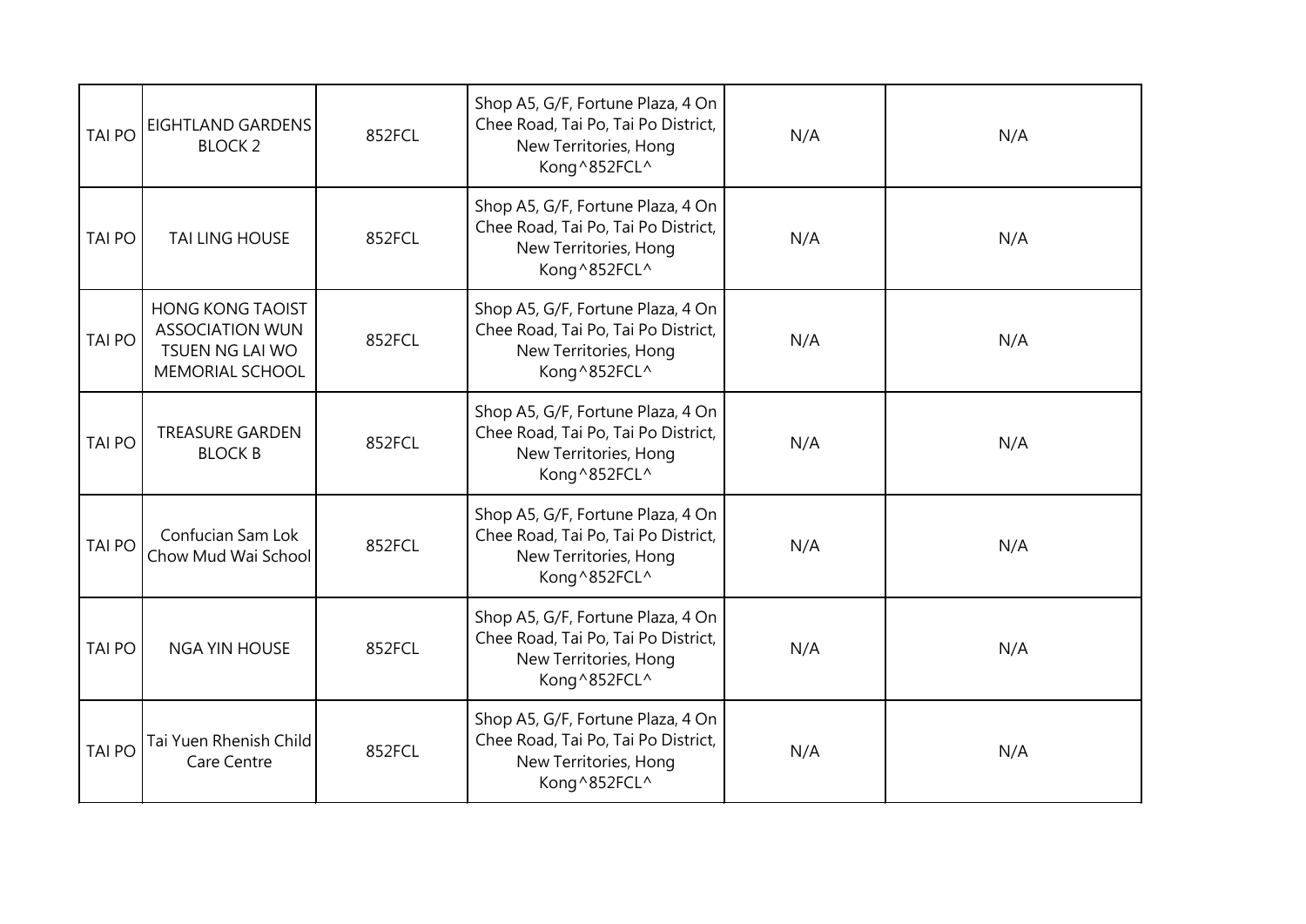| TAI PO | EIGHTLAND GARDENS BLOCK 2 | 852FCL | Shop A5, G/F, Fortune Plaza, 4 On Chee Road, Tai Po, Tai Po District, New Territories, Hong Kong^852FCL^ | N/A | N/A |
|---|---|---|---|---|---|
| TAI PO | TAI LING HOUSE | 852FCL | Shop A5, G/F, Fortune Plaza, 4 On Chee Road, Tai Po, Tai Po District, New Territories, Hong Kong^852FCL^ | N/A | N/A |
| TAI PO | HONG KONG TAOIST ASSOCIATION WUN TSUEN NG LAI WO MEMORIAL SCHOOL | 852FCL | Shop A5, G/F, Fortune Plaza, 4 On Chee Road, Tai Po, Tai Po District, New Territories, Hong Kong^852FCL^ | N/A | N/A |
| TAI PO | TREASURE GARDEN BLOCK B | 852FCL | Shop A5, G/F, Fortune Plaza, 4 On Chee Road, Tai Po, Tai Po District, New Territories, Hong Kong^852FCL^ | N/A | N/A |
| TAI PO | Confucian Sam Lok Chow Mud Wai School | 852FCL | Shop A5, G/F, Fortune Plaza, 4 On Chee Road, Tai Po, Tai Po District, New Territories, Hong Kong^852FCL^ | N/A | N/A |
| TAI PO | NGA YIN HOUSE | 852FCL | Shop A5, G/F, Fortune Plaza, 4 On Chee Road, Tai Po, Tai Po District, New Territories, Hong Kong^852FCL^ | N/A | N/A |
| TAI PO | Tai Yuen Rhenish Child Care Centre | 852FCL | Shop A5, G/F, Fortune Plaza, 4 On Chee Road, Tai Po, Tai Po District, New Territories, Hong Kong^852FCL^ | N/A | N/A |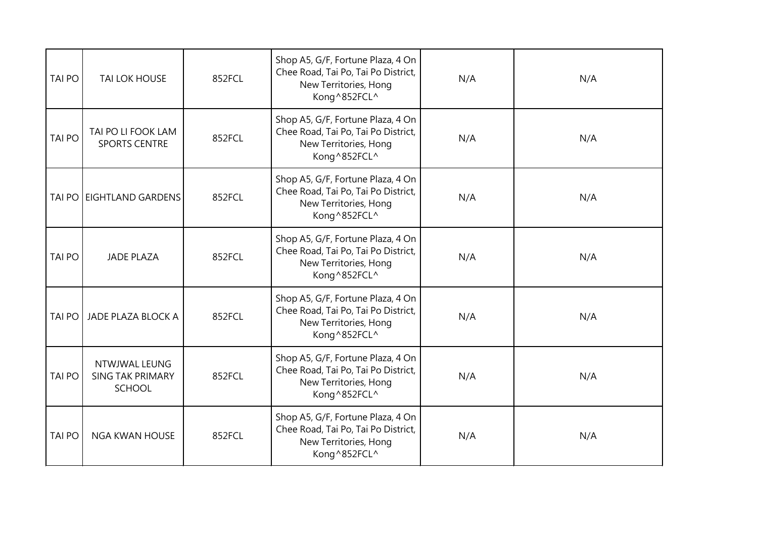| TAI PO | TAI LOK HOUSE | 852FCL | Shop A5, G/F, Fortune Plaza, 4 On Chee Road, Tai Po, Tai Po District, New Territories, Hong Kong^852FCL^ | N/A | N/A |
|---|---|---|---|---|---|
| TAI PO | TAI PO LI FOOK LAM SPORTS CENTRE | 852FCL | Shop A5, G/F, Fortune Plaza, 4 On Chee Road, Tai Po, Tai Po District, New Territories, Hong Kong^852FCL^ | N/A | N/A |
| TAI PO | EIGHTLAND GARDENS | 852FCL | Shop A5, G/F, Fortune Plaza, 4 On Chee Road, Tai Po, Tai Po District, New Territories, Hong Kong^852FCL^ | N/A | N/A |
| TAI PO | JADE PLAZA | 852FCL | Shop A5, G/F, Fortune Plaza, 4 On Chee Road, Tai Po, Tai Po District, New Territories, Hong Kong^852FCL^ | N/A | N/A |
| TAI PO | JADE PLAZA BLOCK A | 852FCL | Shop A5, G/F, Fortune Plaza, 4 On Chee Road, Tai Po, Tai Po District, New Territories, Hong Kong^852FCL^ | N/A | N/A |
| TAI PO | NTWJWAL LEUNG SING TAK PRIMARY SCHOOL | 852FCL | Shop A5, G/F, Fortune Plaza, 4 On Chee Road, Tai Po, Tai Po District, New Territories, Hong Kong^852FCL^ | N/A | N/A |
| TAI PO | NGA KWAN HOUSE | 852FCL | Shop A5, G/F, Fortune Plaza, 4 On Chee Road, Tai Po, Tai Po District, New Territories, Hong Kong^852FCL^ | N/A | N/A |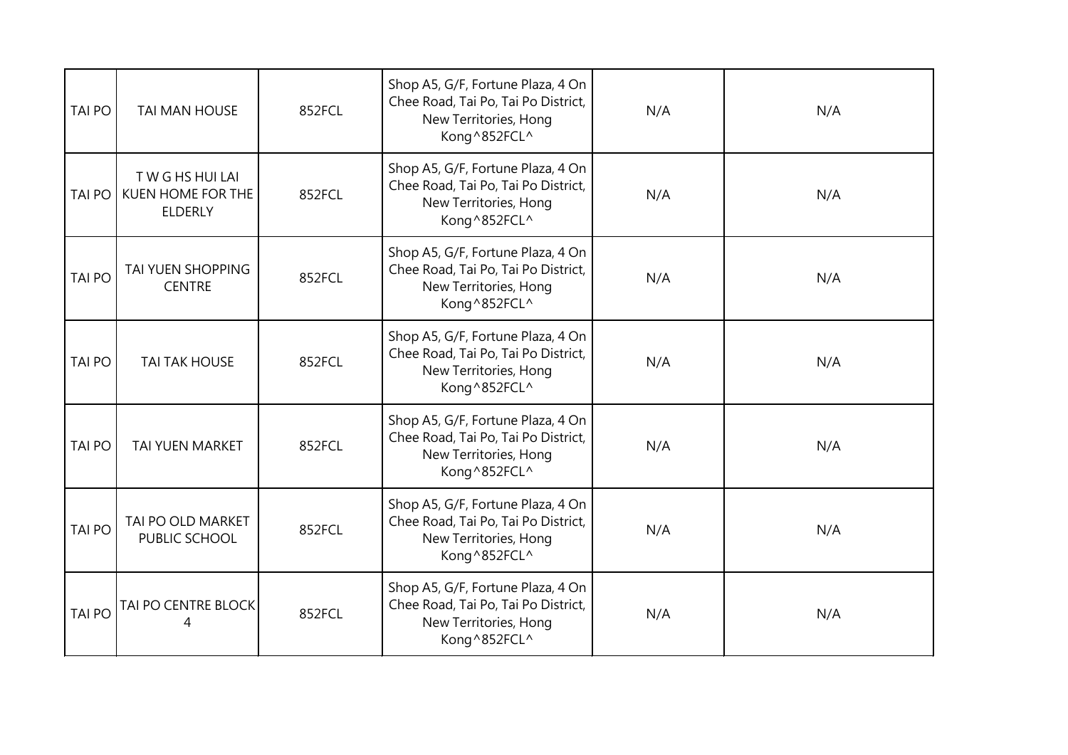| TAI PO | TAI MAN HOUSE | 852FCL | Shop A5, G/F, Fortune Plaza, 4 On Chee Road, Tai Po, Tai Po District, New Territories, Hong Kong^852FCL^ | N/A | N/A |
|---|---|---|---|---|---|
| TAI PO | T W G HS HUI LAI KUEN HOME FOR THE ELDERLY | 852FCL | Shop A5, G/F, Fortune Plaza, 4 On Chee Road, Tai Po, Tai Po District, New Territories, Hong Kong^852FCL^ | N/A | N/A |
| TAI PO | TAI YUEN SHOPPING CENTRE | 852FCL | Shop A5, G/F, Fortune Plaza, 4 On Chee Road, Tai Po, Tai Po District, New Territories, Hong Kong^852FCL^ | N/A | N/A |
| TAI PO | TAI TAK HOUSE | 852FCL | Shop A5, G/F, Fortune Plaza, 4 On Chee Road, Tai Po, Tai Po District, New Territories, Hong Kong^852FCL^ | N/A | N/A |
| TAI PO | TAI YUEN MARKET | 852FCL | Shop A5, G/F, Fortune Plaza, 4 On Chee Road, Tai Po, Tai Po District, New Territories, Hong Kong^852FCL^ | N/A | N/A |
| TAI PO | TAI PO OLD MARKET PUBLIC SCHOOL | 852FCL | Shop A5, G/F, Fortune Plaza, 4 On Chee Road, Tai Po, Tai Po District, New Territories, Hong Kong^852FCL^ | N/A | N/A |
| TAI PO | TAI PO CENTRE BLOCK 4 | 852FCL | Shop A5, G/F, Fortune Plaza, 4 On Chee Road, Tai Po, Tai Po District, New Territories, Hong Kong^852FCL^ | N/A | N/A |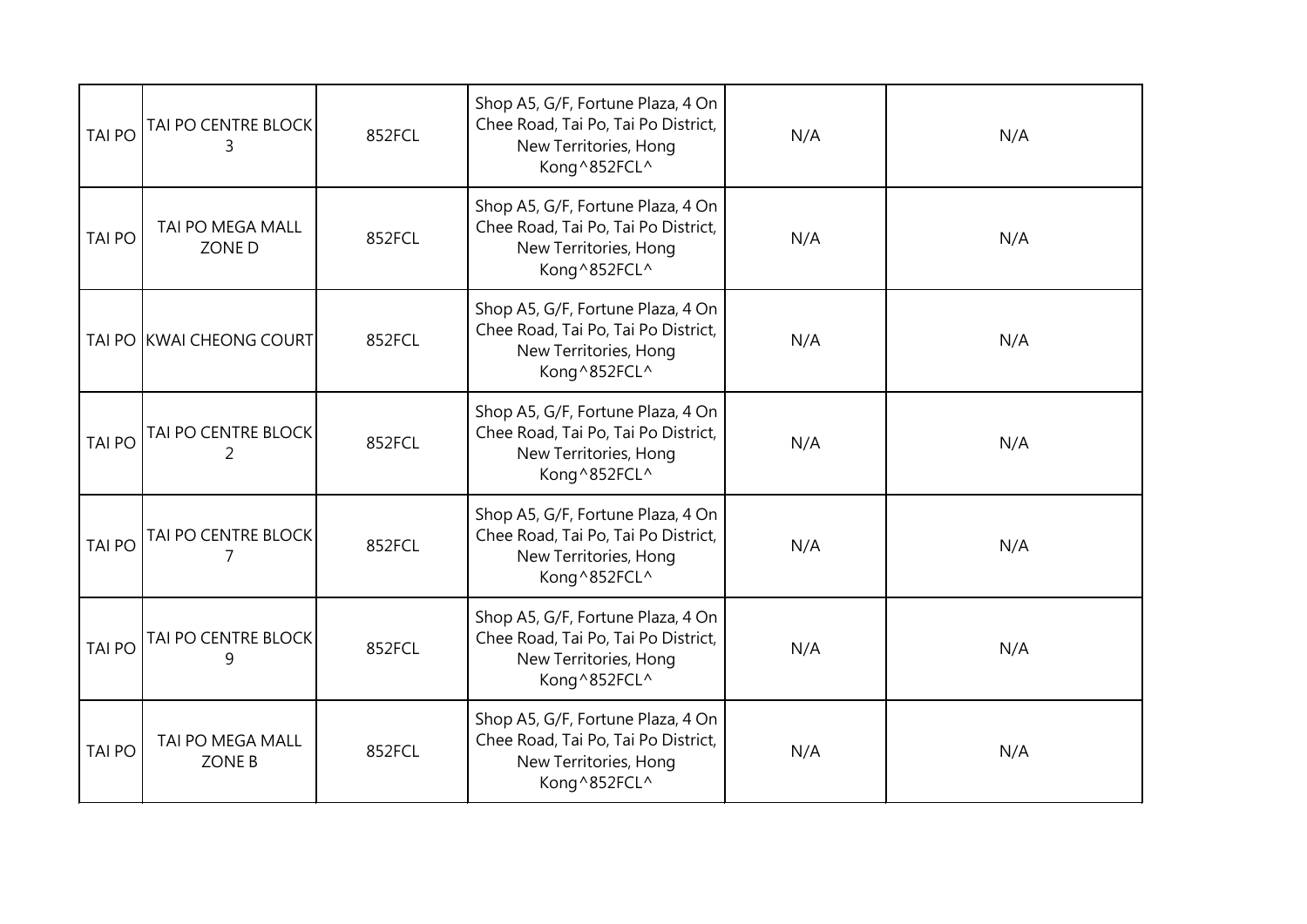| | | | | | |
|---|---|---|---|---|---|
| TAI PO | TAI PO CENTRE BLOCK 3 | 852FCL | Shop A5, G/F, Fortune Plaza, 4 On Chee Road, Tai Po, Tai Po District, New Territories, Hong Kong^852FCL^ | N/A | N/A |
| TAI PO | TAI PO MEGA MALL ZONE D | 852FCL | Shop A5, G/F, Fortune Plaza, 4 On Chee Road, Tai Po, Tai Po District, New Territories, Hong Kong^852FCL^ | N/A | N/A |
| TAI PO | KWAI CHEONG COURT | 852FCL | Shop A5, G/F, Fortune Plaza, 4 On Chee Road, Tai Po, Tai Po District, New Territories, Hong Kong^852FCL^ | N/A | N/A |
| TAI PO | TAI PO CENTRE BLOCK 2 | 852FCL | Shop A5, G/F, Fortune Plaza, 4 On Chee Road, Tai Po, Tai Po District, New Territories, Hong Kong^852FCL^ | N/A | N/A |
| TAI PO | TAI PO CENTRE BLOCK 7 | 852FCL | Shop A5, G/F, Fortune Plaza, 4 On Chee Road, Tai Po, Tai Po District, New Territories, Hong Kong^852FCL^ | N/A | N/A |
| TAI PO | TAI PO CENTRE BLOCK 9 | 852FCL | Shop A5, G/F, Fortune Plaza, 4 On Chee Road, Tai Po, Tai Po District, New Territories, Hong Kong^852FCL^ | N/A | N/A |
| TAI PO | TAI PO MEGA MALL ZONE B | 852FCL | Shop A5, G/F, Fortune Plaza, 4 On Chee Road, Tai Po, Tai Po District, New Territories, Hong Kong^852FCL^ | N/A | N/A |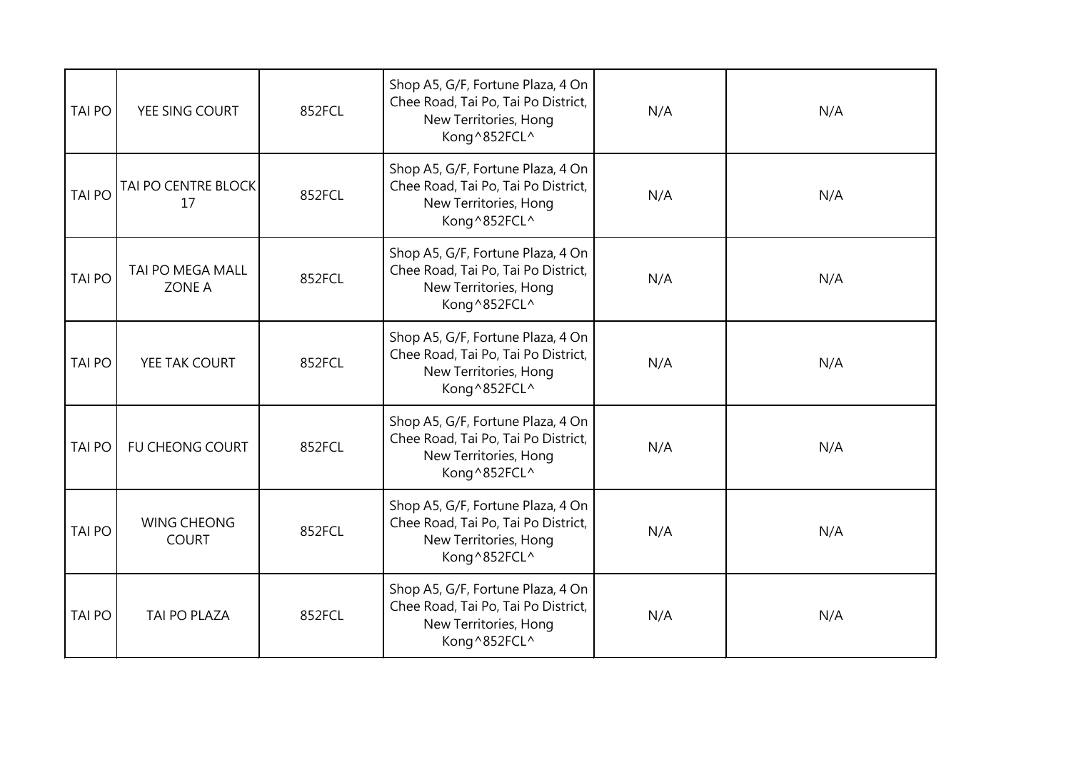| | | | | | |
|---|---|---|---|---|---|
| TAI PO | YEE SING COURT | 852FCL | Shop A5, G/F, Fortune Plaza, 4 On Chee Road, Tai Po, Tai Po District, New Territories, Hong Kong^852FCL^ | N/A | N/A |
| TAI PO | TAI PO CENTRE BLOCK 17 | 852FCL | Shop A5, G/F, Fortune Plaza, 4 On Chee Road, Tai Po, Tai Po District, New Territories, Hong Kong^852FCL^ | N/A | N/A |
| TAI PO | TAI PO MEGA MALL ZONE A | 852FCL | Shop A5, G/F, Fortune Plaza, 4 On Chee Road, Tai Po, Tai Po District, New Territories, Hong Kong^852FCL^ | N/A | N/A |
| TAI PO | YEE TAK COURT | 852FCL | Shop A5, G/F, Fortune Plaza, 4 On Chee Road, Tai Po, Tai Po District, New Territories, Hong Kong^852FCL^ | N/A | N/A |
| TAI PO | FU CHEONG COURT | 852FCL | Shop A5, G/F, Fortune Plaza, 4 On Chee Road, Tai Po, Tai Po District, New Territories, Hong Kong^852FCL^ | N/A | N/A |
| TAI PO | WING CHEONG COURT | 852FCL | Shop A5, G/F, Fortune Plaza, 4 On Chee Road, Tai Po, Tai Po District, New Territories, Hong Kong^852FCL^ | N/A | N/A |
| TAI PO | TAI PO PLAZA | 852FCL | Shop A5, G/F, Fortune Plaza, 4 On Chee Road, Tai Po, Tai Po District, New Territories, Hong Kong^852FCL^ | N/A | N/A |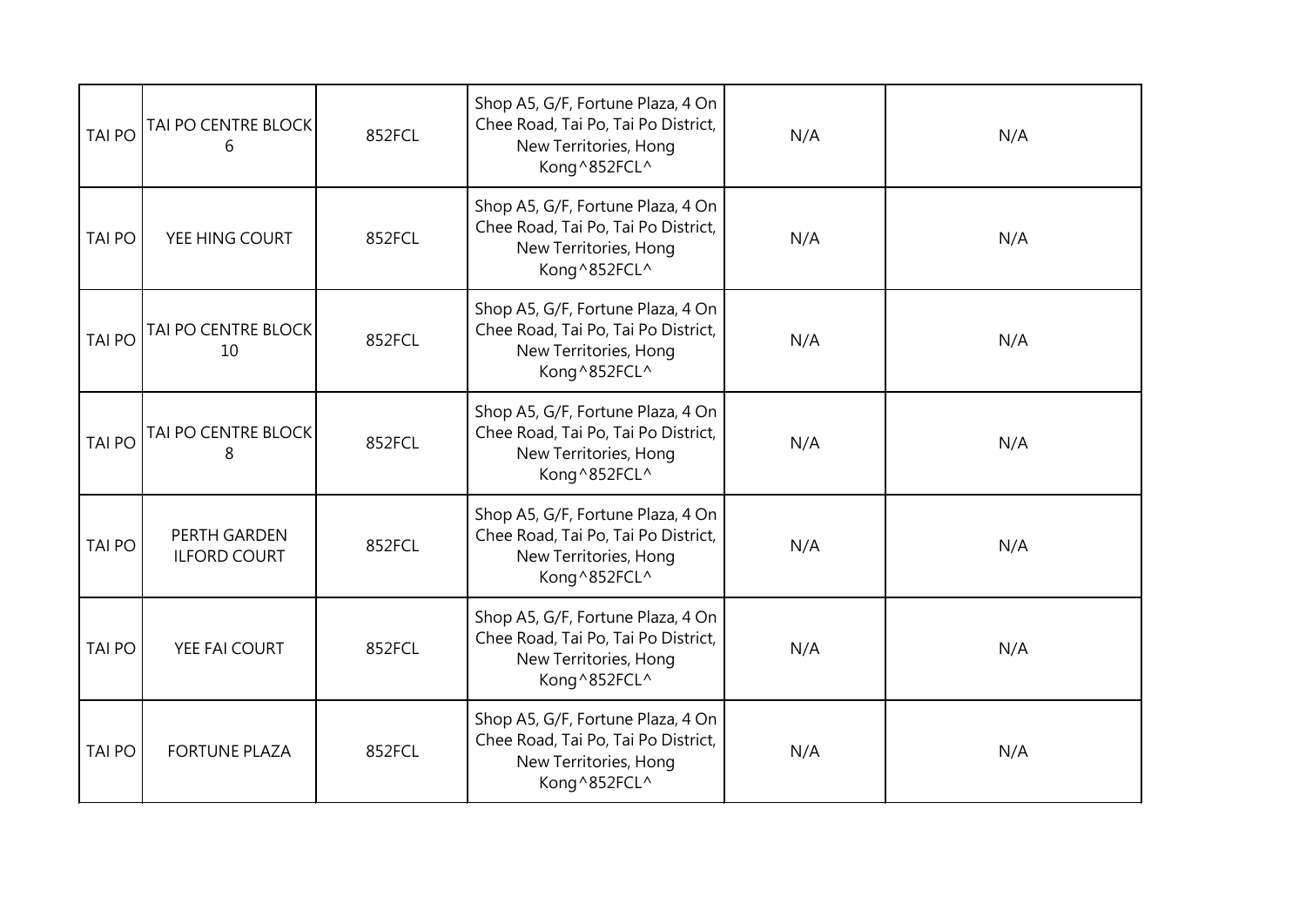| | | | | | |
|---|---|---|---|---|---|
| TAI PO | TAI PO CENTRE BLOCK 6 | 852FCL | Shop A5, G/F, Fortune Plaza, 4 On Chee Road, Tai Po, Tai Po District, New Territories, Hong Kong^852FCL^ | N/A | N/A |
| TAI PO | YEE HING COURT | 852FCL | Shop A5, G/F, Fortune Plaza, 4 On Chee Road, Tai Po, Tai Po District, New Territories, Hong Kong^852FCL^ | N/A | N/A |
| TAI PO | TAI PO CENTRE BLOCK 10 | 852FCL | Shop A5, G/F, Fortune Plaza, 4 On Chee Road, Tai Po, Tai Po District, New Territories, Hong Kong^852FCL^ | N/A | N/A |
| TAI PO | TAI PO CENTRE BLOCK 8 | 852FCL | Shop A5, G/F, Fortune Plaza, 4 On Chee Road, Tai Po, Tai Po District, New Territories, Hong Kong^852FCL^ | N/A | N/A |
| TAI PO | PERTH GARDEN ILFORD COURT | 852FCL | Shop A5, G/F, Fortune Plaza, 4 On Chee Road, Tai Po, Tai Po District, New Territories, Hong Kong^852FCL^ | N/A | N/A |
| TAI PO | YEE FAI COURT | 852FCL | Shop A5, G/F, Fortune Plaza, 4 On Chee Road, Tai Po, Tai Po District, New Territories, Hong Kong^852FCL^ | N/A | N/A |
| TAI PO | FORTUNE PLAZA | 852FCL | Shop A5, G/F, Fortune Plaza, 4 On Chee Road, Tai Po, Tai Po District, New Territories, Hong Kong^852FCL^ | N/A | N/A |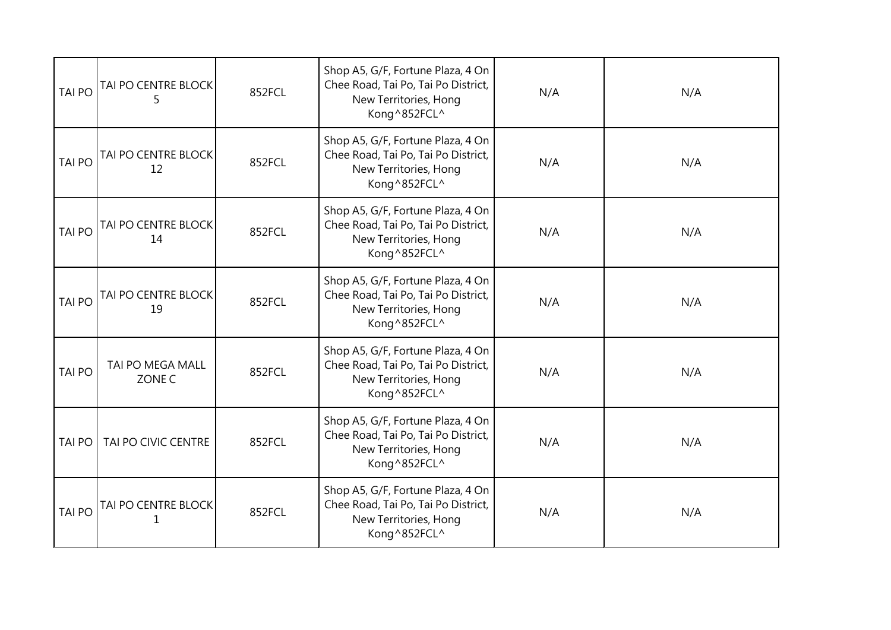| | | | | | |
|---|---|---|---|---|---|
| TAI PO | TAI PO CENTRE BLOCK 5 | 852FCL | Shop A5, G/F, Fortune Plaza, 4 On Chee Road, Tai Po, Tai Po District, New Territories, Hong Kong^852FCL^ | N/A | N/A |
| TAI PO | TAI PO CENTRE BLOCK 12 | 852FCL | Shop A5, G/F, Fortune Plaza, 4 On Chee Road, Tai Po, Tai Po District, New Territories, Hong Kong^852FCL^ | N/A | N/A |
| TAI PO | TAI PO CENTRE BLOCK 14 | 852FCL | Shop A5, G/F, Fortune Plaza, 4 On Chee Road, Tai Po, Tai Po District, New Territories, Hong Kong^852FCL^ | N/A | N/A |
| TAI PO | TAI PO CENTRE BLOCK 19 | 852FCL | Shop A5, G/F, Fortune Plaza, 4 On Chee Road, Tai Po, Tai Po District, New Territories, Hong Kong^852FCL^ | N/A | N/A |
| TAI PO | TAI PO MEGA MALL ZONE C | 852FCL | Shop A5, G/F, Fortune Plaza, 4 On Chee Road, Tai Po, Tai Po District, New Territories, Hong Kong^852FCL^ | N/A | N/A |
| TAI PO | TAI PO CIVIC CENTRE | 852FCL | Shop A5, G/F, Fortune Plaza, 4 On Chee Road, Tai Po, Tai Po District, New Territories, Hong Kong^852FCL^ | N/A | N/A |
| TAI PO | TAI PO CENTRE BLOCK 1 | 852FCL | Shop A5, G/F, Fortune Plaza, 4 On Chee Road, Tai Po, Tai Po District, New Territories, Hong Kong^852FCL^ | N/A | N/A |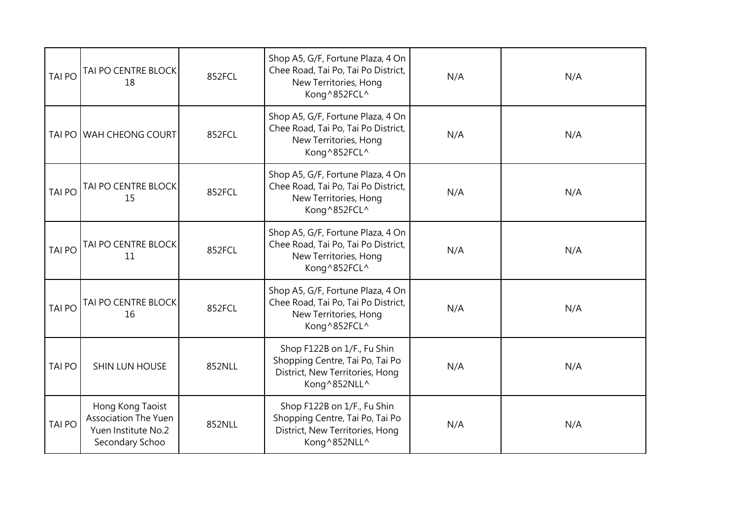| | | | | | |
|---|---|---|---|---|---|
| TAI PO | TAI PO CENTRE BLOCK 18 | 852FCL | Shop A5, G/F, Fortune Plaza, 4 On Chee Road, Tai Po, Tai Po District, New Territories, Hong Kong^852FCL^ | N/A | N/A |
| TAI PO | WAH CHEONG COURT | 852FCL | Shop A5, G/F, Fortune Plaza, 4 On Chee Road, Tai Po, Tai Po District, New Territories, Hong Kong^852FCL^ | N/A | N/A |
| TAI PO | TAI PO CENTRE BLOCK 15 | 852FCL | Shop A5, G/F, Fortune Plaza, 4 On Chee Road, Tai Po, Tai Po District, New Territories, Hong Kong^852FCL^ | N/A | N/A |
| TAI PO | TAI PO CENTRE BLOCK 11 | 852FCL | Shop A5, G/F, Fortune Plaza, 4 On Chee Road, Tai Po, Tai Po District, New Territories, Hong Kong^852FCL^ | N/A | N/A |
| TAI PO | TAI PO CENTRE BLOCK 16 | 852FCL | Shop A5, G/F, Fortune Plaza, 4 On Chee Road, Tai Po, Tai Po District, New Territories, Hong Kong^852FCL^ | N/A | N/A |
| TAI PO | SHIN LUN HOUSE | 852NLL | Shop F122B on 1/F., Fu Shin Shopping Centre, Tai Po, Tai Po District, New Territories, Hong Kong^852NLL^ | N/A | N/A |
| TAI PO | Hong Kong Taoist Association The Yuen Yuen Institute No.2 Secondary Schoo | 852NLL | Shop F122B on 1/F., Fu Shin Shopping Centre, Tai Po, Tai Po District, New Territories, Hong Kong^852NLL^ | N/A | N/A |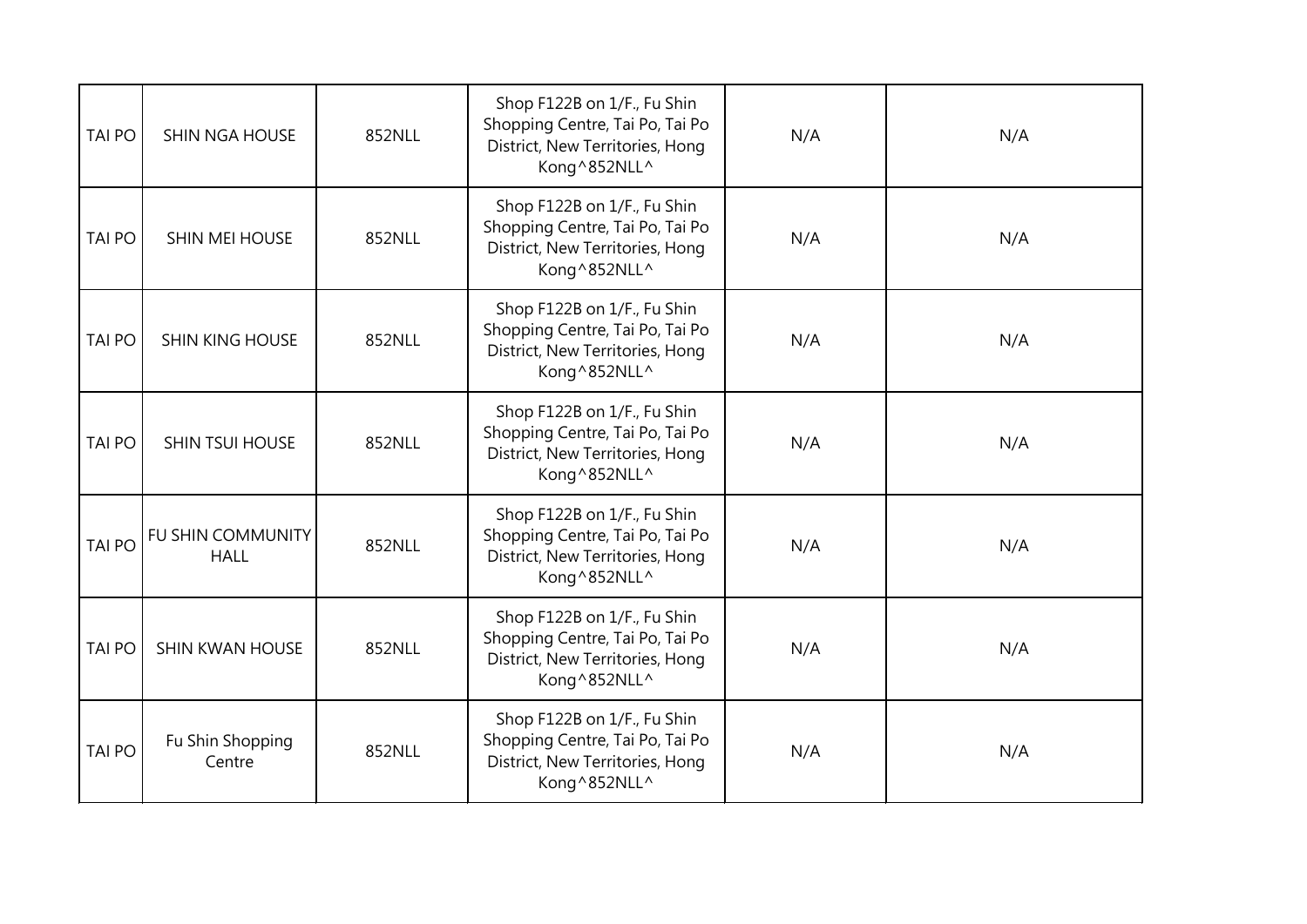| TAI PO | SHIN NGA HOUSE | 852NLL | Shop F122B on 1/F., Fu Shin Shopping Centre, Tai Po, Tai Po District, New Territories, Hong Kong^852NLL^ | N/A | N/A |
|---|---|---|---|---|---|
| TAI PO | SHIN MEI HOUSE | 852NLL | Shop F122B on 1/F., Fu Shin Shopping Centre, Tai Po, Tai Po District, New Territories, Hong Kong^852NLL^ | N/A | N/A |
| TAI PO | SHIN KING HOUSE | 852NLL | Shop F122B on 1/F., Fu Shin Shopping Centre, Tai Po, Tai Po District, New Territories, Hong Kong^852NLL^ | N/A | N/A |
| TAI PO | SHIN TSUI HOUSE | 852NLL | Shop F122B on 1/F., Fu Shin Shopping Centre, Tai Po, Tai Po District, New Territories, Hong Kong^852NLL^ | N/A | N/A |
| TAI PO | FU SHIN COMMUNITY HALL | 852NLL | Shop F122B on 1/F., Fu Shin Shopping Centre, Tai Po, Tai Po District, New Territories, Hong Kong^852NLL^ | N/A | N/A |
| TAI PO | SHIN KWAN HOUSE | 852NLL | Shop F122B on 1/F., Fu Shin Shopping Centre, Tai Po, Tai Po District, New Territories, Hong Kong^852NLL^ | N/A | N/A |
| TAI PO | Fu Shin Shopping Centre | 852NLL | Shop F122B on 1/F., Fu Shin Shopping Centre, Tai Po, Tai Po District, New Territories, Hong Kong^852NLL^ | N/A | N/A |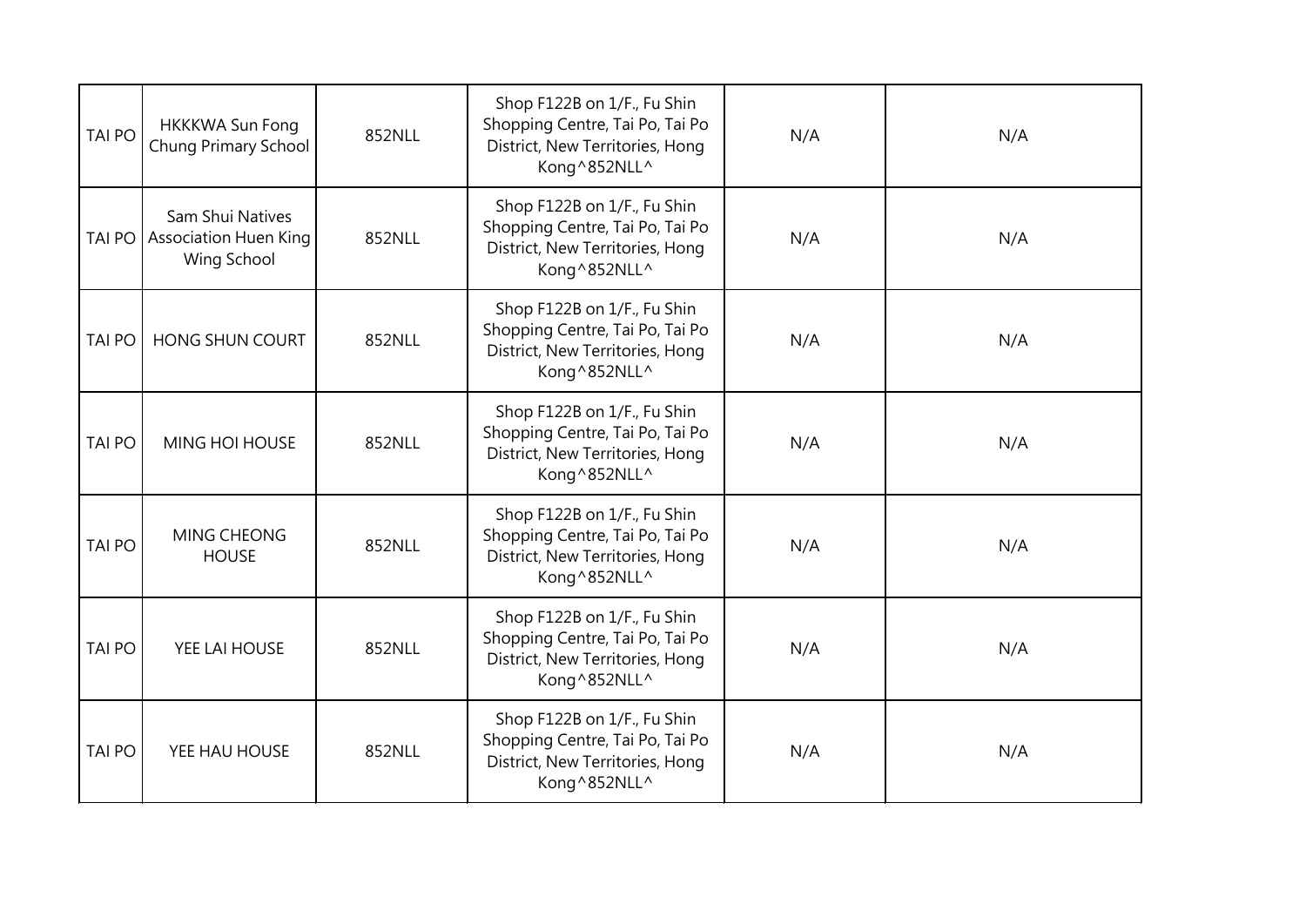| TAI PO | HKKKWA Sun Fong Chung Primary School | 852NLL | Shop F122B on 1/F., Fu Shin Shopping Centre, Tai Po, Tai Po District, New Territories, Hong Kong^852NLL^ | N/A | N/A |
|---|---|---|---|---|---|
| TAI PO | Sam Shui Natives Association Huen King Wing School | 852NLL | Shop F122B on 1/F., Fu Shin Shopping Centre, Tai Po, Tai Po District, New Territories, Hong Kong^852NLL^ | N/A | N/A |
| TAI PO | HONG SHUN COURT | 852NLL | Shop F122B on 1/F., Fu Shin Shopping Centre, Tai Po, Tai Po District, New Territories, Hong Kong^852NLL^ | N/A | N/A |
| TAI PO | MING HOI HOUSE | 852NLL | Shop F122B on 1/F., Fu Shin Shopping Centre, Tai Po, Tai Po District, New Territories, Hong Kong^852NLL^ | N/A | N/A |
| TAI PO | MING CHEONG HOUSE | 852NLL | Shop F122B on 1/F., Fu Shin Shopping Centre, Tai Po, Tai Po District, New Territories, Hong Kong^852NLL^ | N/A | N/A |
| TAI PO | YEE LAI HOUSE | 852NLL | Shop F122B on 1/F., Fu Shin Shopping Centre, Tai Po, Tai Po District, New Territories, Hong Kong^852NLL^ | N/A | N/A |
| TAI PO | YEE HAU HOUSE | 852NLL | Shop F122B on 1/F., Fu Shin Shopping Centre, Tai Po, Tai Po District, New Territories, Hong Kong^852NLL^ | N/A | N/A |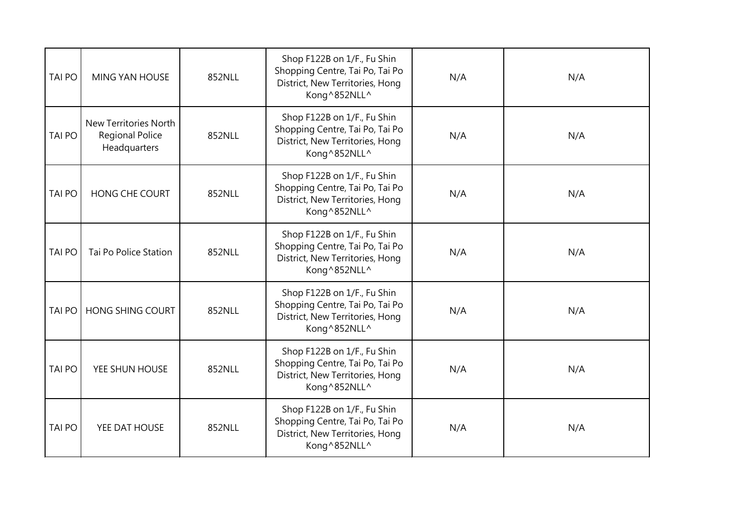| TAI PO | MING YAN HOUSE | 852NLL | Shop F122B on 1/F., Fu Shin Shopping Centre, Tai Po, Tai Po District, New Territories, Hong Kong^852NLL^ | N/A | N/A |
|---|---|---|---|---|---|
| TAI PO | New Territories North Regional Police Headquarters | 852NLL | Shop F122B on 1/F., Fu Shin Shopping Centre, Tai Po, Tai Po District, New Territories, Hong Kong^852NLL^ | N/A | N/A |
| TAI PO | HONG CHE COURT | 852NLL | Shop F122B on 1/F., Fu Shin Shopping Centre, Tai Po, Tai Po District, New Territories, Hong Kong^852NLL^ | N/A | N/A |
| TAI PO | Tai Po Police Station | 852NLL | Shop F122B on 1/F., Fu Shin Shopping Centre, Tai Po, Tai Po District, New Territories, Hong Kong^852NLL^ | N/A | N/A |
| TAI PO | HONG SHING COURT | 852NLL | Shop F122B on 1/F., Fu Shin Shopping Centre, Tai Po, Tai Po District, New Territories, Hong Kong^852NLL^ | N/A | N/A |
| TAI PO | YEE SHUN HOUSE | 852NLL | Shop F122B on 1/F., Fu Shin Shopping Centre, Tai Po, Tai Po District, New Territories, Hong Kong^852NLL^ | N/A | N/A |
| TAI PO | YEE DAT HOUSE | 852NLL | Shop F122B on 1/F., Fu Shin Shopping Centre, Tai Po, Tai Po District, New Territories, Hong Kong^852NLL^ | N/A | N/A |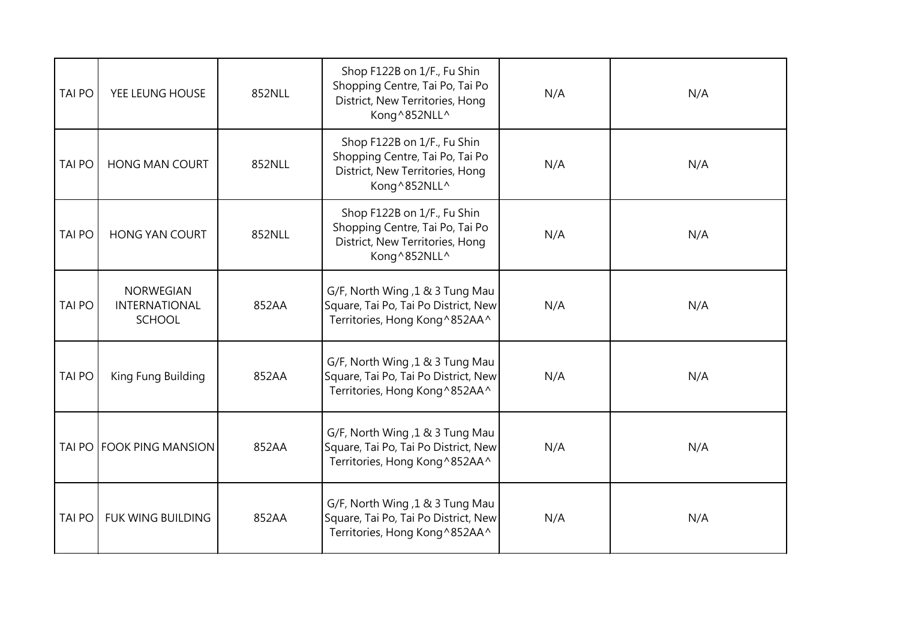| TAI PO | YEE LEUNG HOUSE | 852NLL | Shop F122B on 1/F., Fu Shin Shopping Centre, Tai Po, Tai Po District, New Territories, Hong Kong^852NLL^ | N/A | N/A |
|---|---|---|---|---|---|
| TAI PO | HONG MAN COURT | 852NLL | Shop F122B on 1/F., Fu Shin Shopping Centre, Tai Po, Tai Po District, New Territories, Hong Kong^852NLL^ | N/A | N/A |
| TAI PO | HONG YAN COURT | 852NLL | Shop F122B on 1/F., Fu Shin Shopping Centre, Tai Po, Tai Po District, New Territories, Hong Kong^852NLL^ | N/A | N/A |
| TAI PO | NORWEGIAN INTERNATIONAL SCHOOL | 852AA | G/F, North Wing ,1 & 3 Tung Mau Square, Tai Po, Tai Po District, New Territories, Hong Kong^852AA^ | N/A | N/A |
| TAI PO | King Fung Building | 852AA | G/F, North Wing ,1 & 3 Tung Mau Square, Tai Po, Tai Po District, New Territories, Hong Kong^852AA^ | N/A | N/A |
| TAI PO | FOOK PING MANSION | 852AA | G/F, North Wing ,1 & 3 Tung Mau Square, Tai Po, Tai Po District, New Territories, Hong Kong^852AA^ | N/A | N/A |
| TAI PO | FUK WING BUILDING | 852AA | G/F, North Wing ,1 & 3 Tung Mau Square, Tai Po, Tai Po District, New Territories, Hong Kong^852AA^ | N/A | N/A |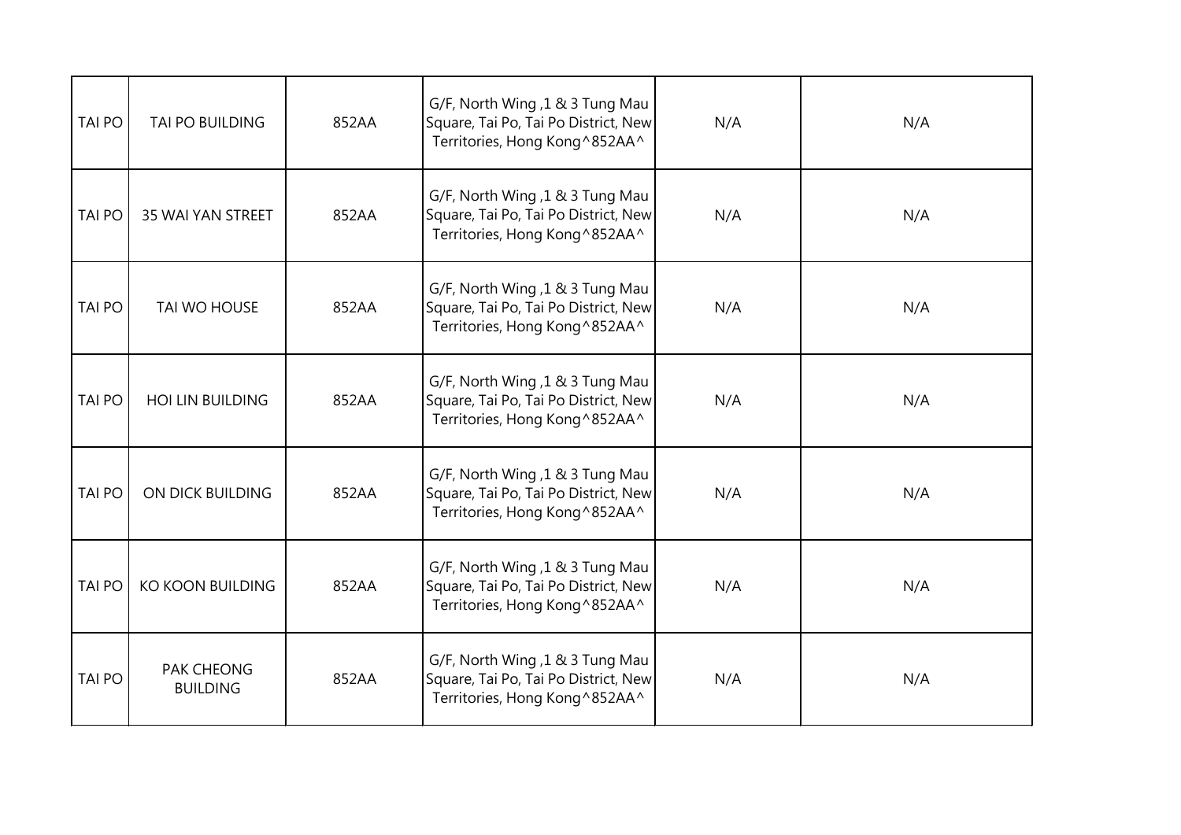| TAI PO | TAI PO BUILDING | 852AA | G/F, North Wing ,1 & 3 Tung Mau Square, Tai Po, Tai Po District, New Territories, Hong Kong^852AA^ | N/A | N/A |
|---|---|---|---|---|---|
| TAI PO | 35 WAI YAN STREET | 852AA | G/F, North Wing ,1 & 3 Tung Mau Square, Tai Po, Tai Po District, New Territories, Hong Kong^852AA^ | N/A | N/A |
| TAI PO | TAI WO HOUSE | 852AA | G/F, North Wing ,1 & 3 Tung Mau Square, Tai Po, Tai Po District, New Territories, Hong Kong^852AA^ | N/A | N/A |
| TAI PO | HOI LIN BUILDING | 852AA | G/F, North Wing ,1 & 3 Tung Mau Square, Tai Po, Tai Po District, New Territories, Hong Kong^852AA^ | N/A | N/A |
| TAI PO | ON DICK BUILDING | 852AA | G/F, North Wing ,1 & 3 Tung Mau Square, Tai Po, Tai Po District, New Territories, Hong Kong^852AA^ | N/A | N/A |
| TAI PO | KO KOON BUILDING | 852AA | G/F, North Wing ,1 & 3 Tung Mau Square, Tai Po, Tai Po District, New Territories, Hong Kong^852AA^ | N/A | N/A |
| TAI PO | PAK CHEONG BUILDING | 852AA | G/F, North Wing ,1 & 3 Tung Mau Square, Tai Po, Tai Po District, New Territories, Hong Kong^852AA^ | N/A | N/A |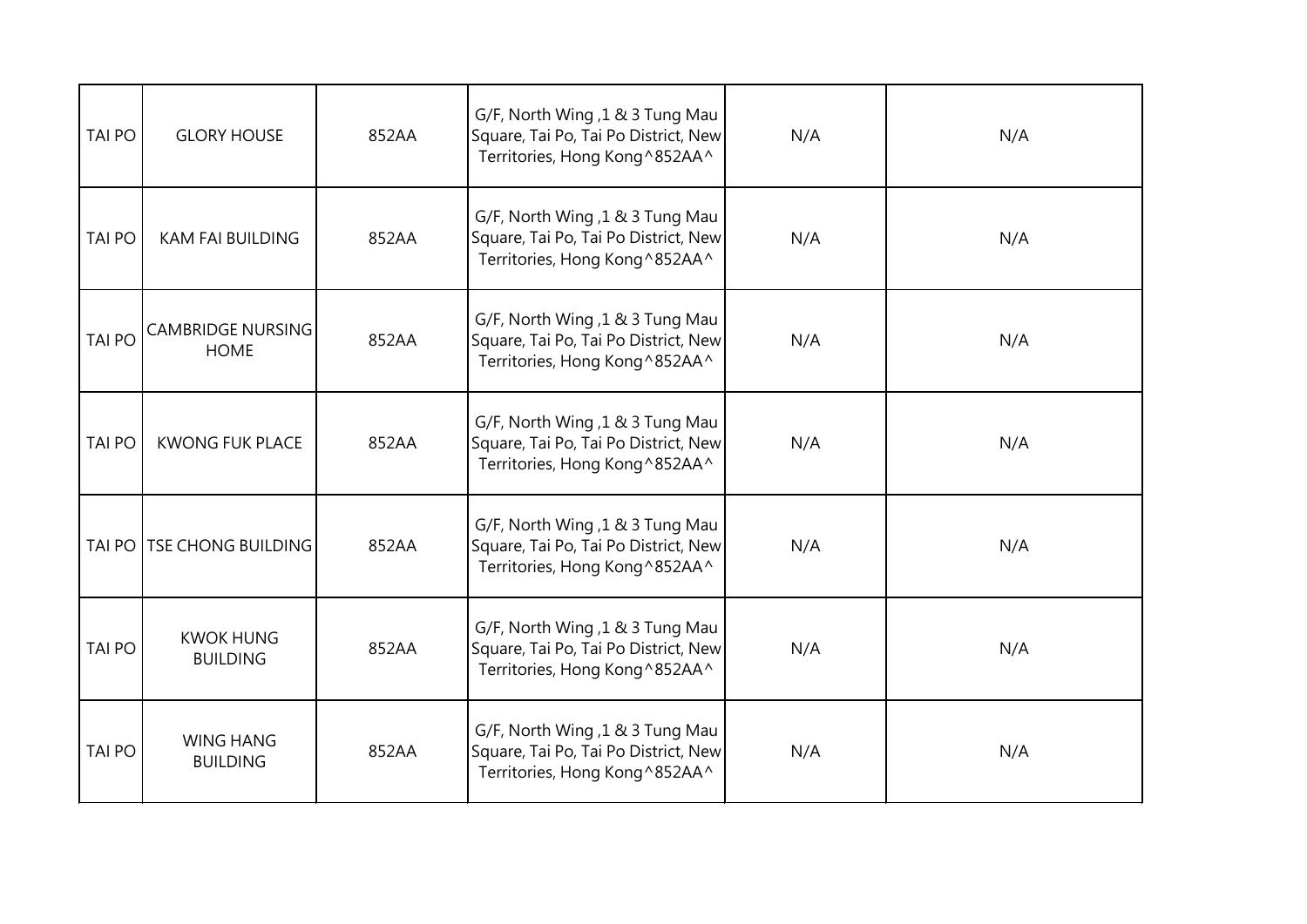| TAI PO | GLORY HOUSE | 852AA | G/F, North Wing ,1 & 3 Tung Mau Square, Tai Po, Tai Po District, New Territories, Hong Kong^852AA^ | N/A | N/A |
|---|---|---|---|---|---|
| TAI PO | KAM FAI BUILDING | 852AA | G/F, North Wing ,1 & 3 Tung Mau Square, Tai Po, Tai Po District, New Territories, Hong Kong^852AA^ | N/A | N/A |
| TAI PO | CAMBRIDGE NURSING HOME | 852AA | G/F, North Wing ,1 & 3 Tung Mau Square, Tai Po, Tai Po District, New Territories, Hong Kong^852AA^ | N/A | N/A |
| TAI PO | KWONG FUK PLACE | 852AA | G/F, North Wing ,1 & 3 Tung Mau Square, Tai Po, Tai Po District, New Territories, Hong Kong^852AA^ | N/A | N/A |
| TAI PO | TSE CHONG BUILDING | 852AA | G/F, North Wing ,1 & 3 Tung Mau Square, Tai Po, Tai Po District, New Territories, Hong Kong^852AA^ | N/A | N/A |
| TAI PO | KWOK HUNG BUILDING | 852AA | G/F, North Wing ,1 & 3 Tung Mau Square, Tai Po, Tai Po District, New Territories, Hong Kong^852AA^ | N/A | N/A |
| TAI PO | WING HANG BUILDING | 852AA | G/F, North Wing ,1 & 3 Tung Mau Square, Tai Po, Tai Po District, New Territories, Hong Kong^852AA^ | N/A | N/A |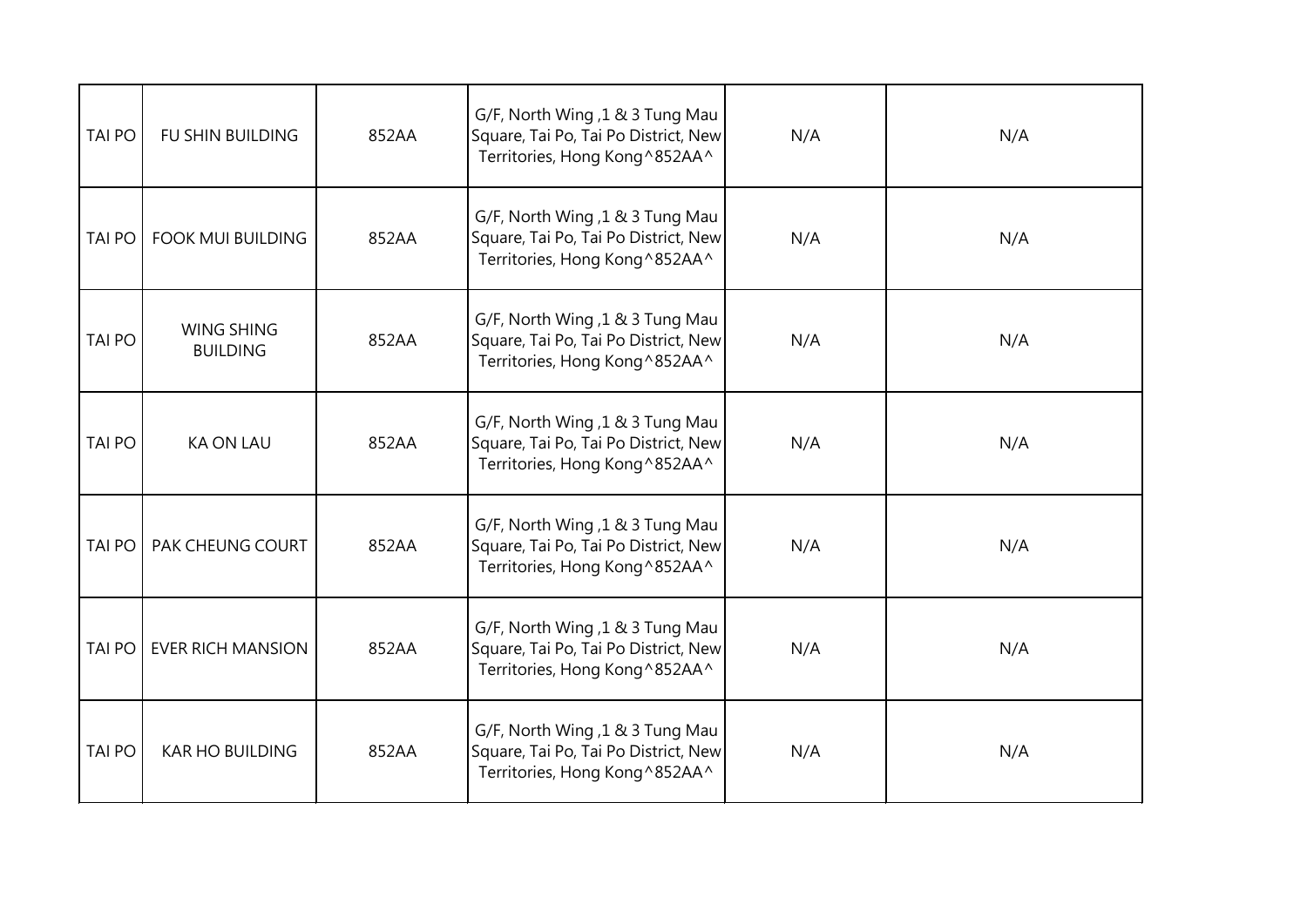| TAI PO | FU SHIN BUILDING | 852AA | G/F, North Wing ,1 & 3 Tung Mau Square, Tai Po, Tai Po District, New Territories, Hong Kong^852AA^ | N/A | N/A |
|---|---|---|---|---|---|
| TAI PO | FOOK MUI BUILDING | 852AA | G/F, North Wing ,1 & 3 Tung Mau Square, Tai Po, Tai Po District, New Territories, Hong Kong^852AA^ | N/A | N/A |
| TAI PO | WING SHING BUILDING | 852AA | G/F, North Wing ,1 & 3 Tung Mau Square, Tai Po, Tai Po District, New Territories, Hong Kong^852AA^ | N/A | N/A |
| TAI PO | KA ON LAU | 852AA | G/F, North Wing ,1 & 3 Tung Mau Square, Tai Po, Tai Po District, New Territories, Hong Kong^852AA^ | N/A | N/A |
| TAI PO | PAK CHEUNG COURT | 852AA | G/F, North Wing ,1 & 3 Tung Mau Square, Tai Po, Tai Po District, New Territories, Hong Kong^852AA^ | N/A | N/A |
| TAI PO | EVER RICH MANSION | 852AA | G/F, North Wing ,1 & 3 Tung Mau Square, Tai Po, Tai Po District, New Territories, Hong Kong^852AA^ | N/A | N/A |
| TAI PO | KAR HO BUILDING | 852AA | G/F, North Wing ,1 & 3 Tung Mau Square, Tai Po, Tai Po District, New Territories, Hong Kong^852AA^ | N/A | N/A |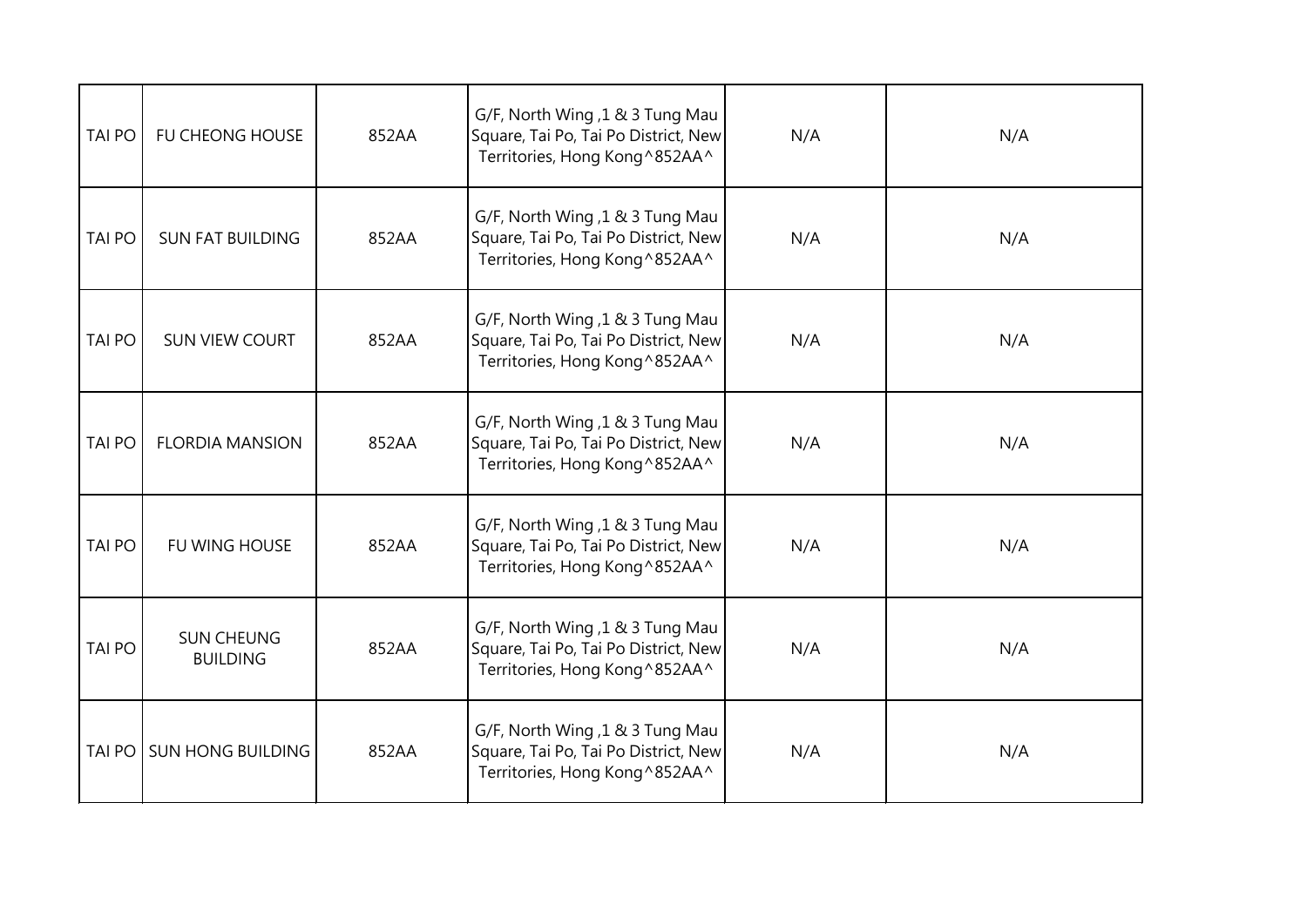| | | | | | |
|---|---|---|---|---|---|
| TAI PO | FU CHEONG HOUSE | 852AA | G/F, North Wing ,1 & 3 Tung Mau Square, Tai Po, Tai Po District, New Territories, Hong Kong^852AA^ | N/A | N/A |
| TAI PO | SUN FAT BUILDING | 852AA | G/F, North Wing ,1 & 3 Tung Mau Square, Tai Po, Tai Po District, New Territories, Hong Kong^852AA^ | N/A | N/A |
| TAI PO | SUN VIEW COURT | 852AA | G/F, North Wing ,1 & 3 Tung Mau Square, Tai Po, Tai Po District, New Territories, Hong Kong^852AA^ | N/A | N/A |
| TAI PO | FLORDIA MANSION | 852AA | G/F, North Wing ,1 & 3 Tung Mau Square, Tai Po, Tai Po District, New Territories, Hong Kong^852AA^ | N/A | N/A |
| TAI PO | FU WING HOUSE | 852AA | G/F, North Wing ,1 & 3 Tung Mau Square, Tai Po, Tai Po District, New Territories, Hong Kong^852AA^ | N/A | N/A |
| TAI PO | SUN CHEUNG BUILDING | 852AA | G/F, North Wing ,1 & 3 Tung Mau Square, Tai Po, Tai Po District, New Territories, Hong Kong^852AA^ | N/A | N/A |
| TAI PO | SUN HONG BUILDING | 852AA | G/F, North Wing ,1 & 3 Tung Mau Square, Tai Po, Tai Po District, New Territories, Hong Kong^852AA^ | N/A | N/A |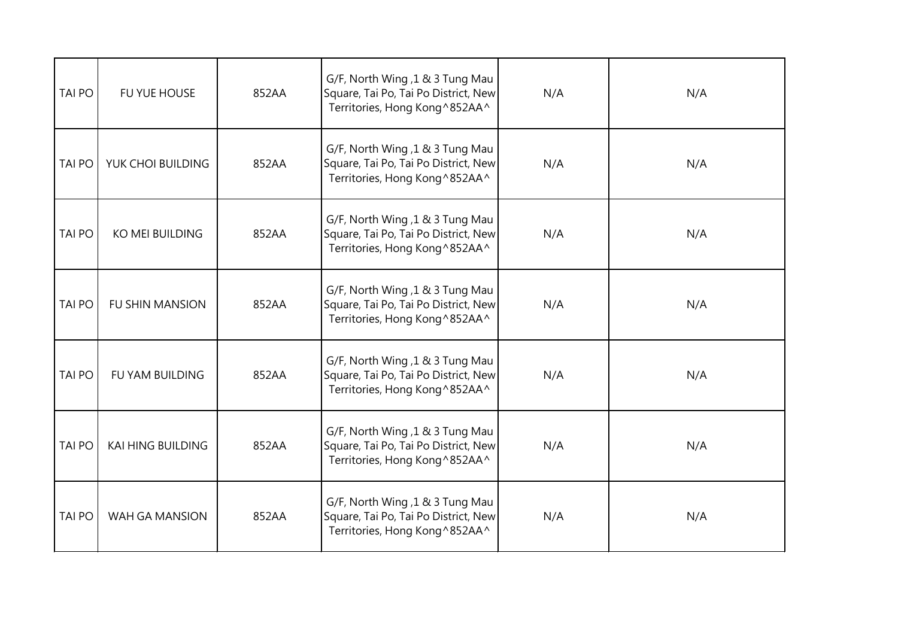| | | | | | |
|---|---|---|---|---|---|
| TAI PO | FU YUE HOUSE | 852AA | G/F, North Wing ,1 & 3 Tung Mau Square, Tai Po, Tai Po District, New Territories, Hong Kong^852AA^ | N/A | N/A |
| TAI PO | YUK CHOI BUILDING | 852AA | G/F, North Wing ,1 & 3 Tung Mau Square, Tai Po, Tai Po District, New Territories, Hong Kong^852AA^ | N/A | N/A |
| TAI PO | KO MEI BUILDING | 852AA | G/F, North Wing ,1 & 3 Tung Mau Square, Tai Po, Tai Po District, New Territories, Hong Kong^852AA^ | N/A | N/A |
| TAI PO | FU SHIN MANSION | 852AA | G/F, North Wing ,1 & 3 Tung Mau Square, Tai Po, Tai Po District, New Territories, Hong Kong^852AA^ | N/A | N/A |
| TAI PO | FU YAM BUILDING | 852AA | G/F, North Wing ,1 & 3 Tung Mau Square, Tai Po, Tai Po District, New Territories, Hong Kong^852AA^ | N/A | N/A |
| TAI PO | KAI HING BUILDING | 852AA | G/F, North Wing ,1 & 3 Tung Mau Square, Tai Po, Tai Po District, New Territories, Hong Kong^852AA^ | N/A | N/A |
| TAI PO | WAH GA MANSION | 852AA | G/F, North Wing ,1 & 3 Tung Mau Square, Tai Po, Tai Po District, New Territories, Hong Kong^852AA^ | N/A | N/A |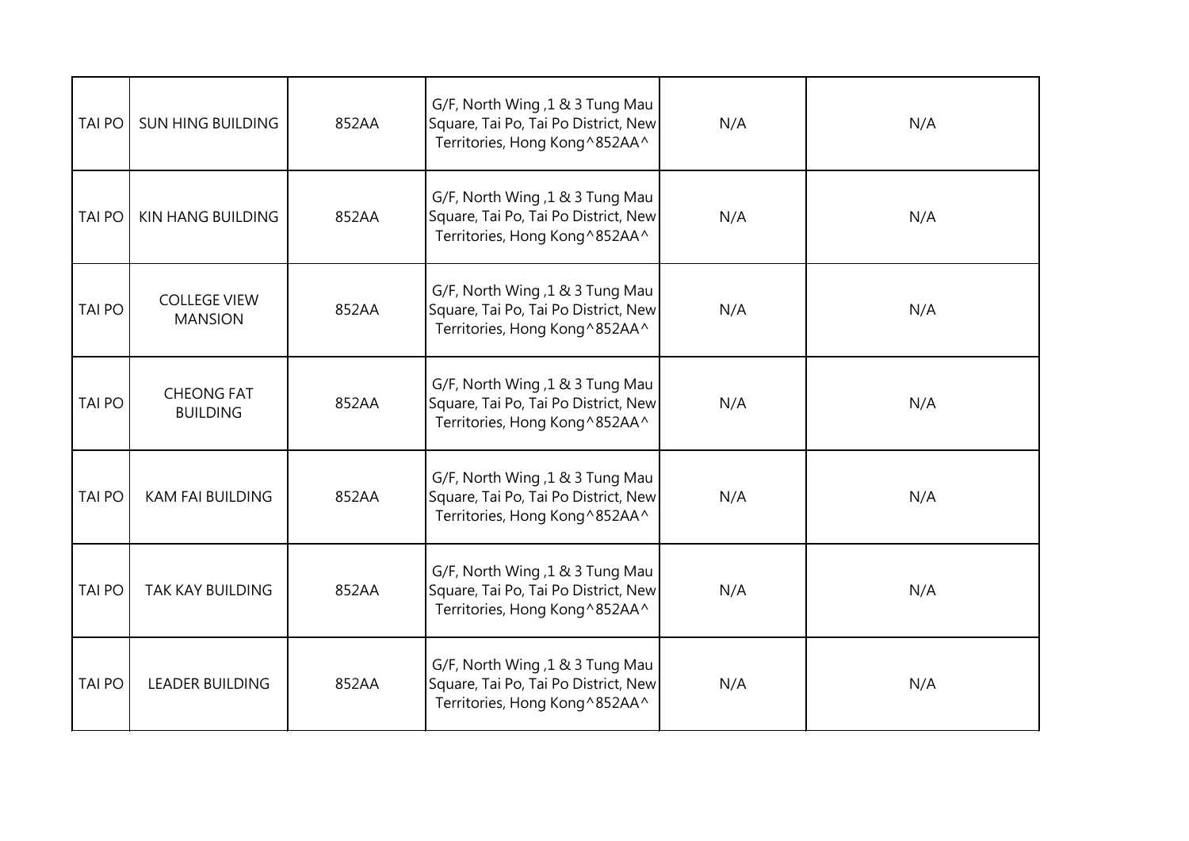| | | | | | |
|---|---|---|---|---|---|
| TAI PO | SUN HING BUILDING | 852AA | G/F, North Wing ,1 & 3 Tung Mau Square, Tai Po, Tai Po District, New Territories, Hong Kong^852AA^ | N/A | N/A |
| TAI PO | KIN HANG BUILDING | 852AA | G/F, North Wing ,1 & 3 Tung Mau Square, Tai Po, Tai Po District, New Territories, Hong Kong^852AA^ | N/A | N/A |
| TAI PO | COLLEGE VIEW MANSION | 852AA | G/F, North Wing ,1 & 3 Tung Mau Square, Tai Po, Tai Po District, New Territories, Hong Kong^852AA^ | N/A | N/A |
| TAI PO | CHEONG FAT BUILDING | 852AA | G/F, North Wing ,1 & 3 Tung Mau Square, Tai Po, Tai Po District, New Territories, Hong Kong^852AA^ | N/A | N/A |
| TAI PO | KAM FAI BUILDING | 852AA | G/F, North Wing ,1 & 3 Tung Mau Square, Tai Po, Tai Po District, New Territories, Hong Kong^852AA^ | N/A | N/A |
| TAI PO | TAK KAY BUILDING | 852AA | G/F, North Wing ,1 & 3 Tung Mau Square, Tai Po, Tai Po District, New Territories, Hong Kong^852AA^ | N/A | N/A |
| TAI PO | LEADER BUILDING | 852AA | G/F, North Wing ,1 & 3 Tung Mau Square, Tai Po, Tai Po District, New Territories, Hong Kong^852AA^ | N/A | N/A |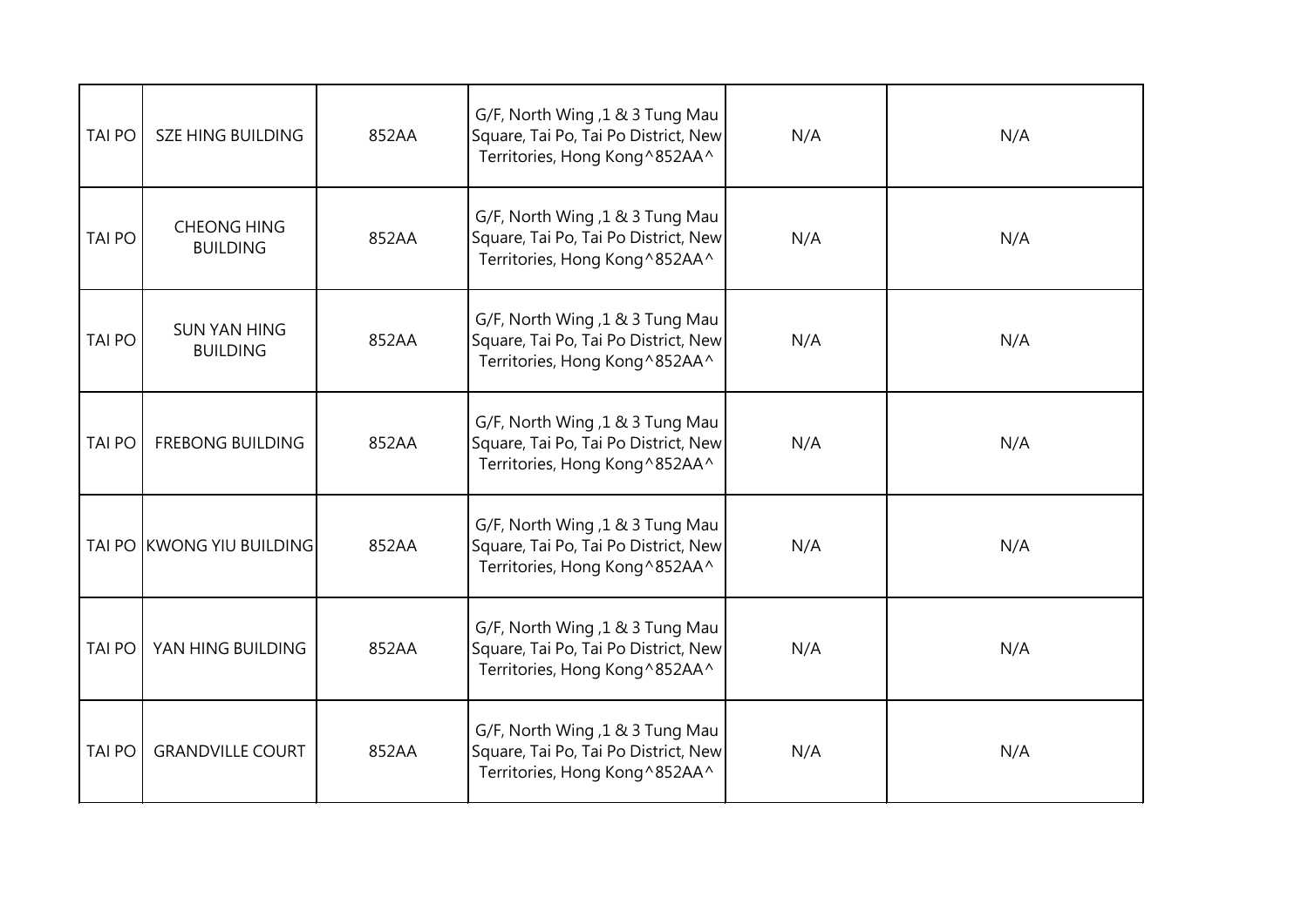| TAI PO | SZE HING BUILDING | 852AA | G/F, North Wing ,1 & 3 Tung Mau Square, Tai Po, Tai Po District, New Territories, Hong Kong^852AA^ | N/A | N/A |
|---|---|---|---|---|---|
| TAI PO | CHEONG HING BUILDING | 852AA | G/F, North Wing ,1 & 3 Tung Mau Square, Tai Po, Tai Po District, New Territories, Hong Kong^852AA^ | N/A | N/A |
| TAI PO | SUN YAN HING BUILDING | 852AA | G/F, North Wing ,1 & 3 Tung Mau Square, Tai Po, Tai Po District, New Territories, Hong Kong^852AA^ | N/A | N/A |
| TAI PO | FREBONG BUILDING | 852AA | G/F, North Wing ,1 & 3 Tung Mau Square, Tai Po, Tai Po District, New Territories, Hong Kong^852AA^ | N/A | N/A |
| TAI PO | KWONG YIU BUILDING | 852AA | G/F, North Wing ,1 & 3 Tung Mau Square, Tai Po, Tai Po District, New Territories, Hong Kong^852AA^ | N/A | N/A |
| TAI PO | YAN HING BUILDING | 852AA | G/F, North Wing ,1 & 3 Tung Mau Square, Tai Po, Tai Po District, New Territories, Hong Kong^852AA^ | N/A | N/A |
| TAI PO | GRANDVILLE COURT | 852AA | G/F, North Wing ,1 & 3 Tung Mau Square, Tai Po, Tai Po District, New Territories, Hong Kong^852AA^ | N/A | N/A |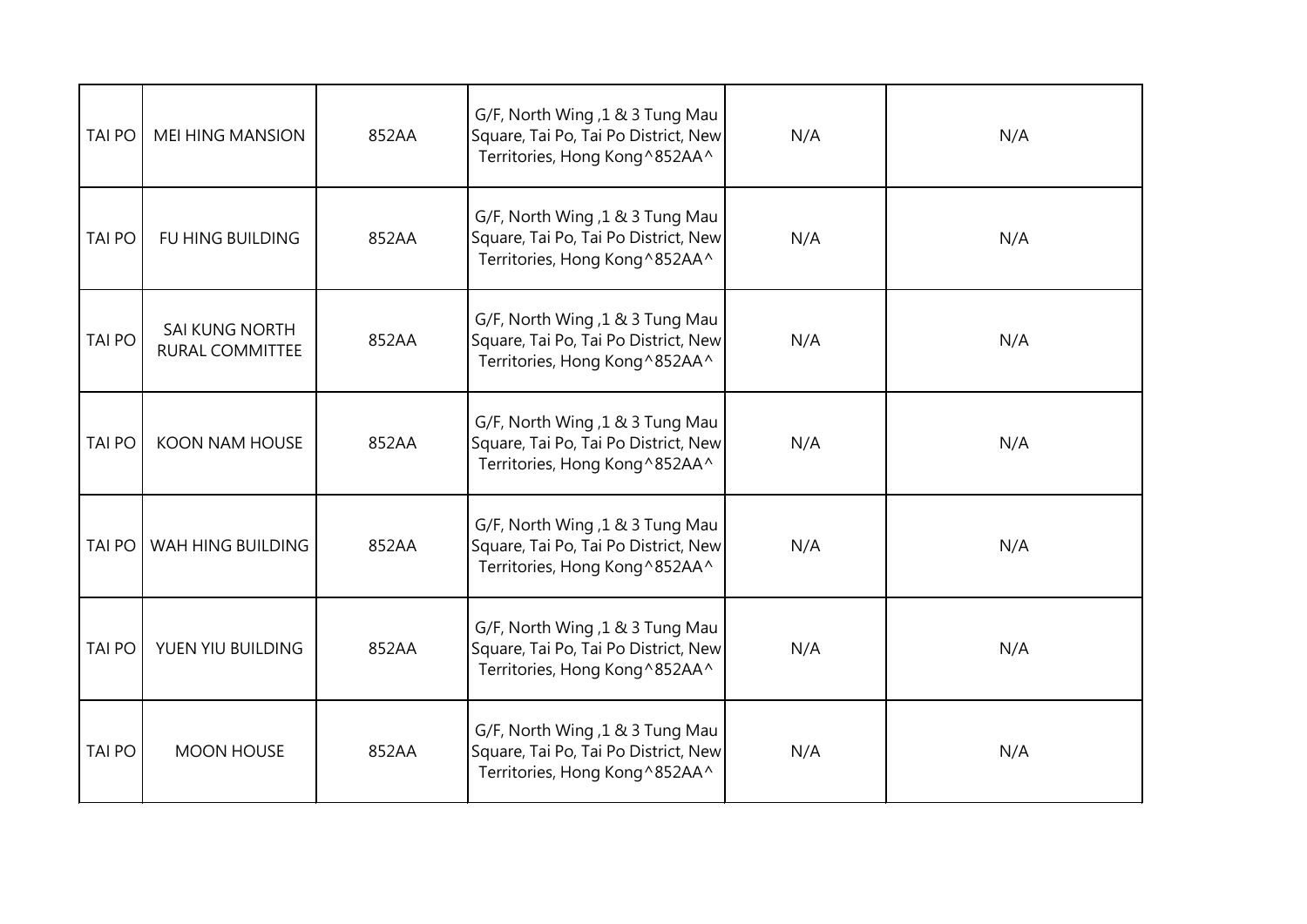| | | | | | |
|---|---|---|---|---|---|
| TAI PO | MEI HING MANSION | 852AA | G/F, North Wing ,1 & 3 Tung Mau Square, Tai Po, Tai Po District, New Territories, Hong Kong^852AA^ | N/A | N/A |
| TAI PO | FU HING BUILDING | 852AA | G/F, North Wing ,1 & 3 Tung Mau Square, Tai Po, Tai Po District, New Territories, Hong Kong^852AA^ | N/A | N/A |
| TAI PO | SAI KUNG NORTH RURAL COMMITTEE | 852AA | G/F, North Wing ,1 & 3 Tung Mau Square, Tai Po, Tai Po District, New Territories, Hong Kong^852AA^ | N/A | N/A |
| TAI PO | KOON NAM HOUSE | 852AA | G/F, North Wing ,1 & 3 Tung Mau Square, Tai Po, Tai Po District, New Territories, Hong Kong^852AA^ | N/A | N/A |
| TAI PO | WAH HING BUILDING | 852AA | G/F, North Wing ,1 & 3 Tung Mau Square, Tai Po, Tai Po District, New Territories, Hong Kong^852AA^ | N/A | N/A |
| TAI PO | YUEN YIU BUILDING | 852AA | G/F, North Wing ,1 & 3 Tung Mau Square, Tai Po, Tai Po District, New Territories, Hong Kong^852AA^ | N/A | N/A |
| TAI PO | MOON HOUSE | 852AA | G/F, North Wing ,1 & 3 Tung Mau Square, Tai Po, Tai Po District, New Territories, Hong Kong^852AA^ | N/A | N/A |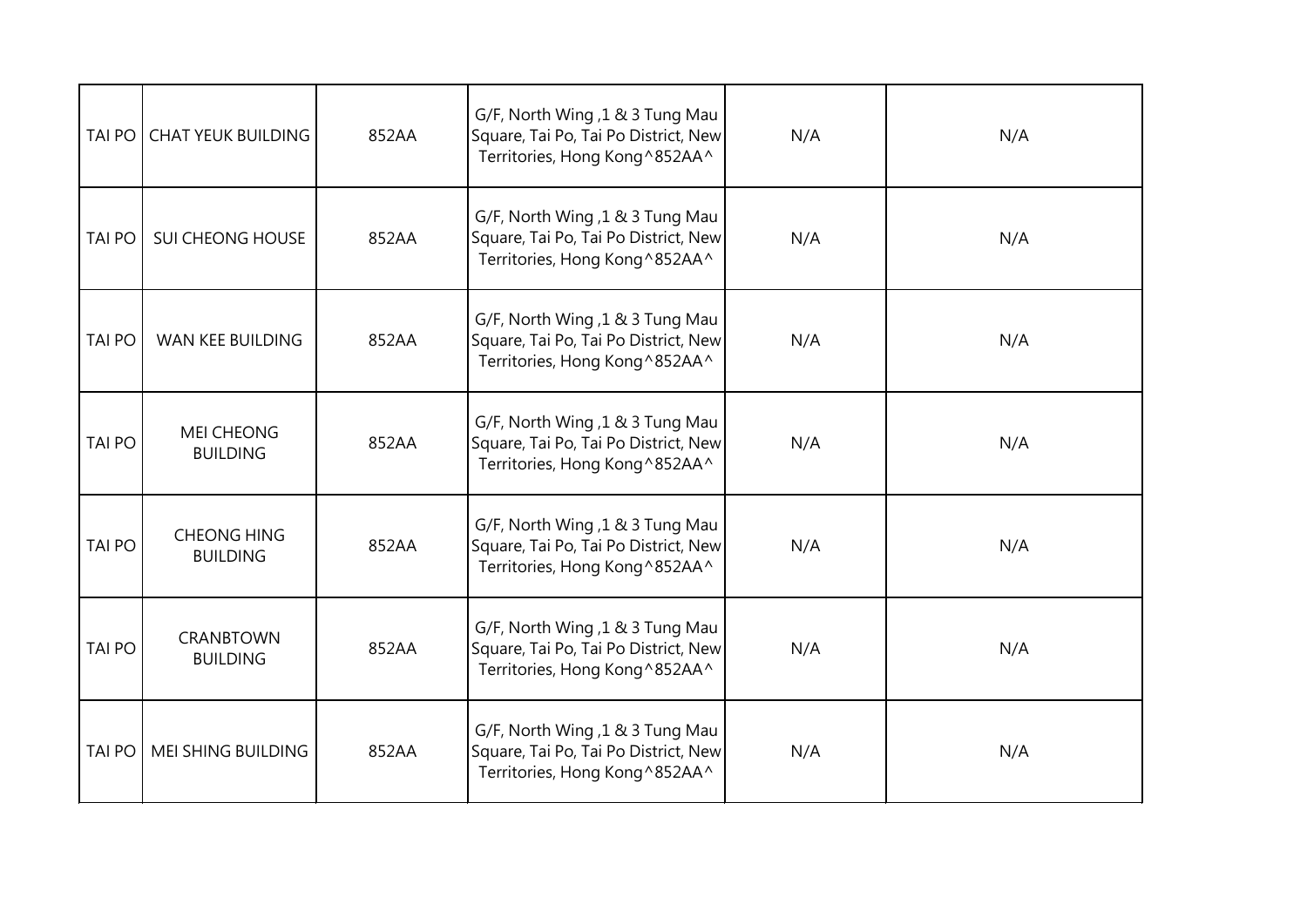| | | | | | |
|---|---|---|---|---|---|
| TAI PO | CHAT YEUK BUILDING | 852AA | G/F, North Wing ,1 & 3 Tung Mau Square, Tai Po, Tai Po District, New Territories, Hong Kong^852AA^ | N/A | N/A |
| TAI PO | SUI CHEONG HOUSE | 852AA | G/F, North Wing ,1 & 3 Tung Mau Square, Tai Po, Tai Po District, New Territories, Hong Kong^852AA^ | N/A | N/A |
| TAI PO | WAN KEE BUILDING | 852AA | G/F, North Wing ,1 & 3 Tung Mau Square, Tai Po, Tai Po District, New Territories, Hong Kong^852AA^ | N/A | N/A |
| TAI PO | MEI CHEONG BUILDING | 852AA | G/F, North Wing ,1 & 3 Tung Mau Square, Tai Po, Tai Po District, New Territories, Hong Kong^852AA^ | N/A | N/A |
| TAI PO | CHEONG HING BUILDING | 852AA | G/F, North Wing ,1 & 3 Tung Mau Square, Tai Po, Tai Po District, New Territories, Hong Kong^852AA^ | N/A | N/A |
| TAI PO | CRANBTOWN BUILDING | 852AA | G/F, North Wing ,1 & 3 Tung Mau Square, Tai Po, Tai Po District, New Territories, Hong Kong^852AA^ | N/A | N/A |
| TAI PO | MEI SHING BUILDING | 852AA | G/F, North Wing ,1 & 3 Tung Mau Square, Tai Po, Tai Po District, New Territories, Hong Kong^852AA^ | N/A | N/A |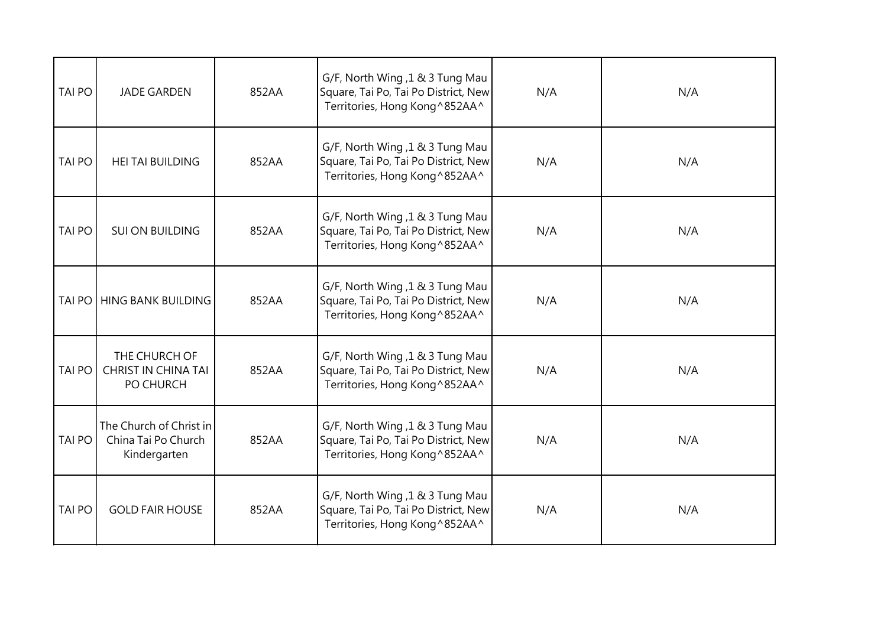| TAI PO | JADE GARDEN | 852AA | G/F, North Wing ,1 & 3 Tung Mau Square, Tai Po, Tai Po District, New Territories, Hong Kong^852AA^ | N/A | N/A |
|---|---|---|---|---|---|
| TAI PO | HEI TAI BUILDING | 852AA | G/F, North Wing ,1 & 3 Tung Mau Square, Tai Po, Tai Po District, New Territories, Hong Kong^852AA^ | N/A | N/A |
| TAI PO | SUI ON BUILDING | 852AA | G/F, North Wing ,1 & 3 Tung Mau Square, Tai Po, Tai Po District, New Territories, Hong Kong^852AA^ | N/A | N/A |
| TAI PO | HING BANK BUILDING | 852AA | G/F, North Wing ,1 & 3 Tung Mau Square, Tai Po, Tai Po District, New Territories, Hong Kong^852AA^ | N/A | N/A |
| TAI PO | THE CHURCH OF CHRIST IN CHINA TAI PO CHURCH | 852AA | G/F, North Wing ,1 & 3 Tung Mau Square, Tai Po, Tai Po District, New Territories, Hong Kong^852AA^ | N/A | N/A |
| TAI PO | The Church of Christ in China Tai Po Church Kindergarten | 852AA | G/F, North Wing ,1 & 3 Tung Mau Square, Tai Po, Tai Po District, New Territories, Hong Kong^852AA^ | N/A | N/A |
| TAI PO | GOLD FAIR HOUSE | 852AA | G/F, North Wing ,1 & 3 Tung Mau Square, Tai Po, Tai Po District, New Territories, Hong Kong^852AA^ | N/A | N/A |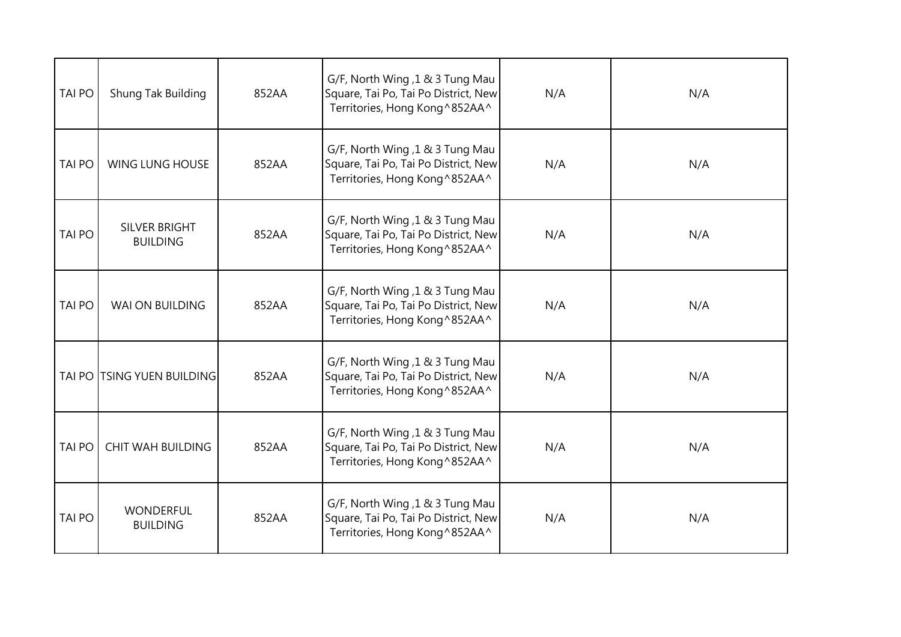| | | | | | |
|---|---|---|---|---|---|
| TAI PO | Shung Tak Building | 852AA | G/F, North Wing ,1 & 3 Tung Mau Square, Tai Po, Tai Po District, New Territories, Hong Kong^852AA^ | N/A | N/A |
| TAI PO | WING LUNG HOUSE | 852AA | G/F, North Wing ,1 & 3 Tung Mau Square, Tai Po, Tai Po District, New Territories, Hong Kong^852AA^ | N/A | N/A |
| TAI PO | SILVER BRIGHT BUILDING | 852AA | G/F, North Wing ,1 & 3 Tung Mau Square, Tai Po, Tai Po District, New Territories, Hong Kong^852AA^ | N/A | N/A |
| TAI PO | WAI ON BUILDING | 852AA | G/F, North Wing ,1 & 3 Tung Mau Square, Tai Po, Tai Po District, New Territories, Hong Kong^852AA^ | N/A | N/A |
| TAI PO | TSING YUEN BUILDING | 852AA | G/F, North Wing ,1 & 3 Tung Mau Square, Tai Po, Tai Po District, New Territories, Hong Kong^852AA^ | N/A | N/A |
| TAI PO | CHIT WAH BUILDING | 852AA | G/F, North Wing ,1 & 3 Tung Mau Square, Tai Po, Tai Po District, New Territories, Hong Kong^852AA^ | N/A | N/A |
| TAI PO | WONDERFUL BUILDING | 852AA | G/F, North Wing ,1 & 3 Tung Mau Square, Tai Po, Tai Po District, New Territories, Hong Kong^852AA^ | N/A | N/A |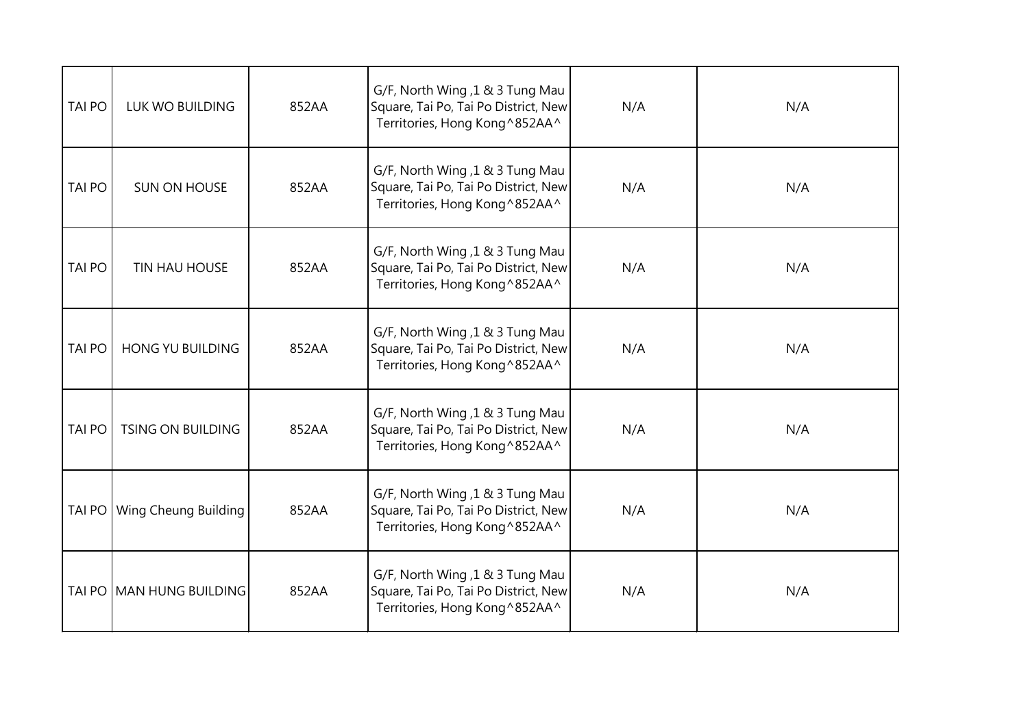| | | | | | |
|---|---|---|---|---|---|
| TAI PO | LUK WO BUILDING | 852AA | G/F, North Wing ,1 & 3 Tung Mau Square, Tai Po, Tai Po District, New Territories, Hong Kong^852AA^ | N/A | N/A |
| TAI PO | SUN ON HOUSE | 852AA | G/F, North Wing ,1 & 3 Tung Mau Square, Tai Po, Tai Po District, New Territories, Hong Kong^852AA^ | N/A | N/A |
| TAI PO | TIN HAU HOUSE | 852AA | G/F, North Wing ,1 & 3 Tung Mau Square, Tai Po, Tai Po District, New Territories, Hong Kong^852AA^ | N/A | N/A |
| TAI PO | HONG YU BUILDING | 852AA | G/F, North Wing ,1 & 3 Tung Mau Square, Tai Po, Tai Po District, New Territories, Hong Kong^852AA^ | N/A | N/A |
| TAI PO | TSING ON BUILDING | 852AA | G/F, North Wing ,1 & 3 Tung Mau Square, Tai Po, Tai Po District, New Territories, Hong Kong^852AA^ | N/A | N/A |
| TAI PO | Wing Cheung Building | 852AA | G/F, North Wing ,1 & 3 Tung Mau Square, Tai Po, Tai Po District, New Territories, Hong Kong^852AA^ | N/A | N/A |
| TAI PO | MAN HUNG BUILDING | 852AA | G/F, North Wing ,1 & 3 Tung Mau Square, Tai Po, Tai Po District, New Territories, Hong Kong^852AA^ | N/A | N/A |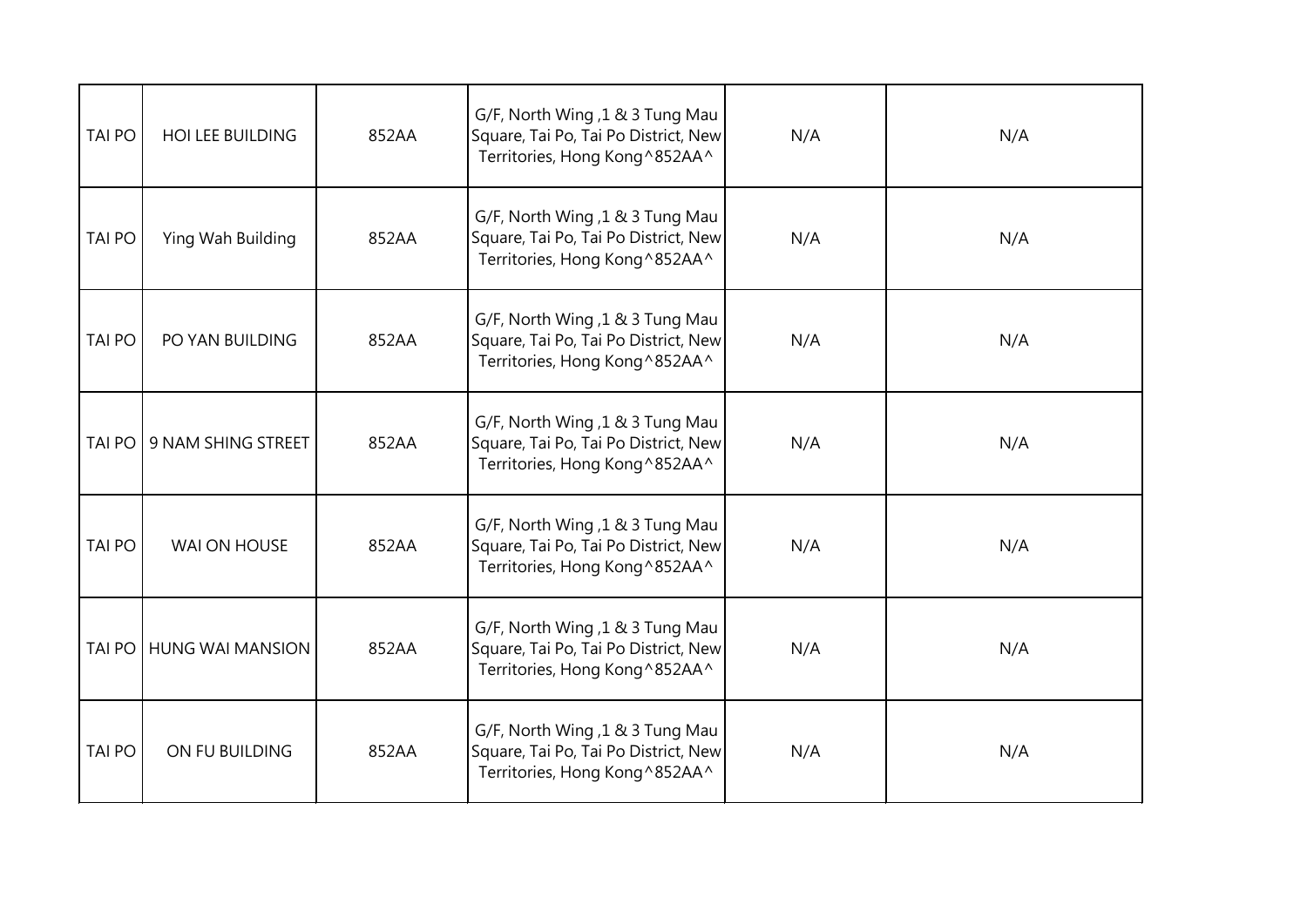| | | | | | |
|---|---|---|---|---|---|
| TAI PO | HOI LEE BUILDING | 852AA | G/F, North Wing ,1 & 3 Tung Mau Square, Tai Po, Tai Po District, New Territories, Hong Kong^852AA^ | N/A | N/A |
| TAI PO | Ying Wah Building | 852AA | G/F, North Wing ,1 & 3 Tung Mau Square, Tai Po, Tai Po District, New Territories, Hong Kong^852AA^ | N/A | N/A |
| TAI PO | PO YAN BUILDING | 852AA | G/F, North Wing ,1 & 3 Tung Mau Square, Tai Po, Tai Po District, New Territories, Hong Kong^852AA^ | N/A | N/A |
| TAI PO | 9 NAM SHING STREET | 852AA | G/F, North Wing ,1 & 3 Tung Mau Square, Tai Po, Tai Po District, New Territories, Hong Kong^852AA^ | N/A | N/A |
| TAI PO | WAI ON HOUSE | 852AA | G/F, North Wing ,1 & 3 Tung Mau Square, Tai Po, Tai Po District, New Territories, Hong Kong^852AA^ | N/A | N/A |
| TAI PO | HUNG WAI MANSION | 852AA | G/F, North Wing ,1 & 3 Tung Mau Square, Tai Po, Tai Po District, New Territories, Hong Kong^852AA^ | N/A | N/A |
| TAI PO | ON FU BUILDING | 852AA | G/F, North Wing ,1 & 3 Tung Mau Square, Tai Po, Tai Po District, New Territories, Hong Kong^852AA^ | N/A | N/A |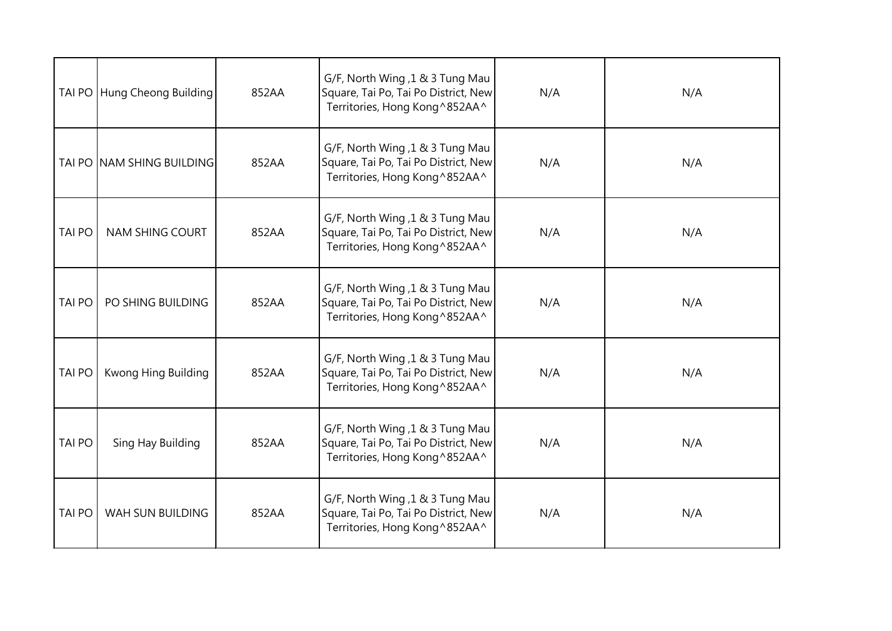| TAI PO | Hung Cheong Building | 852AA | G/F, North Wing ,1 & 3 Tung Mau Square, Tai Po, Tai Po District, New Territories, Hong Kong^852AA^ | N/A | N/A |
|---|---|---|---|---|---|
| TAI PO | NAM SHING BUILDING | 852AA | G/F, North Wing ,1 & 3 Tung Mau Square, Tai Po, Tai Po District, New Territories, Hong Kong^852AA^ | N/A | N/A |
| TAI PO | NAM SHING COURT | 852AA | G/F, North Wing ,1 & 3 Tung Mau Square, Tai Po, Tai Po District, New Territories, Hong Kong^852AA^ | N/A | N/A |
| TAI PO | PO SHING BUILDING | 852AA | G/F, North Wing ,1 & 3 Tung Mau Square, Tai Po, Tai Po District, New Territories, Hong Kong^852AA^ | N/A | N/A |
| TAI PO | Kwong Hing Building | 852AA | G/F, North Wing ,1 & 3 Tung Mau Square, Tai Po, Tai Po District, New Territories, Hong Kong^852AA^ | N/A | N/A |
| TAI PO | Sing Hay Building | 852AA | G/F, North Wing ,1 & 3 Tung Mau Square, Tai Po, Tai Po District, New Territories, Hong Kong^852AA^ | N/A | N/A |
| TAI PO | WAH SUN BUILDING | 852AA | G/F, North Wing ,1 & 3 Tung Mau Square, Tai Po, Tai Po District, New Territories, Hong Kong^852AA^ | N/A | N/A |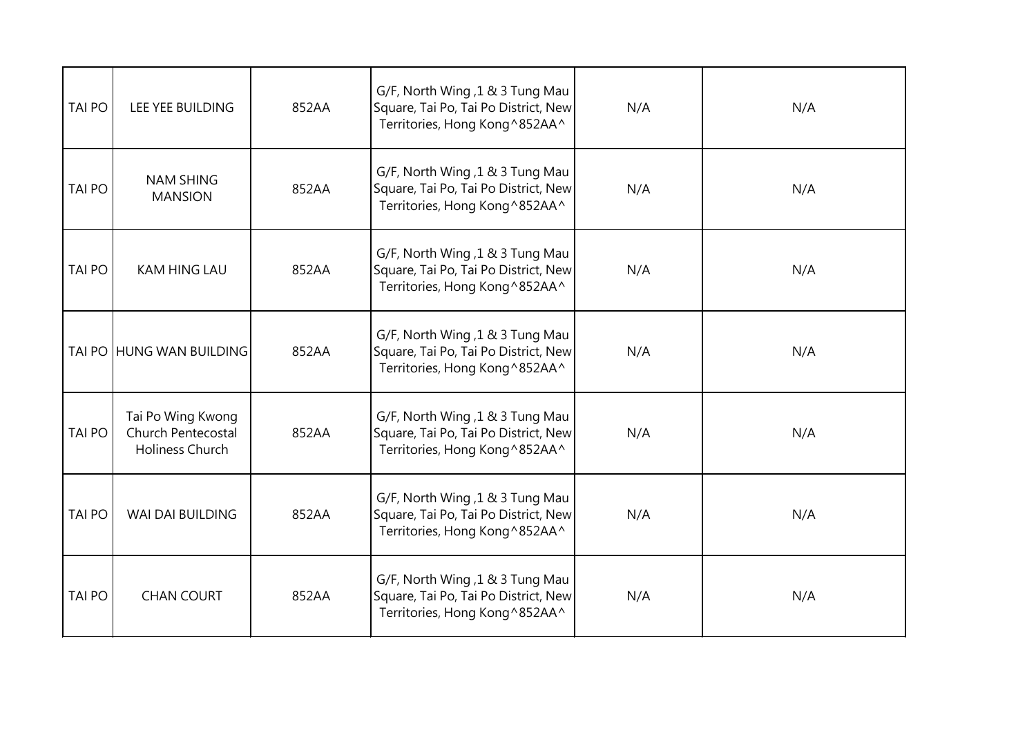| | | | | | |
|---|---|---|---|---|---|
| TAI PO | LEE YEE BUILDING | 852AA | G/F, North Wing ,1 & 3 Tung Mau Square, Tai Po, Tai Po District, New Territories, Hong Kong^852AA^ | N/A | N/A |
| TAI PO | NAM SHING MANSION | 852AA | G/F, North Wing ,1 & 3 Tung Mau Square, Tai Po, Tai Po District, New Territories, Hong Kong^852AA^ | N/A | N/A |
| TAI PO | KAM HING LAU | 852AA | G/F, North Wing ,1 & 3 Tung Mau Square, Tai Po, Tai Po District, New Territories, Hong Kong^852AA^ | N/A | N/A |
| TAI PO | HUNG WAN BUILDING | 852AA | G/F, North Wing ,1 & 3 Tung Mau Square, Tai Po, Tai Po District, New Territories, Hong Kong^852AA^ | N/A | N/A |
| TAI PO | Tai Po Wing Kwong Church Pentecostal Holiness Church | 852AA | G/F, North Wing ,1 & 3 Tung Mau Square, Tai Po, Tai Po District, New Territories, Hong Kong^852AA^ | N/A | N/A |
| TAI PO | WAI DAI BUILDING | 852AA | G/F, North Wing ,1 & 3 Tung Mau Square, Tai Po, Tai Po District, New Territories, Hong Kong^852AA^ | N/A | N/A |
| TAI PO | CHAN COURT | 852AA | G/F, North Wing ,1 & 3 Tung Mau Square, Tai Po, Tai Po District, New Territories, Hong Kong^852AA^ | N/A | N/A |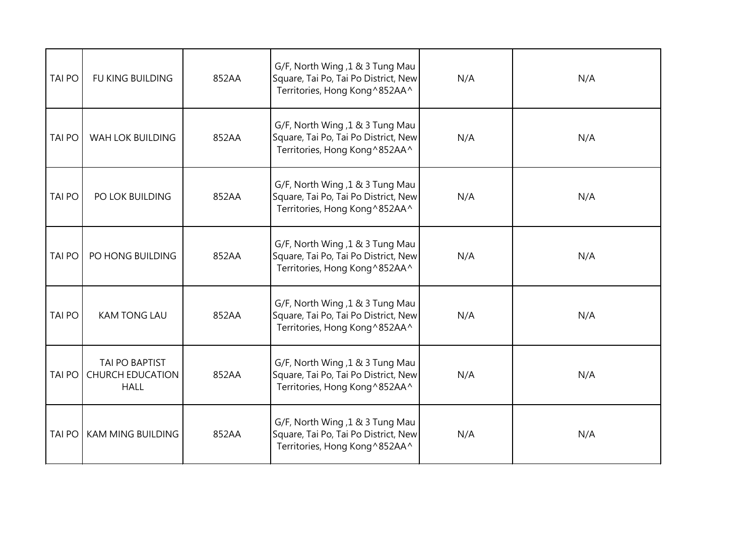| | | | | | |
|---|---|---|---|---|---|
| TAI PO | FU KING BUILDING | 852AA | G/F, North Wing ,1 & 3 Tung Mau Square, Tai Po, Tai Po District, New Territories, Hong Kong^852AA^ | N/A | N/A |
| TAI PO | WAH LOK BUILDING | 852AA | G/F, North Wing ,1 & 3 Tung Mau Square, Tai Po, Tai Po District, New Territories, Hong Kong^852AA^ | N/A | N/A |
| TAI PO | PO LOK BUILDING | 852AA | G/F, North Wing ,1 & 3 Tung Mau Square, Tai Po, Tai Po District, New Territories, Hong Kong^852AA^ | N/A | N/A |
| TAI PO | PO HONG BUILDING | 852AA | G/F, North Wing ,1 & 3 Tung Mau Square, Tai Po, Tai Po District, New Territories, Hong Kong^852AA^ | N/A | N/A |
| TAI PO | KAM TONG LAU | 852AA | G/F, North Wing ,1 & 3 Tung Mau Square, Tai Po, Tai Po District, New Territories, Hong Kong^852AA^ | N/A | N/A |
| TAI PO | TAI PO BAPTIST CHURCH EDUCATION HALL | 852AA | G/F, North Wing ,1 & 3 Tung Mau Square, Tai Po, Tai Po District, New Territories, Hong Kong^852AA^ | N/A | N/A |
| TAI PO | KAM MING BUILDING | 852AA | G/F, North Wing ,1 & 3 Tung Mau Square, Tai Po, Tai Po District, New Territories, Hong Kong^852AA^ | N/A | N/A |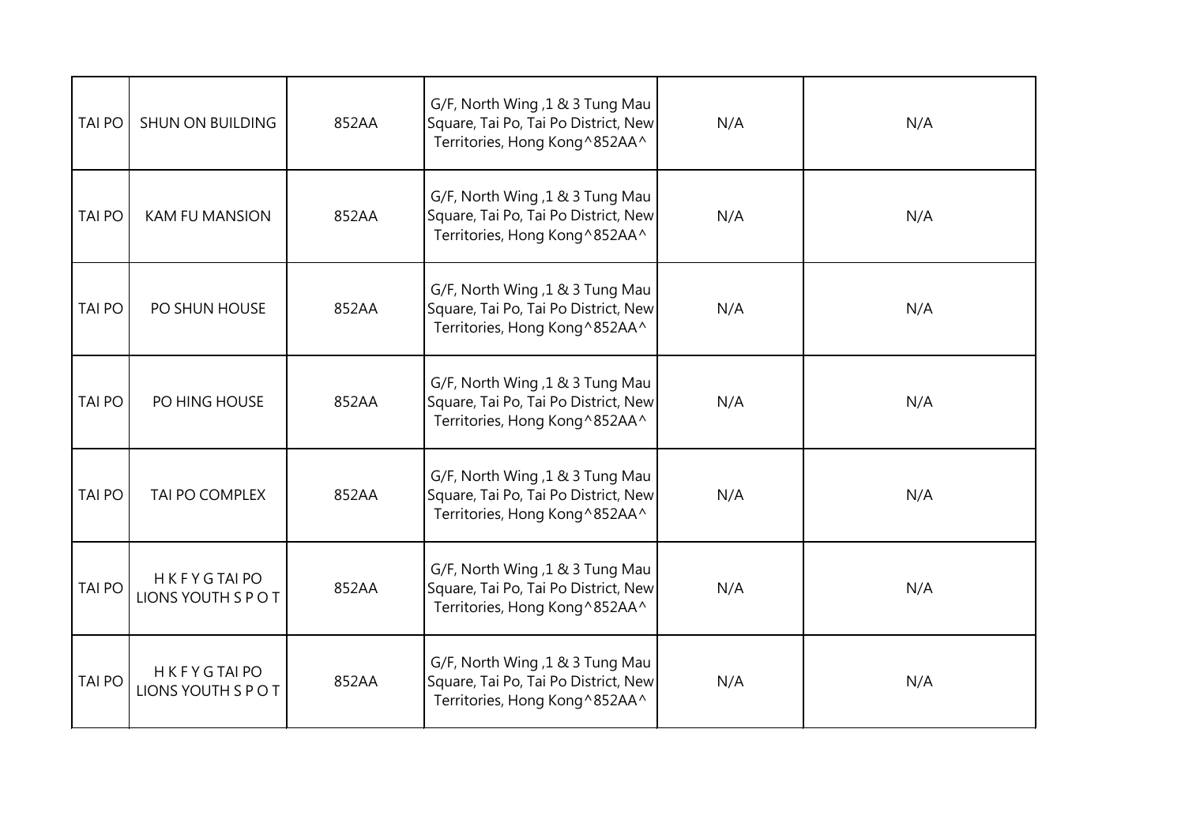| | | | | | |
|---|---|---|---|---|---|
| TAI PO | SHUN ON BUILDING | 852AA | G/F, North Wing ,1 & 3 Tung Mau Square, Tai Po, Tai Po District, New Territories, Hong Kong^852AA^ | N/A | N/A |
| TAI PO | KAM FU MANSION | 852AA | G/F, North Wing ,1 & 3 Tung Mau Square, Tai Po, Tai Po District, New Territories, Hong Kong^852AA^ | N/A | N/A |
| TAI PO | PO SHUN HOUSE | 852AA | G/F, North Wing ,1 & 3 Tung Mau Square, Tai Po, Tai Po District, New Territories, Hong Kong^852AA^ | N/A | N/A |
| TAI PO | PO HING HOUSE | 852AA | G/F, North Wing ,1 & 3 Tung Mau Square, Tai Po, Tai Po District, New Territories, Hong Kong^852AA^ | N/A | N/A |
| TAI PO | TAI PO COMPLEX | 852AA | G/F, North Wing ,1 & 3 Tung Mau Square, Tai Po, Tai Po District, New Territories, Hong Kong^852AA^ | N/A | N/A |
| TAI PO | H K F Y G TAI PO LIONS YOUTH S P O T | 852AA | G/F, North Wing ,1 & 3 Tung Mau Square, Tai Po, Tai Po District, New Territories, Hong Kong^852AA^ | N/A | N/A |
| TAI PO | H K F Y G TAI PO LIONS YOUTH S P O T | 852AA | G/F, North Wing ,1 & 3 Tung Mau Square, Tai Po, Tai Po District, New Territories, Hong Kong^852AA^ | N/A | N/A |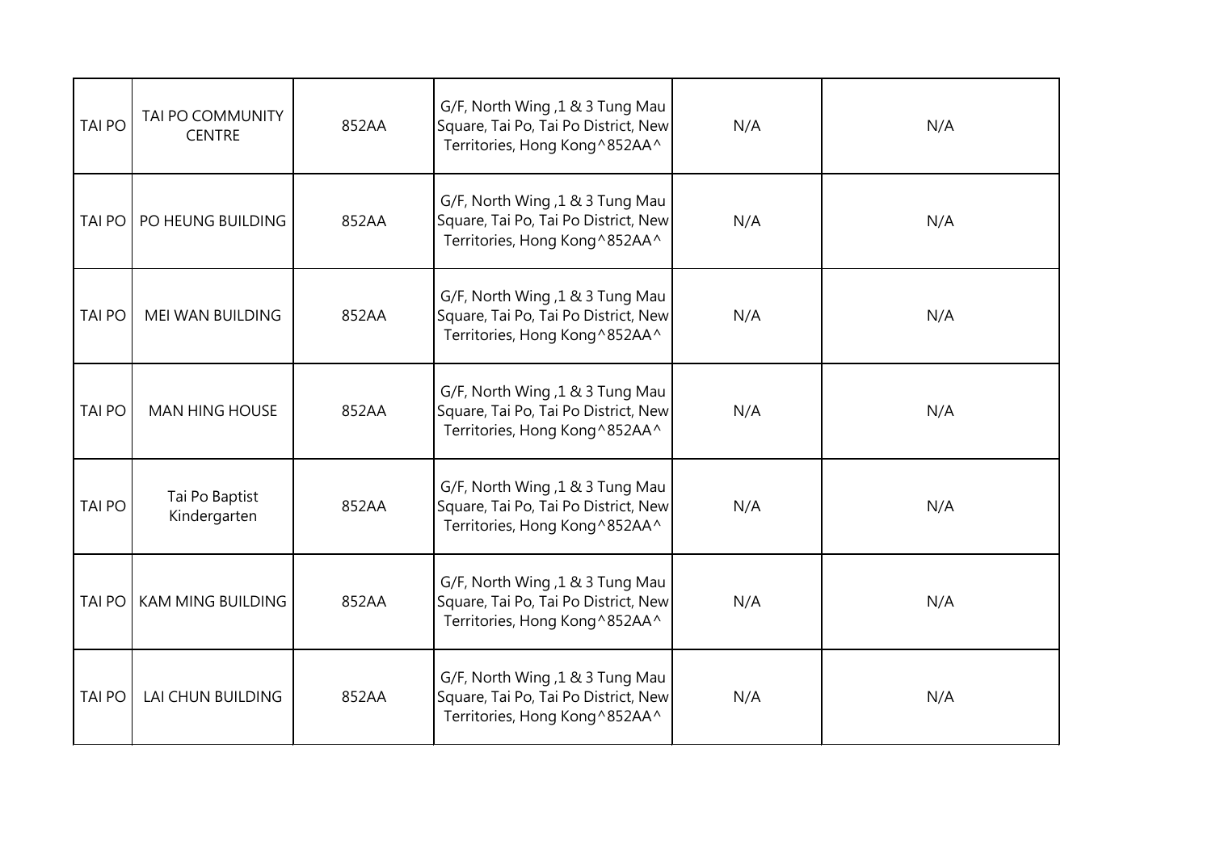| | | | | | |
|---|---|---|---|---|---|
| TAI PO | TAI PO COMMUNITY CENTRE | 852AA | G/F, North Wing ,1 & 3 Tung Mau Square, Tai Po, Tai Po District, New Territories, Hong Kong^852AA^ | N/A | N/A |
| TAI PO | PO HEUNG BUILDING | 852AA | G/F, North Wing ,1 & 3 Tung Mau Square, Tai Po, Tai Po District, New Territories, Hong Kong^852AA^ | N/A | N/A |
| TAI PO | MEI WAN BUILDING | 852AA | G/F, North Wing ,1 & 3 Tung Mau Square, Tai Po, Tai Po District, New Territories, Hong Kong^852AA^ | N/A | N/A |
| TAI PO | MAN HING HOUSE | 852AA | G/F, North Wing ,1 & 3 Tung Mau Square, Tai Po, Tai Po District, New Territories, Hong Kong^852AA^ | N/A | N/A |
| TAI PO | Tai Po Baptist Kindergarten | 852AA | G/F, North Wing ,1 & 3 Tung Mau Square, Tai Po, Tai Po District, New Territories, Hong Kong^852AA^ | N/A | N/A |
| TAI PO | KAM MING BUILDING | 852AA | G/F, North Wing ,1 & 3 Tung Mau Square, Tai Po, Tai Po District, New Territories, Hong Kong^852AA^ | N/A | N/A |
| TAI PO | LAI CHUN BUILDING | 852AA | G/F, North Wing ,1 & 3 Tung Mau Square, Tai Po, Tai Po District, New Territories, Hong Kong^852AA^ | N/A | N/A |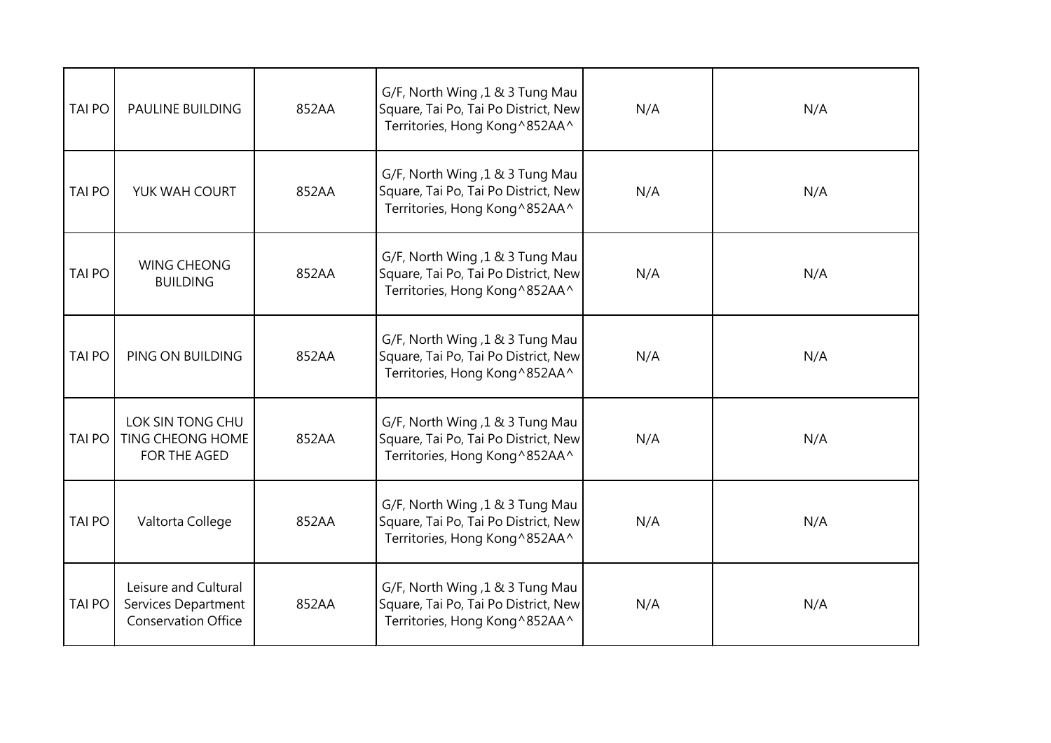| TAI PO | PAULINE BUILDING | 852AA | G/F, North Wing ,1 & 3 Tung Mau Square, Tai Po, Tai Po District, New Territories, Hong Kong^852AA^ | N/A | N/A |
|---|---|---|---|---|---|
| TAI PO | YUK WAH COURT | 852AA | G/F, North Wing ,1 & 3 Tung Mau Square, Tai Po, Tai Po District, New Territories, Hong Kong^852AA^ | N/A | N/A |
| TAI PO | WING CHEONG BUILDING | 852AA | G/F, North Wing ,1 & 3 Tung Mau Square, Tai Po, Tai Po District, New Territories, Hong Kong^852AA^ | N/A | N/A |
| TAI PO | PING ON BUILDING | 852AA | G/F, North Wing ,1 & 3 Tung Mau Square, Tai Po, Tai Po District, New Territories, Hong Kong^852AA^ | N/A | N/A |
| TAI PO | LOK SIN TONG CHU TING CHEONG HOME FOR THE AGED | 852AA | G/F, North Wing ,1 & 3 Tung Mau Square, Tai Po, Tai Po District, New Territories, Hong Kong^852AA^ | N/A | N/A |
| TAI PO | Valtorta College | 852AA | G/F, North Wing ,1 & 3 Tung Mau Square, Tai Po, Tai Po District, New Territories, Hong Kong^852AA^ | N/A | N/A |
| TAI PO | Leisure and Cultural Services Department Conservation Office | 852AA | G/F, North Wing ,1 & 3 Tung Mau Square, Tai Po, Tai Po District, New Territories, Hong Kong^852AA^ | N/A | N/A |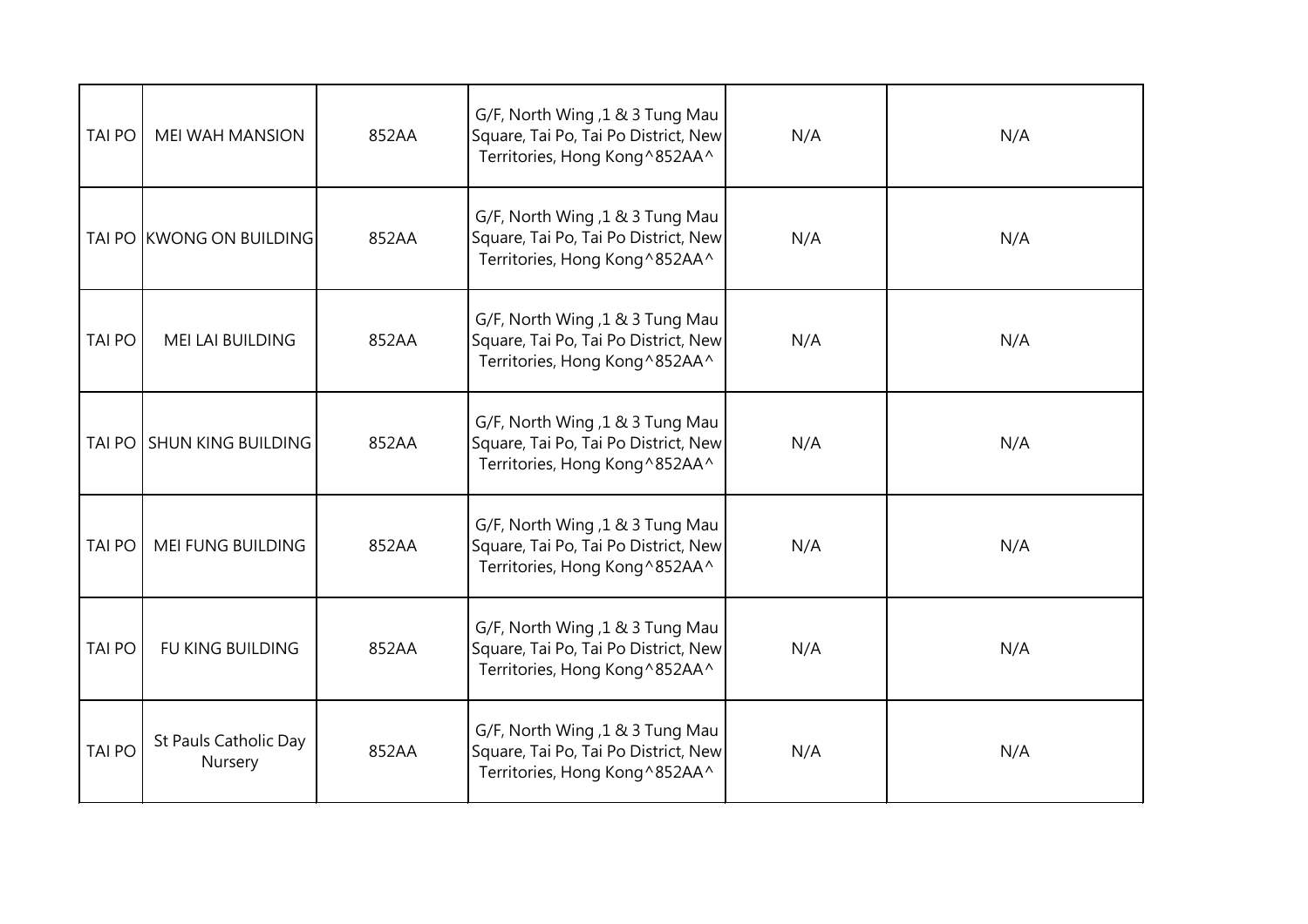| | | | | | |
|---|---|---|---|---|---|
| TAI PO | MEI WAH MANSION | 852AA | G/F, North Wing ,1 & 3 Tung Mau Square, Tai Po, Tai Po District, New Territories, Hong Kong^852AA^ | N/A | N/A |
| TAI PO | KWONG ON BUILDING | 852AA | G/F, North Wing ,1 & 3 Tung Mau Square, Tai Po, Tai Po District, New Territories, Hong Kong^852AA^ | N/A | N/A |
| TAI PO | MEI LAI BUILDING | 852AA | G/F, North Wing ,1 & 3 Tung Mau Square, Tai Po, Tai Po District, New Territories, Hong Kong^852AA^ | N/A | N/A |
| TAI PO | SHUN KING BUILDING | 852AA | G/F, North Wing ,1 & 3 Tung Mau Square, Tai Po, Tai Po District, New Territories, Hong Kong^852AA^ | N/A | N/A |
| TAI PO | MEI FUNG BUILDING | 852AA | G/F, North Wing ,1 & 3 Tung Mau Square, Tai Po, Tai Po District, New Territories, Hong Kong^852AA^ | N/A | N/A |
| TAI PO | FU KING BUILDING | 852AA | G/F, North Wing ,1 & 3 Tung Mau Square, Tai Po, Tai Po District, New Territories, Hong Kong^852AA^ | N/A | N/A |
| TAI PO | St Pauls Catholic Day Nursery | 852AA | G/F, North Wing ,1 & 3 Tung Mau Square, Tai Po, Tai Po District, New Territories, Hong Kong^852AA^ | N/A | N/A |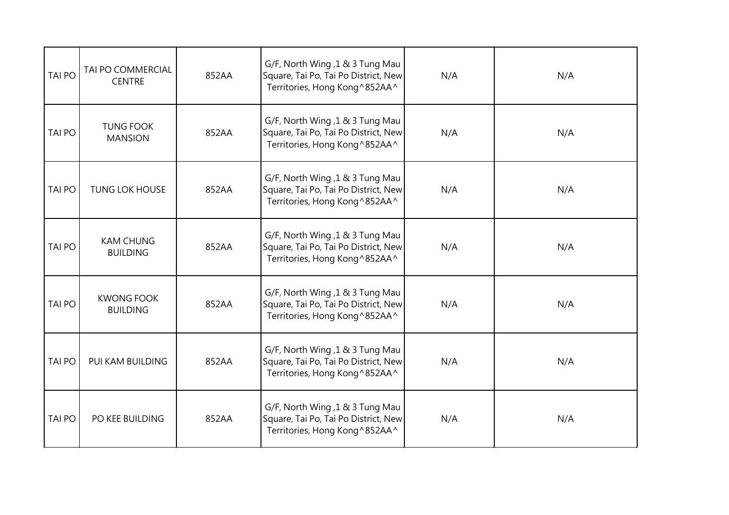| | | | | | |
|---|---|---|---|---|---|
| TAI PO | TAI PO COMMERCIAL CENTRE | 852AA | G/F, North Wing ,1 & 3 Tung Mau Square, Tai Po, Tai Po District, New Territories, Hong Kong^852AA^ | N/A | N/A |
| TAI PO | TUNG FOOK MANSION | 852AA | G/F, North Wing ,1 & 3 Tung Mau Square, Tai Po, Tai Po District, New Territories, Hong Kong^852AA^ | N/A | N/A |
| TAI PO | TUNG LOK HOUSE | 852AA | G/F, North Wing ,1 & 3 Tung Mau Square, Tai Po, Tai Po District, New Territories, Hong Kong^852AA^ | N/A | N/A |
| TAI PO | KAM CHUNG BUILDING | 852AA | G/F, North Wing ,1 & 3 Tung Mau Square, Tai Po, Tai Po District, New Territories, Hong Kong^852AA^ | N/A | N/A |
| TAI PO | KWONG FOOK BUILDING | 852AA | G/F, North Wing ,1 & 3 Tung Mau Square, Tai Po, Tai Po District, New Territories, Hong Kong^852AA^ | N/A | N/A |
| TAI PO | PUI KAM BUILDING | 852AA | G/F, North Wing ,1 & 3 Tung Mau Square, Tai Po, Tai Po District, New Territories, Hong Kong^852AA^ | N/A | N/A |
| TAI PO | PO KEE BUILDING | 852AA | G/F, North Wing ,1 & 3 Tung Mau Square, Tai Po, Tai Po District, New Territories, Hong Kong^852AA^ | N/A | N/A |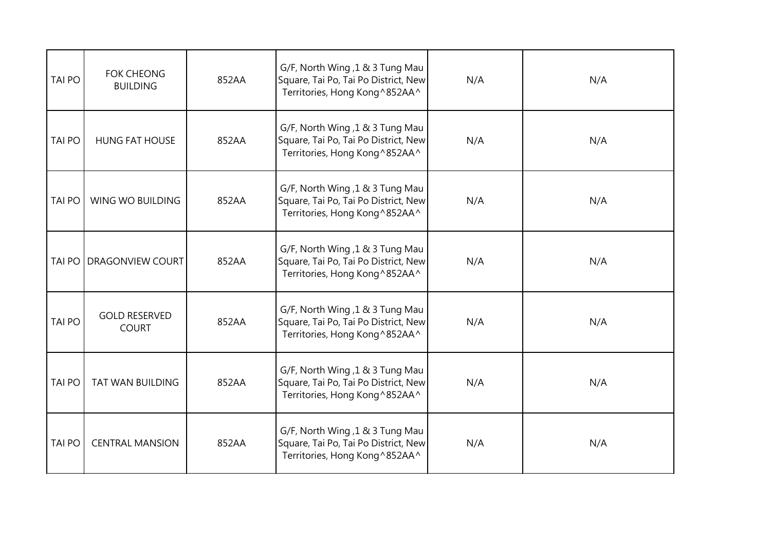| | | | | | |
|---|---|---|---|---|---|
| TAI PO | FOK CHEONG BUILDING | 852AA | G/F, North Wing ,1 & 3 Tung Mau Square, Tai Po, Tai Po District, New Territories, Hong Kong^852AA^ | N/A | N/A |
| TAI PO | HUNG FAT HOUSE | 852AA | G/F, North Wing ,1 & 3 Tung Mau Square, Tai Po, Tai Po District, New Territories, Hong Kong^852AA^ | N/A | N/A |
| TAI PO | WING WO BUILDING | 852AA | G/F, North Wing ,1 & 3 Tung Mau Square, Tai Po, Tai Po District, New Territories, Hong Kong^852AA^ | N/A | N/A |
| TAI PO | DRAGONVIEW COURT | 852AA | G/F, North Wing ,1 & 3 Tung Mau Square, Tai Po, Tai Po District, New Territories, Hong Kong^852AA^ | N/A | N/A |
| TAI PO | GOLD RESERVED COURT | 852AA | G/F, North Wing ,1 & 3 Tung Mau Square, Tai Po, Tai Po District, New Territories, Hong Kong^852AA^ | N/A | N/A |
| TAI PO | TAT WAN BUILDING | 852AA | G/F, North Wing ,1 & 3 Tung Mau Square, Tai Po, Tai Po District, New Territories, Hong Kong^852AA^ | N/A | N/A |
| TAI PO | CENTRAL MANSION | 852AA | G/F, North Wing ,1 & 3 Tung Mau Square, Tai Po, Tai Po District, New Territories, Hong Kong^852AA^ | N/A | N/A |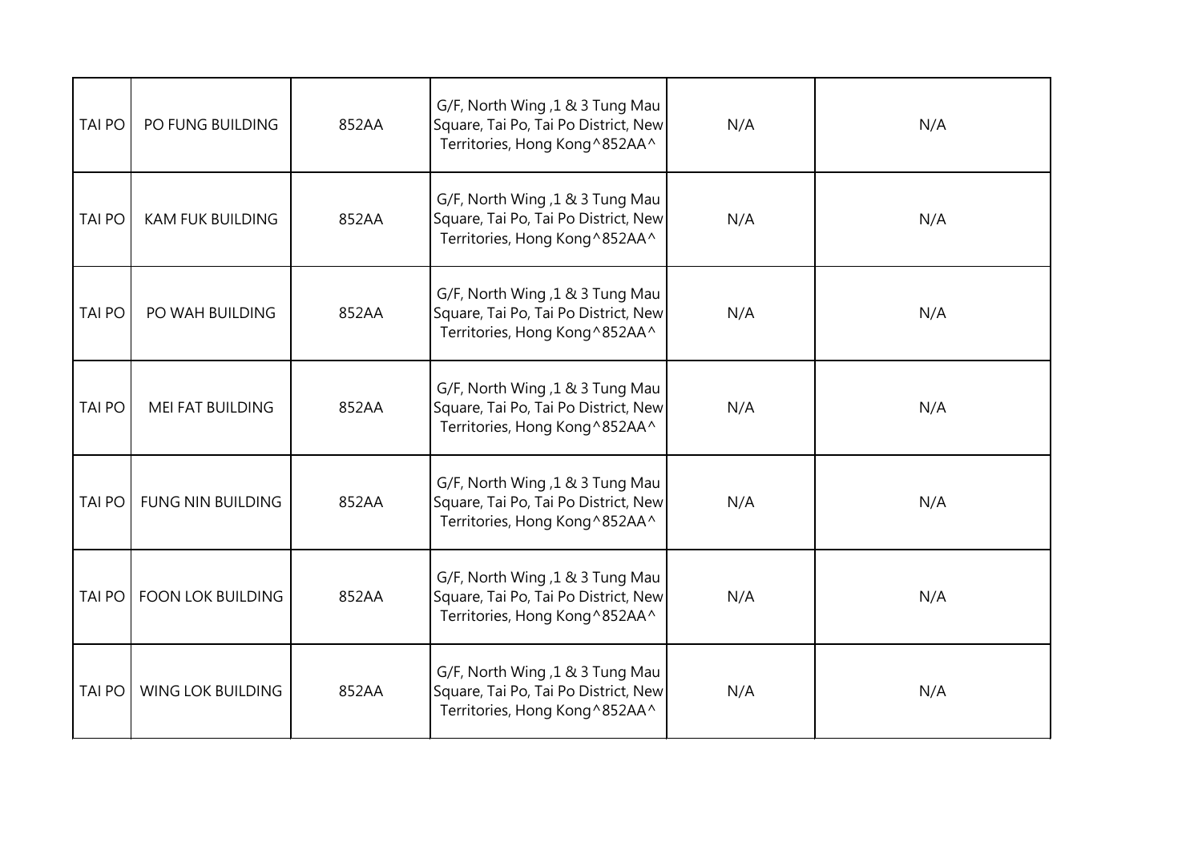| TAI PO | PO FUNG BUILDING | 852AA | G/F, North Wing ,1 & 3 Tung Mau Square, Tai Po, Tai Po District, New Territories, Hong Kong^852AA^ | N/A | N/A |
|---|---|---|---|---|---|
| TAI PO | KAM FUK BUILDING | 852AA | G/F, North Wing ,1 & 3 Tung Mau Square, Tai Po, Tai Po District, New Territories, Hong Kong^852AA^ | N/A | N/A |
| TAI PO | PO WAH BUILDING | 852AA | G/F, North Wing ,1 & 3 Tung Mau Square, Tai Po, Tai Po District, New Territories, Hong Kong^852AA^ | N/A | N/A |
| TAI PO | MEI FAT BUILDING | 852AA | G/F, North Wing ,1 & 3 Tung Mau Square, Tai Po, Tai Po District, New Territories, Hong Kong^852AA^ | N/A | N/A |
| TAI PO | FUNG NIN BUILDING | 852AA | G/F, North Wing ,1 & 3 Tung Mau Square, Tai Po, Tai Po District, New Territories, Hong Kong^852AA^ | N/A | N/A |
| TAI PO | FOON LOK BUILDING | 852AA | G/F, North Wing ,1 & 3 Tung Mau Square, Tai Po, Tai Po District, New Territories, Hong Kong^852AA^ | N/A | N/A |
| TAI PO | WING LOK BUILDING | 852AA | G/F, North Wing ,1 & 3 Tung Mau Square, Tai Po, Tai Po District, New Territories, Hong Kong^852AA^ | N/A | N/A |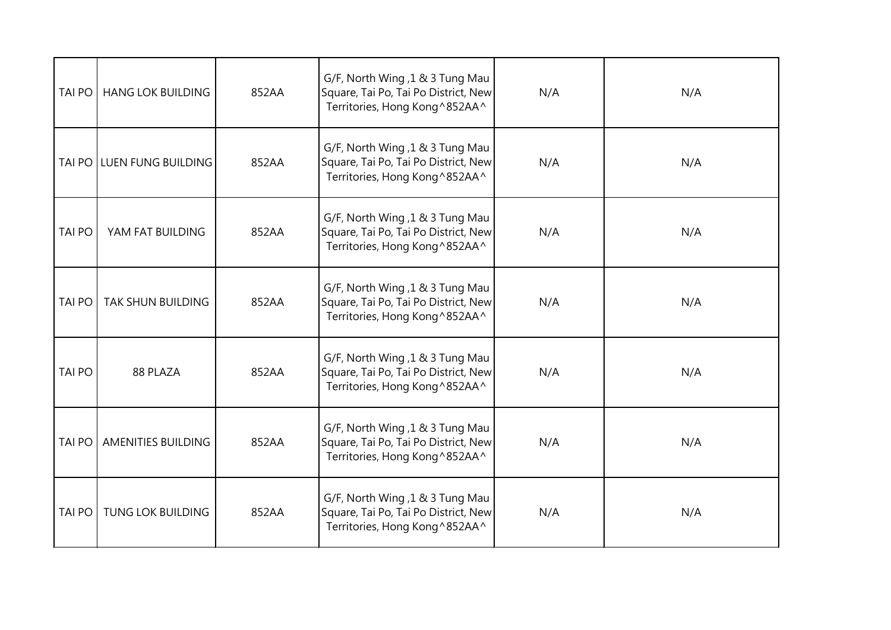| | | | | | |
|---|---|---|---|---|---|
| TAI PO | HANG LOK BUILDING | 852AA | G/F, North Wing ,1 & 3 Tung Mau Square, Tai Po, Tai Po District, New Territories, Hong Kong^852AA^ | N/A | N/A |
| TAI PO | LUEN FUNG BUILDING | 852AA | G/F, North Wing ,1 & 3 Tung Mau Square, Tai Po, Tai Po District, New Territories, Hong Kong^852AA^ | N/A | N/A |
| TAI PO | YAM FAT BUILDING | 852AA | G/F, North Wing ,1 & 3 Tung Mau Square, Tai Po, Tai Po District, New Territories, Hong Kong^852AA^ | N/A | N/A |
| TAI PO | TAK SHUN BUILDING | 852AA | G/F, North Wing ,1 & 3 Tung Mau Square, Tai Po, Tai Po District, New Territories, Hong Kong^852AA^ | N/A | N/A |
| TAI PO | 88 PLAZA | 852AA | G/F, North Wing ,1 & 3 Tung Mau Square, Tai Po, Tai Po District, New Territories, Hong Kong^852AA^ | N/A | N/A |
| TAI PO | AMENITIES BUILDING | 852AA | G/F, North Wing ,1 & 3 Tung Mau Square, Tai Po, Tai Po District, New Territories, Hong Kong^852AA^ | N/A | N/A |
| TAI PO | TUNG LOK BUILDING | 852AA | G/F, North Wing ,1 & 3 Tung Mau Square, Tai Po, Tai Po District, New Territories, Hong Kong^852AA^ | N/A | N/A |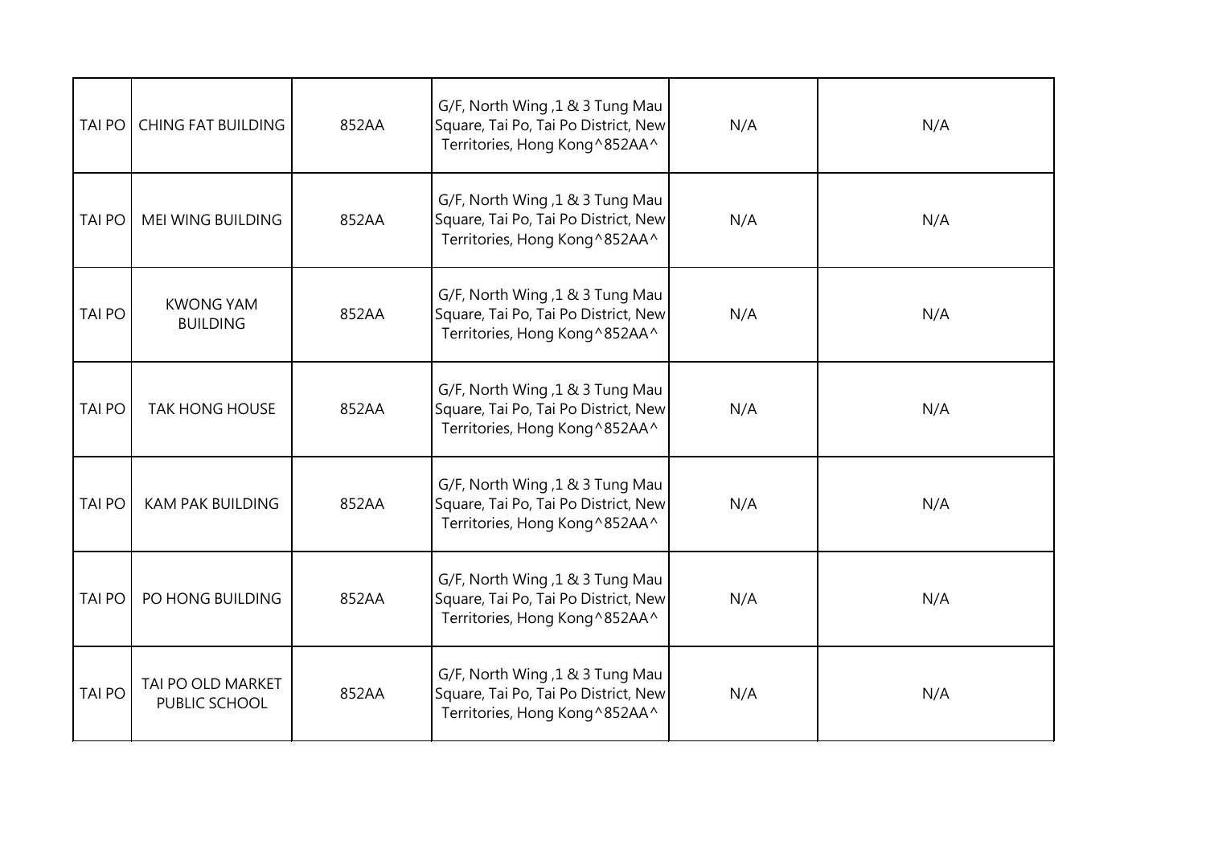| | | | | | |
|---|---|---|---|---|---|
| TAI PO | CHING FAT BUILDING | 852AA | G/F, North Wing ,1 & 3 Tung Mau Square, Tai Po, Tai Po District, New Territories, Hong Kong^852AA^ | N/A | N/A |
| TAI PO | MEI WING BUILDING | 852AA | G/F, North Wing ,1 & 3 Tung Mau Square, Tai Po, Tai Po District, New Territories, Hong Kong^852AA^ | N/A | N/A |
| TAI PO | KWONG YAM BUILDING | 852AA | G/F, North Wing ,1 & 3 Tung Mau Square, Tai Po, Tai Po District, New Territories, Hong Kong^852AA^ | N/A | N/A |
| TAI PO | TAK HONG HOUSE | 852AA | G/F, North Wing ,1 & 3 Tung Mau Square, Tai Po, Tai Po District, New Territories, Hong Kong^852AA^ | N/A | N/A |
| TAI PO | KAM PAK BUILDING | 852AA | G/F, North Wing ,1 & 3 Tung Mau Square, Tai Po, Tai Po District, New Territories, Hong Kong^852AA^ | N/A | N/A |
| TAI PO | PO HONG BUILDING | 852AA | G/F, North Wing ,1 & 3 Tung Mau Square, Tai Po, Tai Po District, New Territories, Hong Kong^852AA^ | N/A | N/A |
| TAI PO | TAI PO OLD MARKET PUBLIC SCHOOL | 852AA | G/F, North Wing ,1 & 3 Tung Mau Square, Tai Po, Tai Po District, New Territories, Hong Kong^852AA^ | N/A | N/A |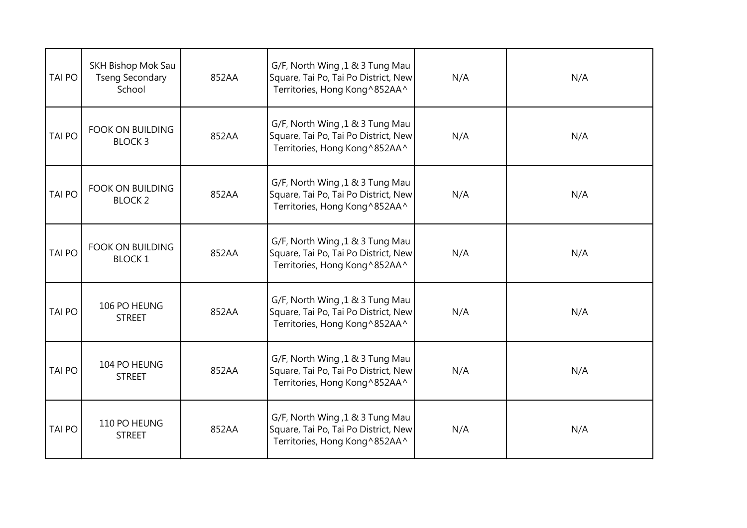| TAI PO | SKH Bishop Mok Sau Tseng Secondary School | 852AA | G/F, North Wing ,1 & 3 Tung Mau Square, Tai Po, Tai Po District, New Territories, Hong Kong^852AA^ | N/A | N/A |
|---|---|---|---|---|---|
| TAI PO | FOOK ON BUILDING BLOCK 3 | 852AA | G/F, North Wing ,1 & 3 Tung Mau Square, Tai Po, Tai Po District, New Territories, Hong Kong^852AA^ | N/A | N/A |
| TAI PO | FOOK ON BUILDING BLOCK 2 | 852AA | G/F, North Wing ,1 & 3 Tung Mau Square, Tai Po, Tai Po District, New Territories, Hong Kong^852AA^ | N/A | N/A |
| TAI PO | FOOK ON BUILDING BLOCK 1 | 852AA | G/F, North Wing ,1 & 3 Tung Mau Square, Tai Po, Tai Po District, New Territories, Hong Kong^852AA^ | N/A | N/A |
| TAI PO | 106 PO HEUNG STREET | 852AA | G/F, North Wing ,1 & 3 Tung Mau Square, Tai Po, Tai Po District, New Territories, Hong Kong^852AA^ | N/A | N/A |
| TAI PO | 104 PO HEUNG STREET | 852AA | G/F, North Wing ,1 & 3 Tung Mau Square, Tai Po, Tai Po District, New Territories, Hong Kong^852AA^ | N/A | N/A |
| TAI PO | 110 PO HEUNG STREET | 852AA | G/F, North Wing ,1 & 3 Tung Mau Square, Tai Po, Tai Po District, New Territories, Hong Kong^852AA^ | N/A | N/A |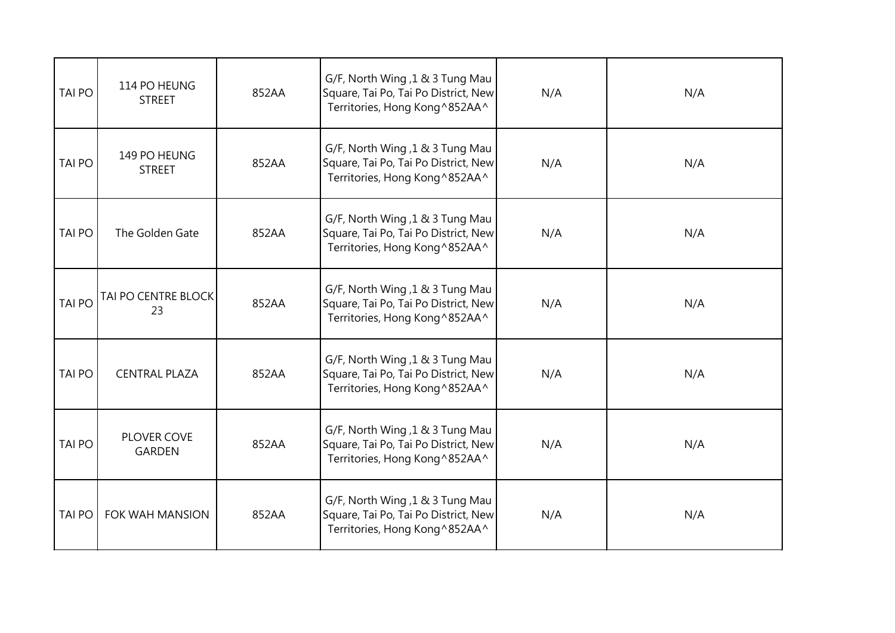| | | | | | |
|---|---|---|---|---|---|
| TAI PO | 114 PO HEUNG STREET | 852AA | G/F, North Wing ,1 & 3 Tung Mau Square, Tai Po, Tai Po District, New Territories, Hong Kong^852AA^ | N/A | N/A |
| TAI PO | 149 PO HEUNG STREET | 852AA | G/F, North Wing ,1 & 3 Tung Mau Square, Tai Po, Tai Po District, New Territories, Hong Kong^852AA^ | N/A | N/A |
| TAI PO | The Golden Gate | 852AA | G/F, North Wing ,1 & 3 Tung Mau Square, Tai Po, Tai Po District, New Territories, Hong Kong^852AA^ | N/A | N/A |
| TAI PO | TAI PO CENTRE BLOCK 23 | 852AA | G/F, North Wing ,1 & 3 Tung Mau Square, Tai Po, Tai Po District, New Territories, Hong Kong^852AA^ | N/A | N/A |
| TAI PO | CENTRAL PLAZA | 852AA | G/F, North Wing ,1 & 3 Tung Mau Square, Tai Po, Tai Po District, New Territories, Hong Kong^852AA^ | N/A | N/A |
| TAI PO | PLOVER COVE GARDEN | 852AA | G/F, North Wing ,1 & 3 Tung Mau Square, Tai Po, Tai Po District, New Territories, Hong Kong^852AA^ | N/A | N/A |
| TAI PO | FOK WAH MANSION | 852AA | G/F, North Wing ,1 & 3 Tung Mau Square, Tai Po, Tai Po District, New Territories, Hong Kong^852AA^ | N/A | N/A |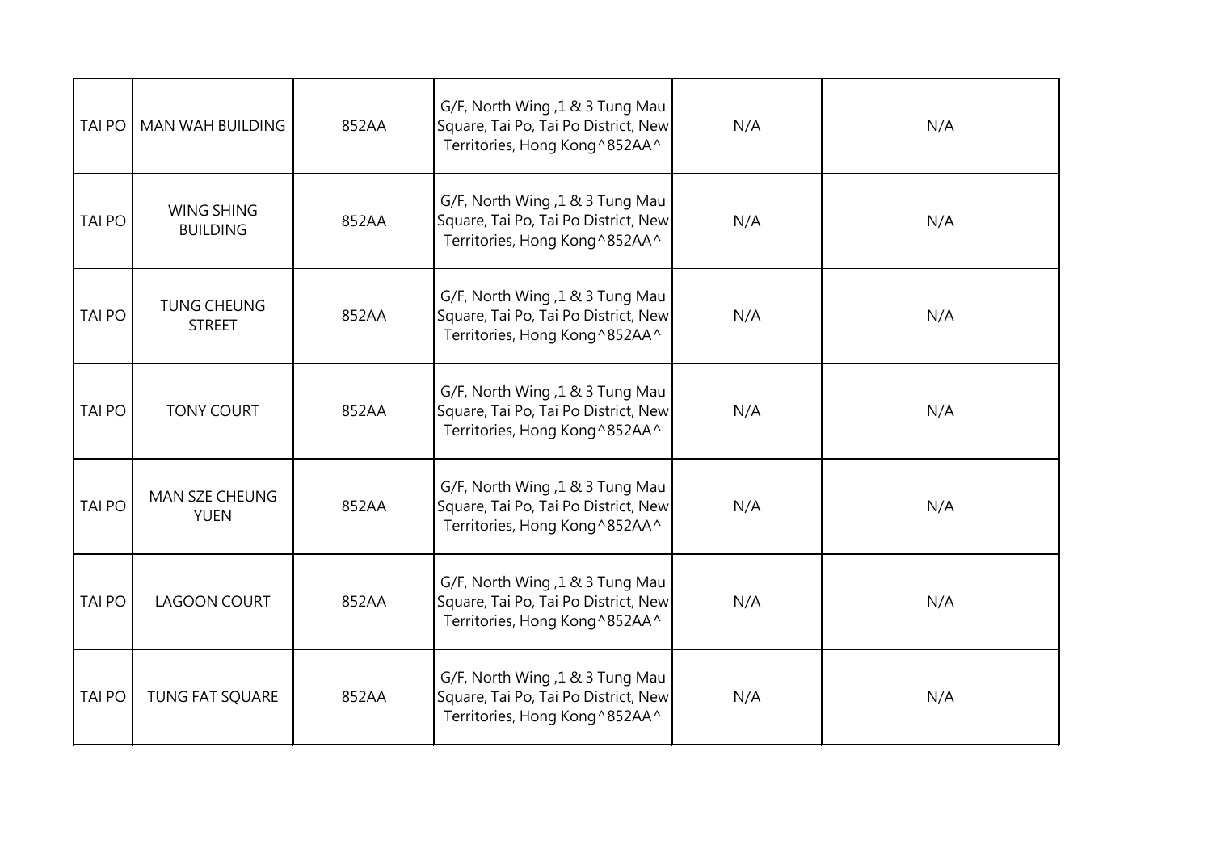| | | | | | |
|---|---|---|---|---|---|
| TAI PO | MAN WAH BUILDING | 852AA | G/F, North Wing ,1 & 3 Tung Mau Square, Tai Po, Tai Po District, New Territories, Hong Kong^852AA^ | N/A | N/A |
| TAI PO | WING SHING BUILDING | 852AA | G/F, North Wing ,1 & 3 Tung Mau Square, Tai Po, Tai Po District, New Territories, Hong Kong^852AA^ | N/A | N/A |
| TAI PO | TUNG CHEUNG STREET | 852AA | G/F, North Wing ,1 & 3 Tung Mau Square, Tai Po, Tai Po District, New Territories, Hong Kong^852AA^ | N/A | N/A |
| TAI PO | TONY COURT | 852AA | G/F, North Wing ,1 & 3 Tung Mau Square, Tai Po, Tai Po District, New Territories, Hong Kong^852AA^ | N/A | N/A |
| TAI PO | MAN SZE CHEUNG YUEN | 852AA | G/F, North Wing ,1 & 3 Tung Mau Square, Tai Po, Tai Po District, New Territories, Hong Kong^852AA^ | N/A | N/A |
| TAI PO | LAGOON COURT | 852AA | G/F, North Wing ,1 & 3 Tung Mau Square, Tai Po, Tai Po District, New Territories, Hong Kong^852AA^ | N/A | N/A |
| TAI PO | TUNG FAT SQUARE | 852AA | G/F, North Wing ,1 & 3 Tung Mau Square, Tai Po, Tai Po District, New Territories, Hong Kong^852AA^ | N/A | N/A |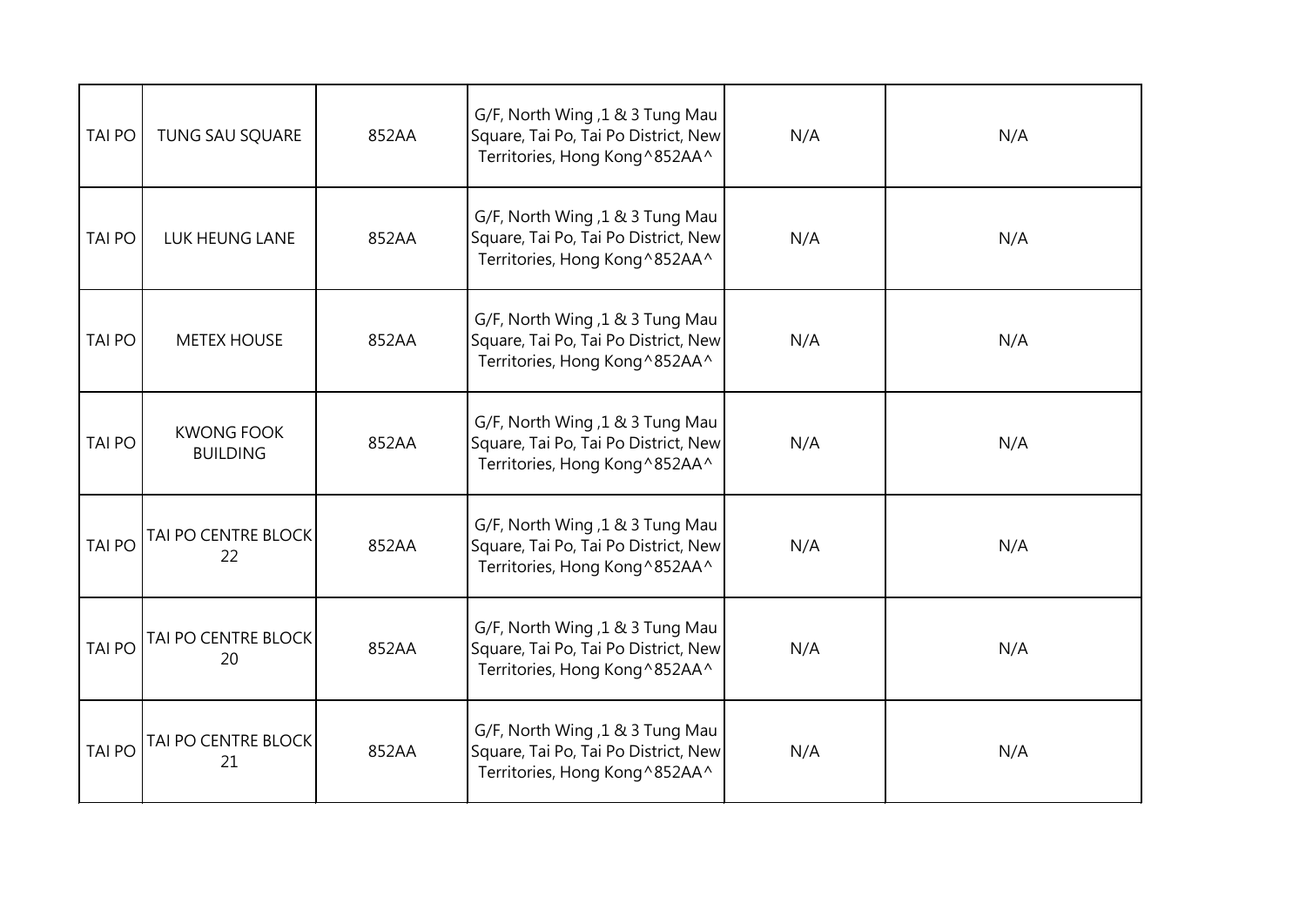| | | | | | |
|---|---|---|---|---|---|
| TAI PO | TUNG SAU SQUARE | 852AA | G/F, North Wing ,1 & 3 Tung Mau Square, Tai Po, Tai Po District, New Territories, Hong Kong^852AA^ | N/A | N/A |
| TAI PO | LUK HEUNG LANE | 852AA | G/F, North Wing ,1 & 3 Tung Mau Square, Tai Po, Tai Po District, New Territories, Hong Kong^852AA^ | N/A | N/A |
| TAI PO | METEX HOUSE | 852AA | G/F, North Wing ,1 & 3 Tung Mau Square, Tai Po, Tai Po District, New Territories, Hong Kong^852AA^ | N/A | N/A |
| TAI PO | KWONG FOOK BUILDING | 852AA | G/F, North Wing ,1 & 3 Tung Mau Square, Tai Po, Tai Po District, New Territories, Hong Kong^852AA^ | N/A | N/A |
| TAI PO | TAI PO CENTRE BLOCK 22 | 852AA | G/F, North Wing ,1 & 3 Tung Mau Square, Tai Po, Tai Po District, New Territories, Hong Kong^852AA^ | N/A | N/A |
| TAI PO | TAI PO CENTRE BLOCK 20 | 852AA | G/F, North Wing ,1 & 3 Tung Mau Square, Tai Po, Tai Po District, New Territories, Hong Kong^852AA^ | N/A | N/A |
| TAI PO | TAI PO CENTRE BLOCK 21 | 852AA | G/F, North Wing ,1 & 3 Tung Mau Square, Tai Po, Tai Po District, New Territories, Hong Kong^852AA^ | N/A | N/A |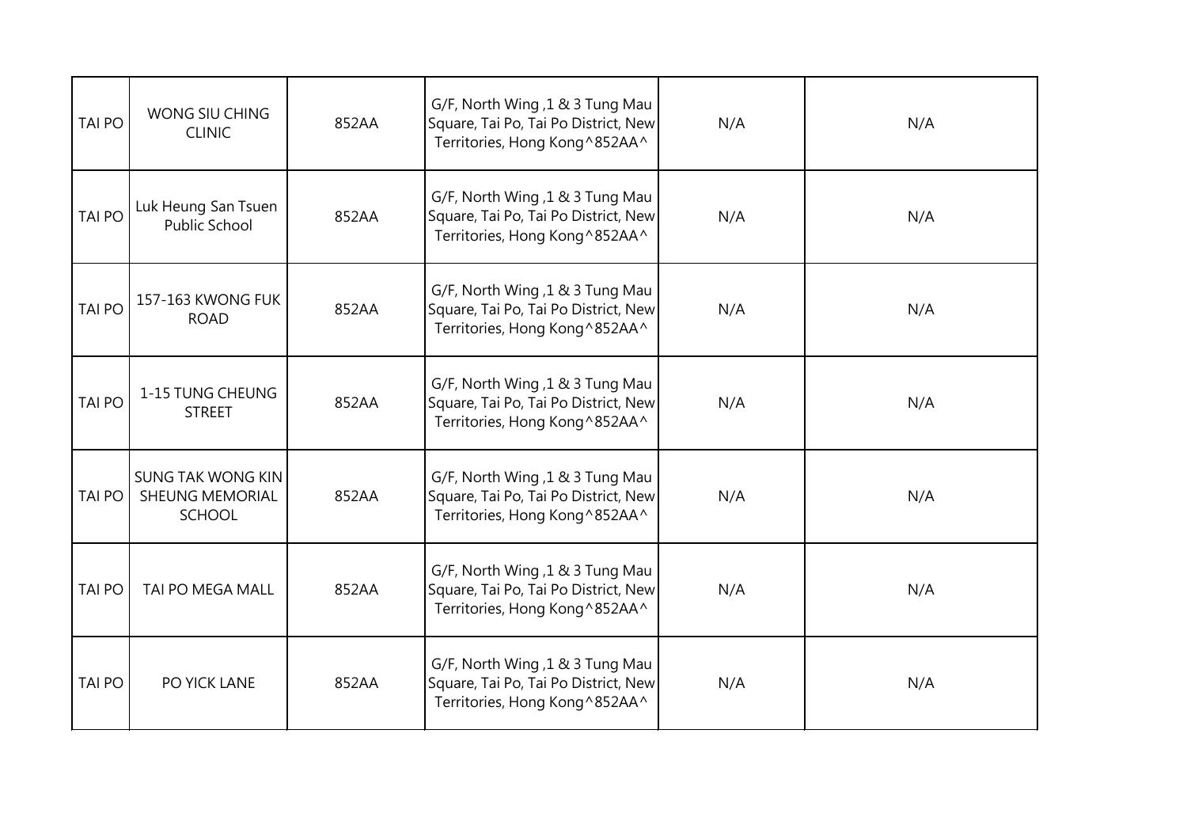| TAI PO | WONG SIU CHING CLINIC | 852AA | G/F, North Wing ,1 & 3 Tung Mau Square, Tai Po, Tai Po District, New Territories, Hong Kong^852AA^ | N/A | N/A |
|---|---|---|---|---|---|
| TAI PO | Luk Heung San Tsuen Public School | 852AA | G/F, North Wing ,1 & 3 Tung Mau Square, Tai Po, Tai Po District, New Territories, Hong Kong^852AA^ | N/A | N/A |
| TAI PO | 157-163 KWONG FUK ROAD | 852AA | G/F, North Wing ,1 & 3 Tung Mau Square, Tai Po, Tai Po District, New Territories, Hong Kong^852AA^ | N/A | N/A |
| TAI PO | 1-15 TUNG CHEUNG STREET | 852AA | G/F, North Wing ,1 & 3 Tung Mau Square, Tai Po, Tai Po District, New Territories, Hong Kong^852AA^ | N/A | N/A |
| TAI PO | SUNG TAK WONG KIN SHEUNG MEMORIAL SCHOOL | 852AA | G/F, North Wing ,1 & 3 Tung Mau Square, Tai Po, Tai Po District, New Territories, Hong Kong^852AA^ | N/A | N/A |
| TAI PO | TAI PO MEGA MALL | 852AA | G/F, North Wing ,1 & 3 Tung Mau Square, Tai Po, Tai Po District, New Territories, Hong Kong^852AA^ | N/A | N/A |
| TAI PO | PO YICK LANE | 852AA | G/F, North Wing ,1 & 3 Tung Mau Square, Tai Po, Tai Po District, New Territories, Hong Kong^852AA^ | N/A | N/A |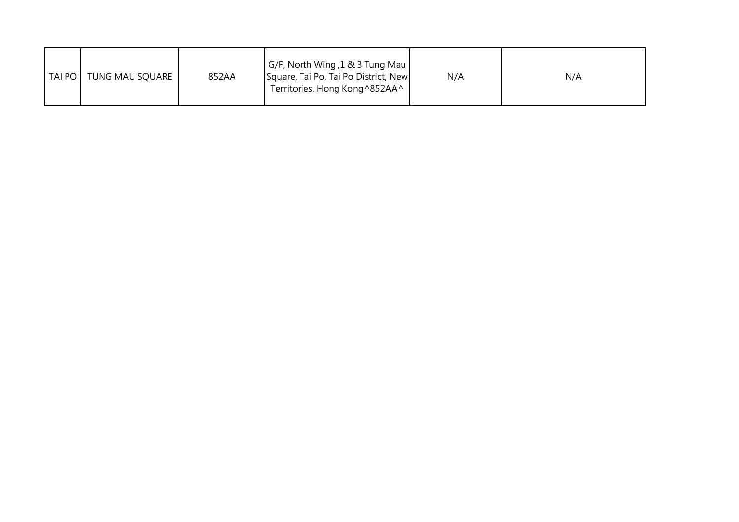| | | | | | |
|---|---|---|---|---|---|
| TAI PO | TUNG MAU SQUARE | 852AA | G/F, North Wing ,1 & 3 Tung Mau Square, Tai Po, Tai Po District, New Territories, Hong Kong^852AA^ | N/A | N/A |